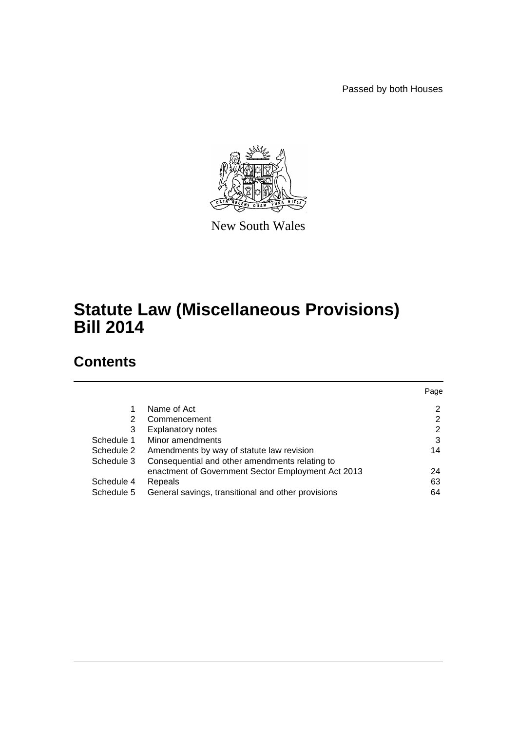Passed by both Houses

New South Wales

# Statute Law (Miscellaneous Provisions) Bill 2014

## Contents

| | | Page |
|---|---|---|
| 1 | Name of Act | 2 |
| 2 | Commencement | 2 |
| 3 | Explanatory notes | 2 |
| Schedule 1 | Minor amendments | 3 |
| Schedule 2 | Amendments by way of statute law revision | 14 |
| Schedule 3 | Consequential and other amendments relating to enactment of Government Sector Employment Act 2013 | 24 |
| Schedule 4 | Repeals | 63 |
| Schedule 5 | General savings, transitional and other provisions | 64 |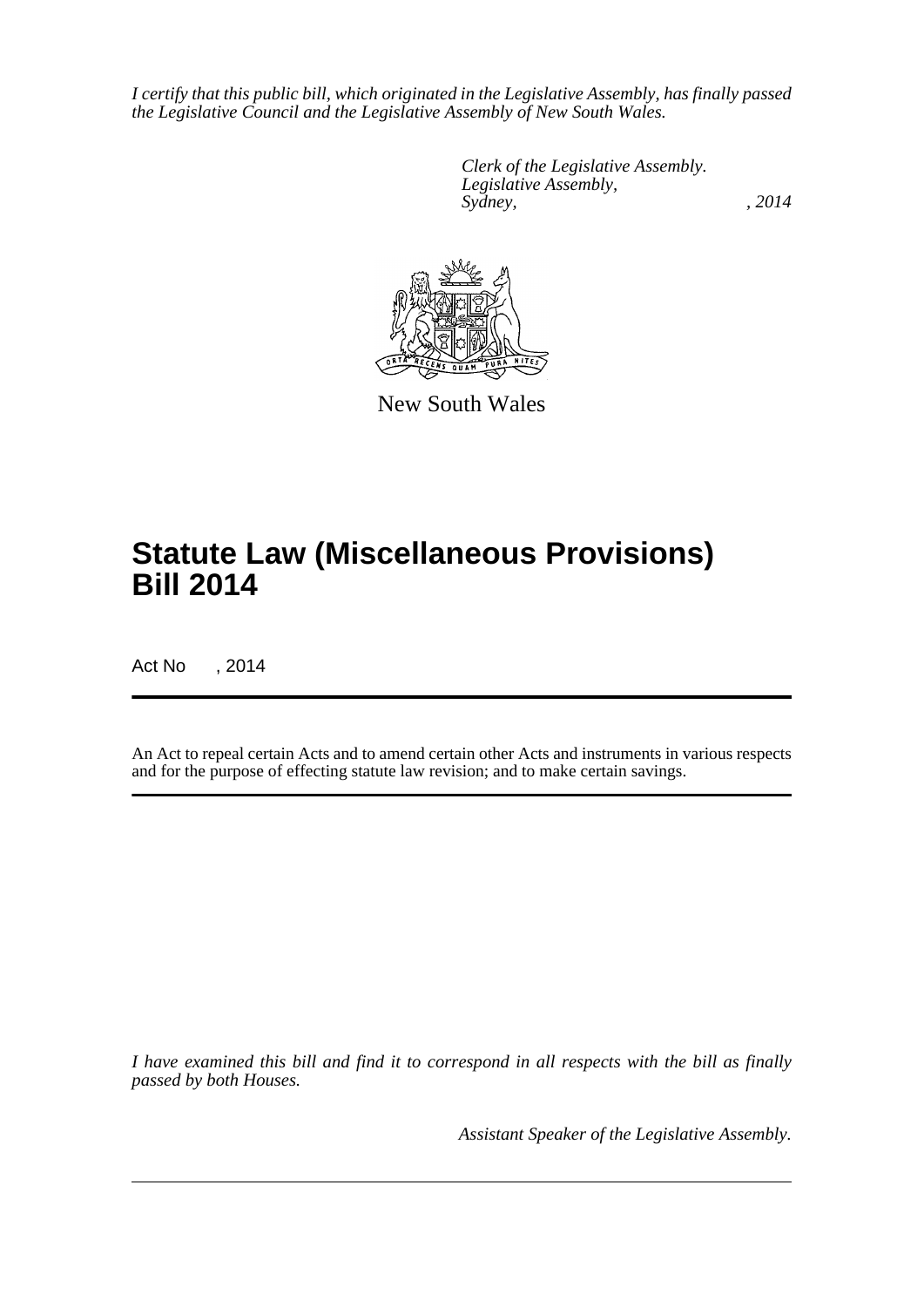*I certify that this public bill, which originated in the Legislative Assembly, has finally passed the Legislative Council and the Legislative Assembly of New South Wales.*

*Clerk of the Legislative Assembly.*
*Legislative Assembly,*
*Sydney, , 2014*

New South Wales

# Statute Law (Miscellaneous Provisions) Bill 2014

Act No , 2014

An Act to repeal certain Acts and to amend certain other Acts and instruments in various respects and for the purpose of effecting statute law revision; and to make certain savings.

*I have examined this bill and find it to correspond in all respects with the bill as finally passed by both Houses.*

*Assistant Speaker of the Legislative Assembly.*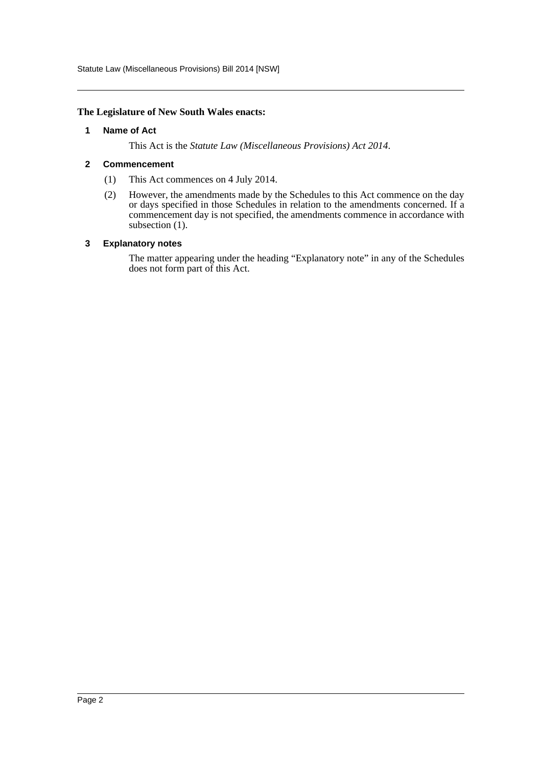**The Legislature of New South Wales enacts:**

## 1 Name of Act

This Act is the *Statute Law (Miscellaneous Provisions) Act 2014*.

## 2 Commencement

(1) This Act commences on 4 July 2014.

(2) However, the amendments made by the Schedules to this Act commence on the day or days specified in those Schedules in relation to the amendments concerned. If a commencement day is not specified, the amendments commence in accordance with subsection (1).

## 3 Explanatory notes

The matter appearing under the heading "Explanatory note" in any of the Schedules does not form part of this Act.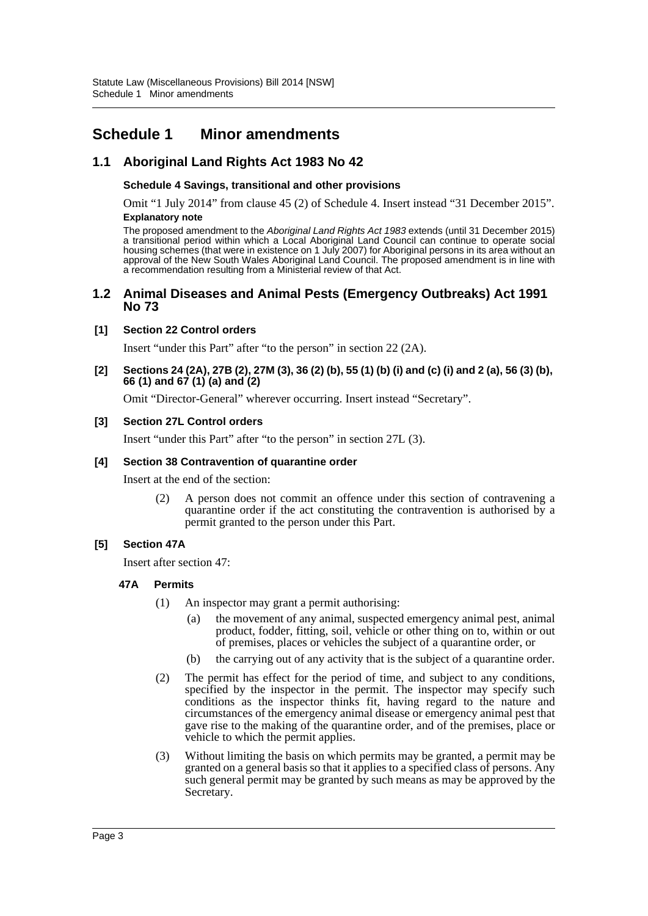# Schedule 1 Minor amendments

## 1.1 Aboriginal Land Rights Act 1983 No 42

**Schedule 4 Savings, transitional and other provisions**

Omit "1 July 2014" from clause 45 (2) of Schedule 4. Insert instead "31 December 2015".

**Explanatory note**

The proposed amendment to the *Aboriginal Land Rights Act 1983* extends (until 31 December 2015) a transitional period within which a Local Aboriginal Land Council can continue to operate social housing schemes (that were in existence on 1 July 2007) for Aboriginal persons in its area without an approval of the New South Wales Aboriginal Land Council. The proposed amendment is in line with a recommendation resulting from a Ministerial review of that Act.

## 1.2 Animal Diseases and Animal Pests (Emergency Outbreaks) Act 1991 No 73

**[1] Section 22 Control orders**

Insert "under this Part" after "to the person" in section 22 (2A).

**[2] Sections 24 (2A), 27B (2), 27M (3), 36 (2) (b), 55 (1) (b) (i) and (c) (i) and 2 (a), 56 (3) (b), 66 (1) and 67 (1) (a) and (2)**

Omit "Director-General" wherever occurring. Insert instead "Secretary".

**[3] Section 27L Control orders**

Insert "under this Part" after "to the person" in section 27L (3).

**[4] Section 38 Contravention of quarantine order**

Insert at the end of the section:

(2) A person does not commit an offence under this section of contravening a quarantine order if the act constituting the contravention is authorised by a permit granted to the person under this Part.

**[5] Section 47A**

Insert after section 47:

**47A Permits**

(1) An inspector may grant a permit authorising:

(a) the movement of any animal, suspected emergency animal pest, animal product, fodder, fitting, soil, vehicle or other thing on to, within or out of premises, places or vehicles the subject of a quarantine order, or

(b) the carrying out of any activity that is the subject of a quarantine order.

(2) The permit has effect for the period of time, and subject to any conditions, specified by the inspector in the permit. The inspector may specify such conditions as the inspector thinks fit, having regard to the nature and circumstances of the emergency animal disease or emergency animal pest that gave rise to the making of the quarantine order, and of the premises, place or vehicle to which the permit applies.

(3) Without limiting the basis on which permits may be granted, a permit may be granted on a general basis so that it applies to a specified class of persons. Any such general permit may be granted by such means as may be approved by the Secretary.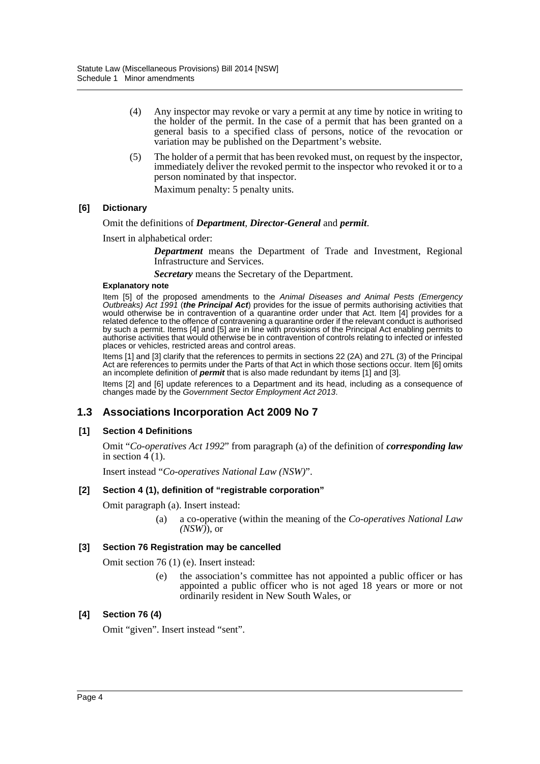(4) Any inspector may revoke or vary a permit at any time by notice in writing to the holder of the permit. In the case of a permit that has been granted on a general basis to a specified class of persons, notice of the revocation or variation may be published on the Department's website.

(5) The holder of a permit that has been revoked must, on request by the inspector, immediately deliver the revoked permit to the inspector who revoked it or to a person nominated by that inspector.

Maximum penalty: 5 penalty units.

**[6] Dictionary**

Omit the definitions of ***Department***, ***Director-General*** and ***permit***.

Insert in alphabetical order:

> ***Department*** means the Department of Trade and Investment, Regional Infrastructure and Services.
>
> ***Secretary*** means the Secretary of the Department.

**Explanatory note**

Item [5] of the proposed amendments to the *Animal Diseases and Animal Pests (Emergency Outbreaks) Act 1991* (***the Principal Act***) provides for the issue of permits authorising activities that would otherwise be in contravention of a quarantine order under that Act. Item [4] provides for a related defence to the offence of contravening a quarantine order if the relevant conduct is authorised by such a permit. Items [4] and [5] are in line with provisions of the Principal Act enabling permits to authorise activities that would otherwise be in contravention of controls relating to infected or infested places or vehicles, restricted areas and control areas.

Items [1] and [3] clarify that the references to permits in sections 22 (2A) and 27L (3) of the Principal Act are references to permits under the Parts of that Act in which those sections occur. Item [6] omits an incomplete definition of ***permit*** that is also made redundant by items [1] and [3].

Items [2] and [6] update references to a Department and its head, including as a consequence of changes made by the *Government Sector Employment Act 2013*.

## 1.3 Associations Incorporation Act 2009 No 7

**[1] Section 4 Definitions**

Omit "*Co-operatives Act 1992*" from paragraph (a) of the definition of ***corresponding law*** in section 4 (1).

Insert instead "*Co-operatives National Law (NSW)*".

**[2] Section 4 (1), definition of "registrable corporation"**

Omit paragraph (a). Insert instead:

> (a) a co-operative (within the meaning of the *Co-operatives National Law (NSW)*), or

**[3] Section 76 Registration may be cancelled**

Omit section 76 (1) (e). Insert instead:

> (e) the association's committee has not appointed a public officer or has appointed a public officer who is not aged 18 years or more or not ordinarily resident in New South Wales, or

**[4] Section 76 (4)**

Omit "given". Insert instead "sent".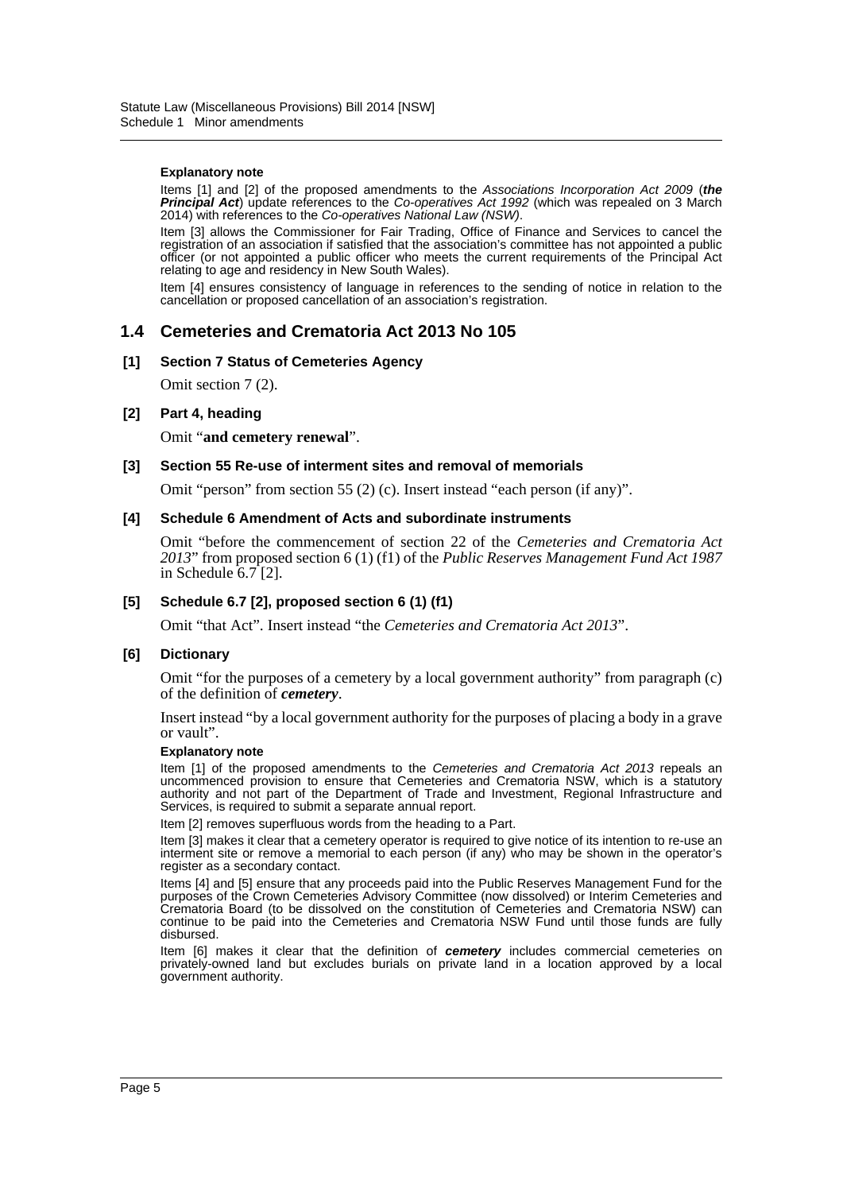#### Explanatory note

Items [1] and [2] of the proposed amendments to the *Associations Incorporation Act 2009* (***the Principal Act***) update references to the *Co-operatives Act 1992* (which was repealed on 3 March 2014) with references to the *Co-operatives National Law (NSW)*.

Item [3] allows the Commissioner for Fair Trading, Office of Finance and Services to cancel the registration of an association if satisfied that the association's committee has not appointed a public officer (or not appointed a public officer who meets the current requirements of the Principal Act relating to age and residency in New South Wales).

Item [4] ensures consistency of language in references to the sending of notice in relation to the cancellation or proposed cancellation of an association's registration.

## 1.4 Cemeteries and Crematoria Act 2013 No 105

### [1] Section 7 Status of Cemeteries Agency

Omit section 7 (2).

### [2] Part 4, heading

Omit "**and cemetery renewal**".

### [3] Section 55 Re-use of interment sites and removal of memorials

Omit "person" from section 55 (2) (c). Insert instead "each person (if any)".

### [4] Schedule 6 Amendment of Acts and subordinate instruments

Omit "before the commencement of section 22 of the *Cemeteries and Crematoria Act 2013*" from proposed section 6 (1) (f1) of the *Public Reserves Management Fund Act 1987* in Schedule 6.7 [2].

### [5] Schedule 6.7 [2], proposed section 6 (1) (f1)

Omit "that Act". Insert instead "the *Cemeteries and Crematoria Act 2013*".

### [6] Dictionary

Omit "for the purposes of a cemetery by a local government authority" from paragraph (c) of the definition of ***cemetery***.

Insert instead "by a local government authority for the purposes of placing a body in a grave or vault".

#### Explanatory note

Item [1] of the proposed amendments to the *Cemeteries and Crematoria Act 2013* repeals an uncommenced provision to ensure that Cemeteries and Crematoria NSW, which is a statutory authority and not part of the Department of Trade and Investment, Regional Infrastructure and Services, is required to submit a separate annual report.

Item [2] removes superfluous words from the heading to a Part.

Item [3] makes it clear that a cemetery operator is required to give notice of its intention to re-use an interment site or remove a memorial to each person (if any) who may be shown in the operator's register as a secondary contact.

Items [4] and [5] ensure that any proceeds paid into the Public Reserves Management Fund for the purposes of the Crown Cemeteries Advisory Committee (now dissolved) or Interim Cemeteries and Crematoria Board (to be dissolved on the constitution of Cemeteries and Crematoria NSW) can continue to be paid into the Cemeteries and Crematoria NSW Fund until those funds are fully disbursed.

Item [6] makes it clear that the definition of ***cemetery*** includes commercial cemeteries on privately-owned land but excludes burials on private land in a location approved by a local government authority.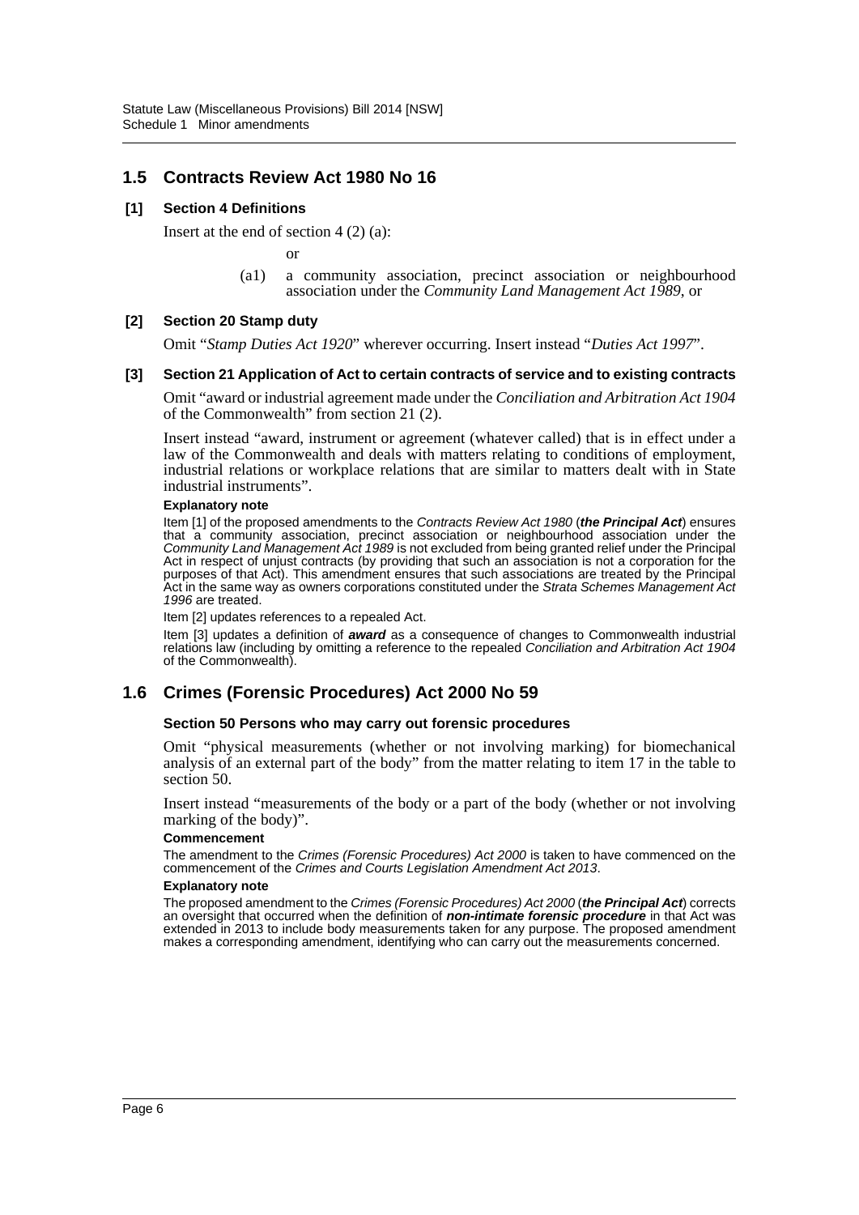## 1.5 Contracts Review Act 1980 No 16

### [1] Section 4 Definitions

Insert at the end of section 4 (2) (a):

or

(a1) a community association, precinct association or neighbourhood association under the *Community Land Management Act 1989*, or

### [2] Section 20 Stamp duty

Omit "*Stamp Duties Act 1920*" wherever occurring. Insert instead "*Duties Act 1997*".

### [3] Section 21 Application of Act to certain contracts of service and to existing contracts

Omit "award or industrial agreement made under the *Conciliation and Arbitration Act 1904* of the Commonwealth" from section 21 (2).

Insert instead "award, instrument or agreement (whatever called) that is in effect under a law of the Commonwealth and deals with matters relating to conditions of employment, industrial relations or workplace relations that are similar to matters dealt with in State industrial instruments".

**Explanatory note**

Item [1] of the proposed amendments to the *Contracts Review Act 1980* (***the Principal Act***) ensures that a community association, precinct association or neighbourhood association under the *Community Land Management Act 1989* is not excluded from being granted relief under the Principal Act in respect of unjust contracts (by providing that such an association is not a corporation for the purposes of that Act). This amendment ensures that such associations are treated by the Principal Act in the same way as owners corporations constituted under the *Strata Schemes Management Act 1996* are treated.

Item [2] updates references to a repealed Act.

Item [3] updates a definition of ***award*** as a consequence of changes to Commonwealth industrial relations law (including by omitting a reference to the repealed *Conciliation and Arbitration Act 1904* of the Commonwealth).

## 1.6 Crimes (Forensic Procedures) Act 2000 No 59

### Section 50 Persons who may carry out forensic procedures

Omit "physical measurements (whether or not involving marking) for biomechanical analysis of an external part of the body" from the matter relating to item 17 in the table to section 50.

Insert instead "measurements of the body or a part of the body (whether or not involving marking of the body)".

**Commencement**

The amendment to the *Crimes (Forensic Procedures) Act 2000* is taken to have commenced on the commencement of the *Crimes and Courts Legislation Amendment Act 2013*.

**Explanatory note**

The proposed amendment to the *Crimes (Forensic Procedures) Act 2000* (***the Principal Act***) corrects an oversight that occurred when the definition of ***non-intimate forensic procedure*** in that Act was extended in 2013 to include body measurements taken for any purpose. The proposed amendment makes a corresponding amendment, identifying who can carry out the measurements concerned.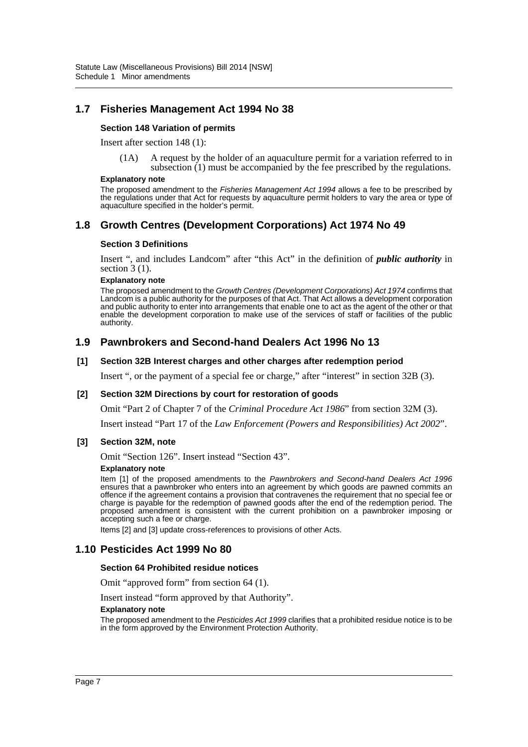## 1.7 Fisheries Management Act 1994 No 38

### Section 148 Variation of permits

Insert after section 148 (1):

(1A) A request by the holder of an aquaculture permit for a variation referred to in subsection (1) must be accompanied by the fee prescribed by the regulations.

**Explanatory note**

The proposed amendment to the *Fisheries Management Act 1994* allows a fee to be prescribed by the regulations under that Act for requests by aquaculture permit holders to vary the area or type of aquaculture specified in the holder's permit.

## 1.8 Growth Centres (Development Corporations) Act 1974 No 49

### Section 3 Definitions

Insert ", and includes Landcom" after "this Act" in the definition of ***public authority*** in section 3 (1).

**Explanatory note**

The proposed amendment to the *Growth Centres (Development Corporations) Act 1974* confirms that Landcom is a public authority for the purposes of that Act. That Act allows a development corporation and public authority to enter into arrangements that enable one to act as the agent of the other or that enable the development corporation to make use of the services of staff or facilities of the public authority.

## 1.9 Pawnbrokers and Second-hand Dealers Act 1996 No 13

### [1] Section 32B Interest charges and other charges after redemption period

Insert ", or the payment of a special fee or charge," after "interest" in section 32B (3).

### [2] Section 32M Directions by court for restoration of goods

Omit "Part 2 of Chapter 7 of the *Criminal Procedure Act 1986*" from section 32M (3).

Insert instead "Part 17 of the *Law Enforcement (Powers and Responsibilities) Act 2002*".

### [3] Section 32M, note

Omit "Section 126". Insert instead "Section 43".

**Explanatory note**

Item [1] of the proposed amendments to the *Pawnbrokers and Second-hand Dealers Act 1996* ensures that a pawnbroker who enters into an agreement by which goods are pawned commits an offence if the agreement contains a provision that contravenes the requirement that no special fee or charge is payable for the redemption of pawned goods after the end of the redemption period. The proposed amendment is consistent with the current prohibition on a pawnbroker imposing or accepting such a fee or charge.

Items [2] and [3] update cross-references to provisions of other Acts.

## 1.10 Pesticides Act 1999 No 80

### Section 64 Prohibited residue notices

Omit "approved form" from section 64 (1).

Insert instead "form approved by that Authority".

**Explanatory note**

The proposed amendment to the *Pesticides Act 1999* clarifies that a prohibited residue notice is to be in the form approved by the Environment Protection Authority.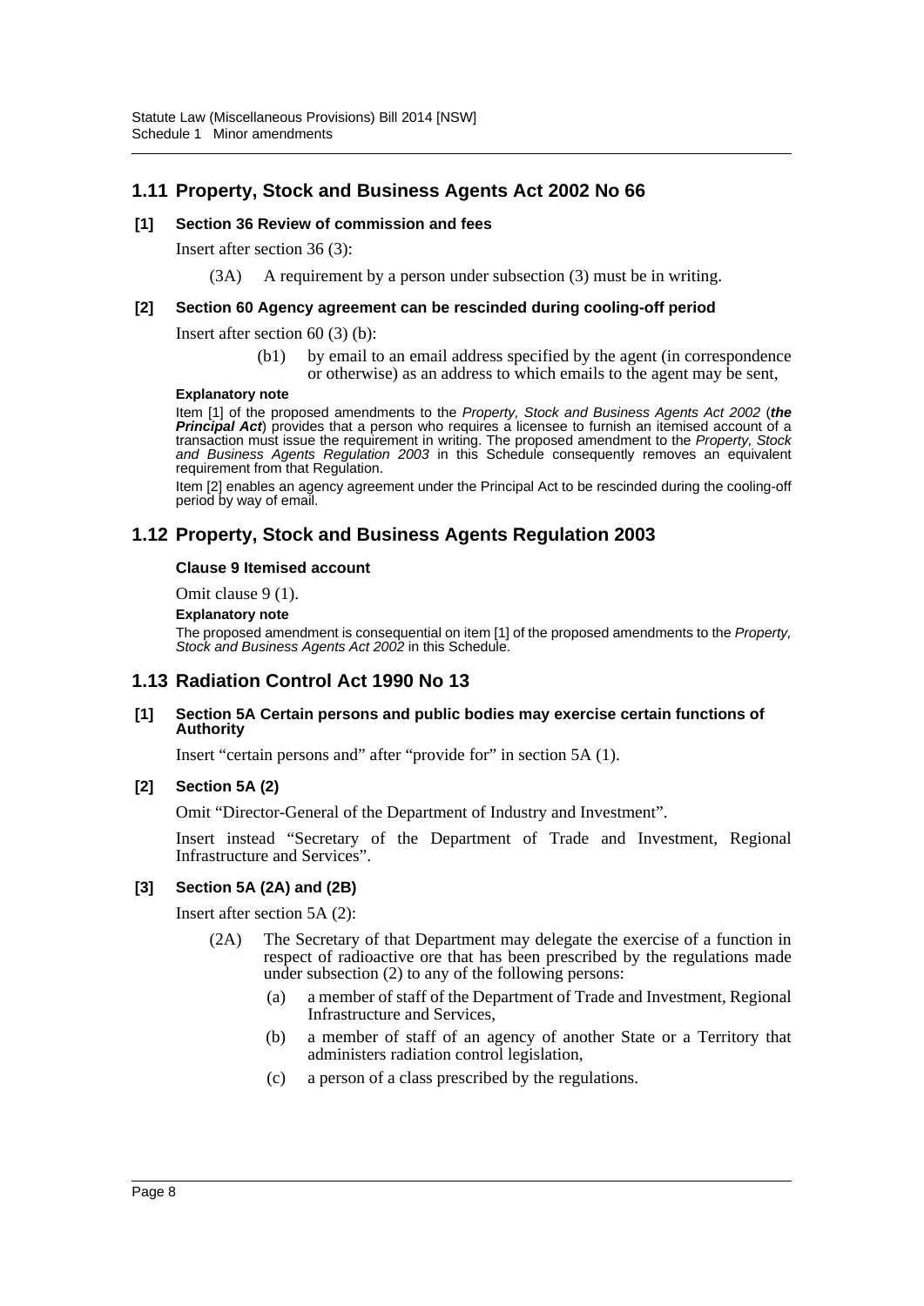## 1.11 Property, Stock and Business Agents Act 2002 No 66

### [1] Section 36 Review of commission and fees

Insert after section 36 (3):

(3A) A requirement by a person under subsection (3) must be in writing.

### [2] Section 60 Agency agreement can be rescinded during cooling-off period

Insert after section 60 (3) (b):

(b1) by email to an email address specified by the agent (in correspondence or otherwise) as an address to which emails to the agent may be sent,

**Explanatory note**

Item [1] of the proposed amendments to the *Property, Stock and Business Agents Act 2002* (***the Principal Act***) provides that a person who requires a licensee to furnish an itemised account of a transaction must issue the requirement in writing. The proposed amendment to the *Property, Stock and Business Agents Regulation 2003* in this Schedule consequently removes an equivalent requirement from that Regulation.

Item [2] enables an agency agreement under the Principal Act to be rescinded during the cooling-off period by way of email.

## 1.12 Property, Stock and Business Agents Regulation 2003

### Clause 9 Itemised account

Omit clause 9 (1).

**Explanatory note**

The proposed amendment is consequential on item [1] of the proposed amendments to the *Property, Stock and Business Agents Act 2002* in this Schedule.

## 1.13 Radiation Control Act 1990 No 13

### [1] Section 5A Certain persons and public bodies may exercise certain functions of Authority

Insert "certain persons and" after "provide for" in section 5A (1).

### [2] Section 5A (2)

Omit "Director-General of the Department of Industry and Investment".

Insert instead "Secretary of the Department of Trade and Investment, Regional Infrastructure and Services".

### [3] Section 5A (2A) and (2B)

Insert after section 5A (2):

(2A) The Secretary of that Department may delegate the exercise of a function in respect of radioactive ore that has been prescribed by the regulations made under subsection (2) to any of the following persons:

(a) a member of staff of the Department of Trade and Investment, Regional Infrastructure and Services,

(b) a member of staff of an agency of another State or a Territory that administers radiation control legislation,

(c) a person of a class prescribed by the regulations.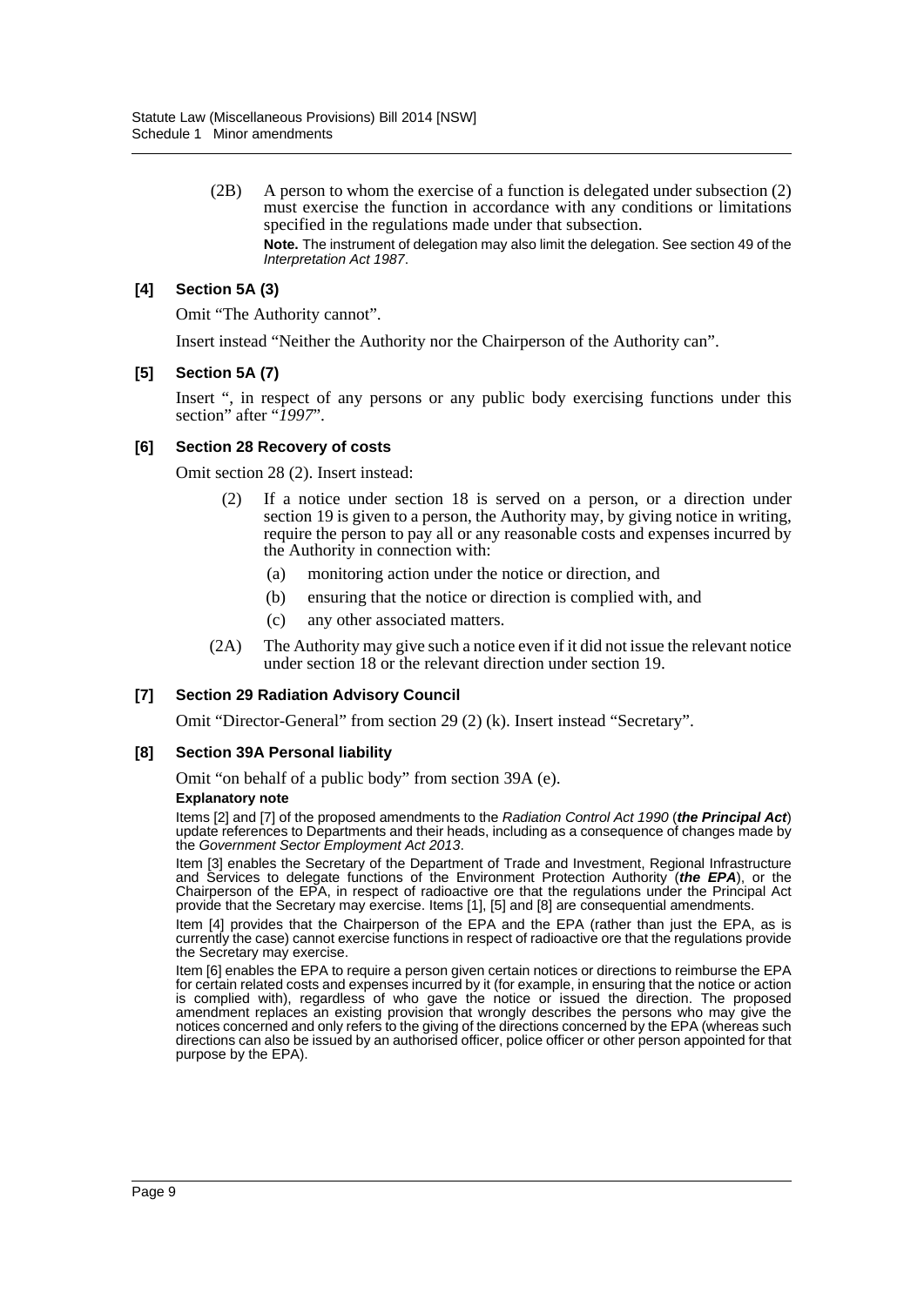(2B) A person to whom the exercise of a function is delegated under subsection (2) must exercise the function in accordance with any conditions or limitations specified in the regulations made under that subsection.

**Note.** The instrument of delegation may also limit the delegation. See section 49 of the *Interpretation Act 1987*.

**[4] Section 5A (3)**

Omit "The Authority cannot".

Insert instead "Neither the Authority nor the Chairperson of the Authority can".

**[5] Section 5A (7)**

Insert ", in respect of any persons or any public body exercising functions under this section" after "*1997*".

**[6] Section 28 Recovery of costs**

Omit section 28 (2). Insert instead:

(2) If a notice under section 18 is served on a person, or a direction under section 19 is given to a person, the Authority may, by giving notice in writing, require the person to pay all or any reasonable costs and expenses incurred by the Authority in connection with:

(a) monitoring action under the notice or direction, and

(b) ensuring that the notice or direction is complied with, and

(c) any other associated matters.

(2A) The Authority may give such a notice even if it did not issue the relevant notice under section 18 or the relevant direction under section 19.

**[7] Section 29 Radiation Advisory Council**

Omit "Director-General" from section 29 (2) (k). Insert instead "Secretary".

**[8] Section 39A Personal liability**

Omit "on behalf of a public body" from section 39A (e).

**Explanatory note**

Items [2] and [7] of the proposed amendments to the *Radiation Control Act 1990* (***the Principal Act***) update references to Departments and their heads, including as a consequence of changes made by the *Government Sector Employment Act 2013*.

Item [3] enables the Secretary of the Department of Trade and Investment, Regional Infrastructure and Services to delegate functions of the Environment Protection Authority (***the EPA***), or the Chairperson of the EPA, in respect of radioactive ore that the regulations under the Principal Act provide that the Secretary may exercise. Items [1], [5] and [8] are consequential amendments.

Item [4] provides that the Chairperson of the EPA and the EPA (rather than just the EPA, as is currently the case) cannot exercise functions in respect of radioactive ore that the regulations provide the Secretary may exercise.

Item [6] enables the EPA to require a person given certain notices or directions to reimburse the EPA for certain related costs and expenses incurred by it (for example, in ensuring that the notice or action is complied with), regardless of who gave the notice or issued the direction. The proposed amendment replaces an existing provision that wrongly describes the persons who may give the notices concerned and only refers to the giving of the directions concerned by the EPA (whereas such directions can also be issued by an authorised officer, police officer or other person appointed for that purpose by the EPA).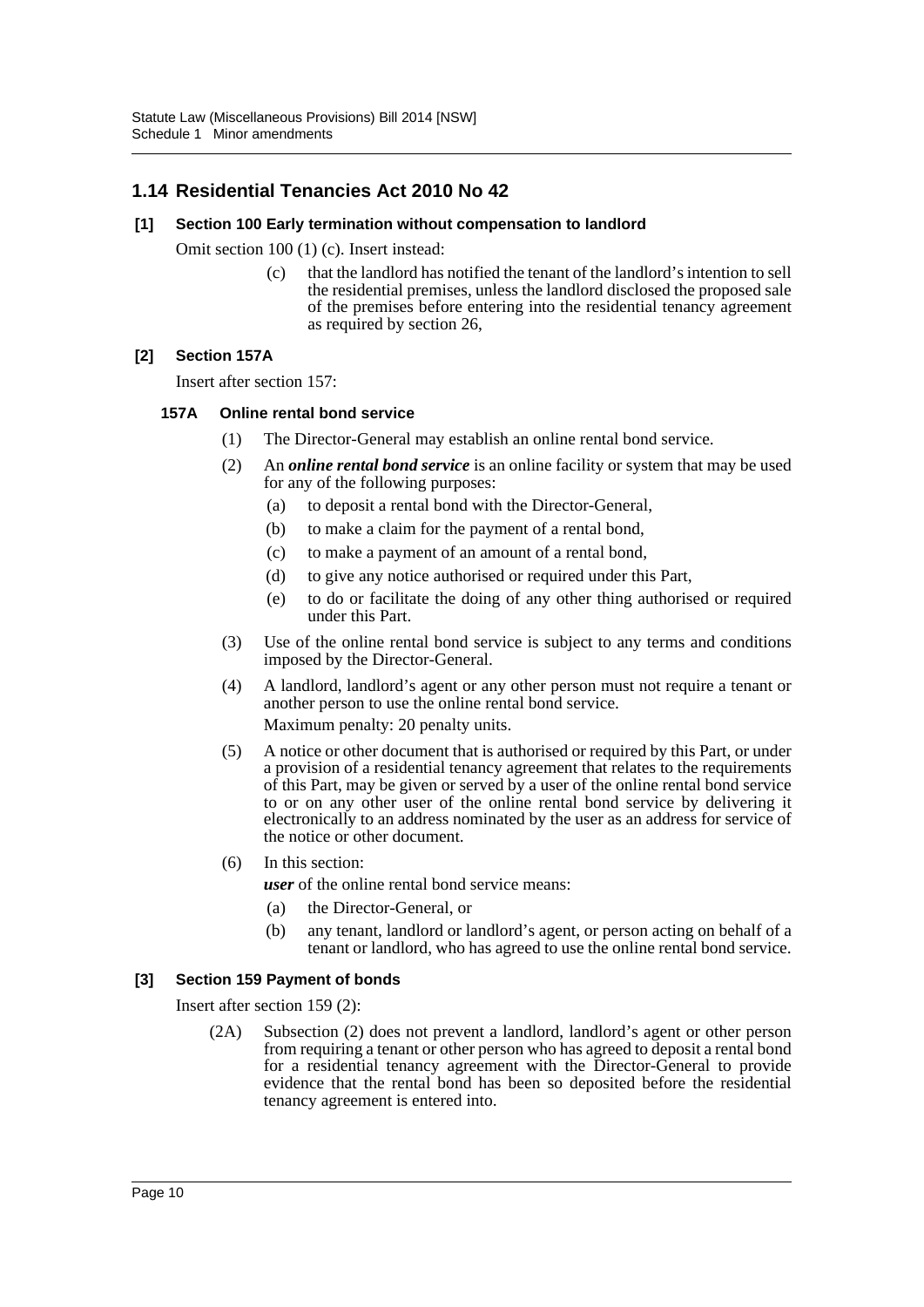## 1.14 Residential Tenancies Act 2010 No 42

### [1] Section 100 Early termination without compensation to landlord

Omit section 100 (1) (c). Insert instead:

> (c) that the landlord has notified the tenant of the landlord's intention to sell the residential premises, unless the landlord disclosed the proposed sale of the premises before entering into the residential tenancy agreement as required by section 26,

### [2] Section 157A

Insert after section 157:

#### 157A Online rental bond service

(1) The Director-General may establish an online rental bond service.

(2) An ***online rental bond service*** is an online facility or system that may be used for any of the following purposes:

- (a) to deposit a rental bond with the Director-General,
- (b) to make a claim for the payment of a rental bond,
- (c) to make a payment of an amount of a rental bond,
- (d) to give any notice authorised or required under this Part,
- (e) to do or facilitate the doing of any other thing authorised or required under this Part.

(3) Use of the online rental bond service is subject to any terms and conditions imposed by the Director-General.

(4) A landlord, landlord's agent or any other person must not require a tenant or another person to use the online rental bond service.

Maximum penalty: 20 penalty units.

(5) A notice or other document that is authorised or required by this Part, or under a provision of a residential tenancy agreement that relates to the requirements of this Part, may be given or served by a user of the online rental bond service to or on any other user of the online rental bond service by delivering it electronically to an address nominated by the user as an address for service of the notice or other document.

(6) In this section:

***user*** of the online rental bond service means:

- (a) the Director-General, or
- (b) any tenant, landlord or landlord's agent, or person acting on behalf of a tenant or landlord, who has agreed to use the online rental bond service.

### [3] Section 159 Payment of bonds

Insert after section 159 (2):

> (2A) Subsection (2) does not prevent a landlord, landlord's agent or other person from requiring a tenant or other person who has agreed to deposit a rental bond for a residential tenancy agreement with the Director-General to provide evidence that the rental bond has been so deposited before the residential tenancy agreement is entered into.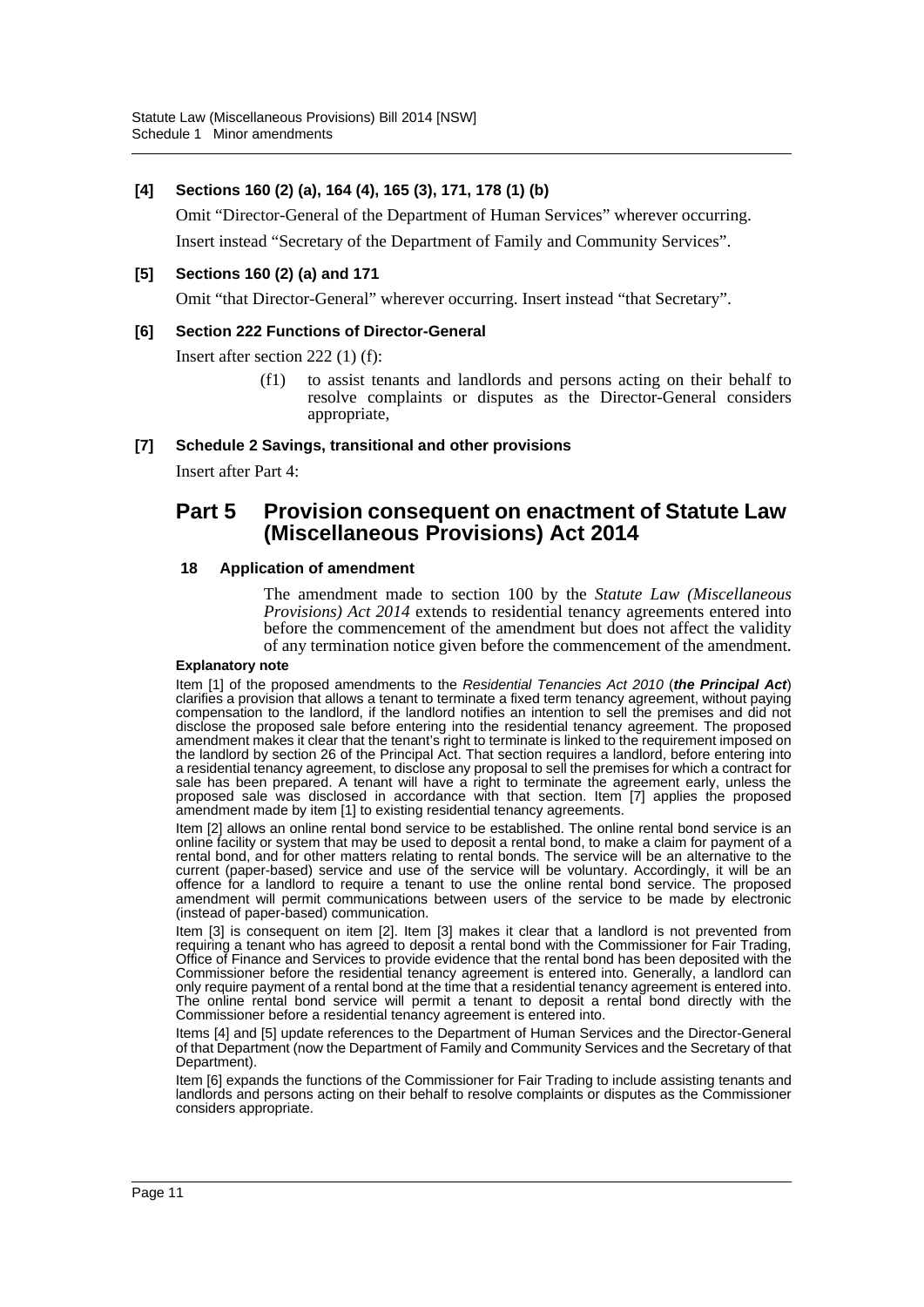**[4] Sections 160 (2) (a), 164 (4), 165 (3), 171, 178 (1) (b)**

Omit "Director-General of the Department of Human Services" wherever occurring.

Insert instead "Secretary of the Department of Family and Community Services".

**[5] Sections 160 (2) (a) and 171**

Omit "that Director-General" wherever occurring. Insert instead "that Secretary".

**[6] Section 222 Functions of Director-General**

Insert after section 222 (1) (f):

> (f1) to assist tenants and landlords and persons acting on their behalf to resolve complaints or disputes as the Director-General considers appropriate,

**[7] Schedule 2 Savings, transitional and other provisions**

Insert after Part 4:

## Part 5 Provision consequent on enactment of Statute Law (Miscellaneous Provisions) Act 2014

**18 Application of amendment**

The amendment made to section 100 by the *Statute Law (Miscellaneous Provisions) Act 2014* extends to residential tenancy agreements entered into before the commencement of the amendment but does not affect the validity of any termination notice given before the commencement of the amendment.

**Explanatory note**

Item [1] of the proposed amendments to the *Residential Tenancies Act 2010* (***the Principal Act***) clarifies a provision that allows a tenant to terminate a fixed term tenancy agreement, without paying compensation to the landlord, if the landlord notifies an intention to sell the premises and did not disclose the proposed sale before entering into the residential tenancy agreement. The proposed amendment makes it clear that the tenant's right to terminate is linked to the requirement imposed on the landlord by section 26 of the Principal Act. That section requires a landlord, before entering into a residential tenancy agreement, to disclose any proposal to sell the premises for which a contract for sale has been prepared. A tenant will have a right to terminate the agreement early, unless the proposed sale was disclosed in accordance with that section. Item [7] applies the proposed amendment made by item [1] to existing residential tenancy agreements.

Item [2] allows an online rental bond service to be established. The online rental bond service is an online facility or system that may be used to deposit a rental bond, to make a claim for payment of a rental bond, and for other matters relating to rental bonds. The service will be an alternative to the current (paper-based) service and use of the service will be voluntary. Accordingly, it will be an offence for a landlord to require a tenant to use the online rental bond service. The proposed amendment will permit communications between users of the service to be made by electronic (instead of paper-based) communication.

Item [3] is consequent on item [2]. Item [3] makes it clear that a landlord is not prevented from requiring a tenant who has agreed to deposit a rental bond with the Commissioner for Fair Trading, Office of Finance and Services to provide evidence that the rental bond has been deposited with the Commissioner before the residential tenancy agreement is entered into. Generally, a landlord can only require payment of a rental bond at the time that a residential tenancy agreement is entered into. The online rental bond service will permit a tenant to deposit a rental bond directly with the Commissioner before a residential tenancy agreement is entered into.

Items [4] and [5] update references to the Department of Human Services and the Director-General of that Department (now the Department of Family and Community Services and the Secretary of that Department).

Item [6] expands the functions of the Commissioner for Fair Trading to include assisting tenants and landlords and persons acting on their behalf to resolve complaints or disputes as the Commissioner considers appropriate.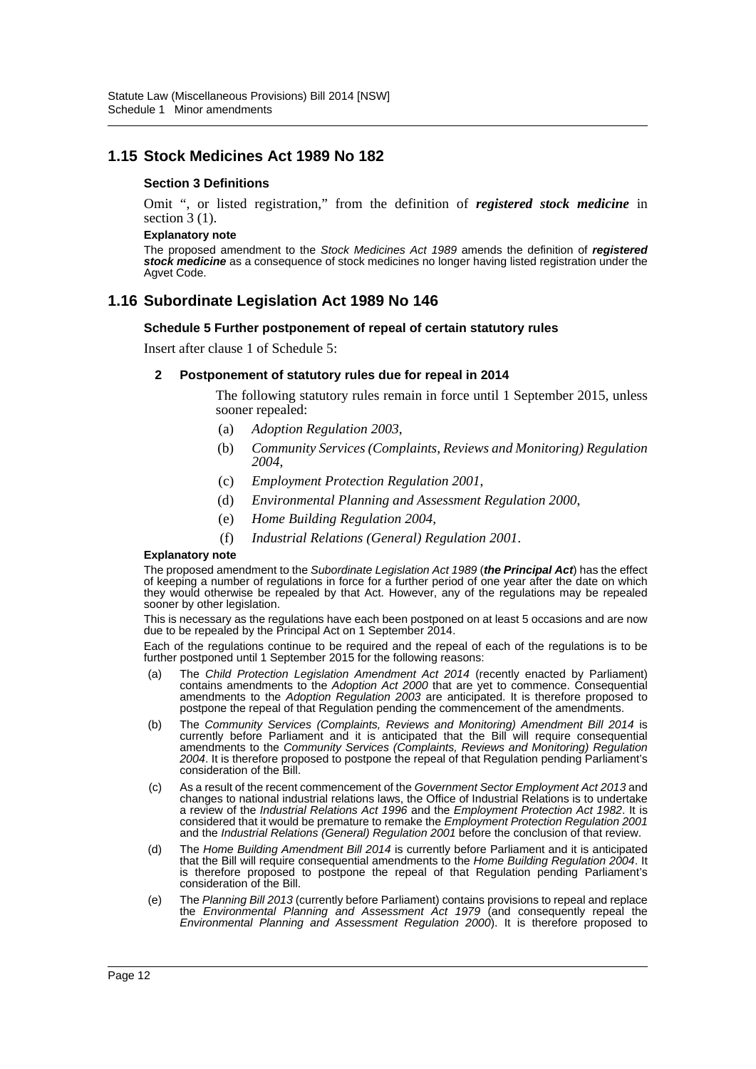## 1.15 Stock Medicines Act 1989 No 182

### Section 3 Definitions

Omit ", or listed registration," from the definition of ***registered stock medicine*** in section 3 (1).

**Explanatory note**

The proposed amendment to the *Stock Medicines Act 1989* amends the definition of ***registered stock medicine*** as a consequence of stock medicines no longer having listed registration under the Agvet Code.

## 1.16 Subordinate Legislation Act 1989 No 146

### Schedule 5 Further postponement of repeal of certain statutory rules

Insert after clause 1 of Schedule 5:

**2 Postponement of statutory rules due for repeal in 2014**

The following statutory rules remain in force until 1 September 2015, unless sooner repealed:

(a) *Adoption Regulation 2003*,

(b) *Community Services (Complaints, Reviews and Monitoring) Regulation 2004*,

(c) *Employment Protection Regulation 2001*,

(d) *Environmental Planning and Assessment Regulation 2000*,

(e) *Home Building Regulation 2004*,

(f) *Industrial Relations (General) Regulation 2001*.

**Explanatory note**

The proposed amendment to the *Subordinate Legislation Act 1989* (***the Principal Act***) has the effect of keeping a number of regulations in force for a further period of one year after the date on which they would otherwise be repealed by that Act. However, any of the regulations may be repealed sooner by other legislation.

This is necessary as the regulations have each been postponed on at least 5 occasions and are now due to be repealed by the Principal Act on 1 September 2014.

Each of the regulations continue to be required and the repeal of each of the regulations is to be further postponed until 1 September 2015 for the following reasons:

(a) The *Child Protection Legislation Amendment Act 2014* (recently enacted by Parliament) contains amendments to the *Adoption Act 2000* that are yet to commence. Consequential amendments to the *Adoption Regulation 2003* are anticipated. It is therefore proposed to postpone the repeal of that Regulation pending the commencement of the amendments.

(b) The *Community Services (Complaints, Reviews and Monitoring) Amendment Bill 2014* is currently before Parliament and it is anticipated that the Bill will require consequential amendments to the *Community Services (Complaints, Reviews and Monitoring) Regulation 2004*. It is therefore proposed to postpone the repeal of that Regulation pending Parliament's consideration of the Bill.

(c) As a result of the recent commencement of the *Government Sector Employment Act 2013* and changes to national industrial relations laws, the Office of Industrial Relations is to undertake a review of the *Industrial Relations Act 1996* and the *Employment Protection Act 1982*. It is considered that it would be premature to remake the *Employment Protection Regulation 2001* and the *Industrial Relations (General) Regulation 2001* before the conclusion of that review.

(d) The *Home Building Amendment Bill 2014* is currently before Parliament and it is anticipated that the Bill will require consequential amendments to the *Home Building Regulation 2004*. It is therefore proposed to postpone the repeal of that Regulation pending Parliament's consideration of the Bill.

(e) The *Planning Bill 2013* (currently before Parliament) contains provisions to repeal and replace the *Environmental Planning and Assessment Act 1979* (and consequently repeal the *Environmental Planning and Assessment Regulation 2000*). It is therefore proposed to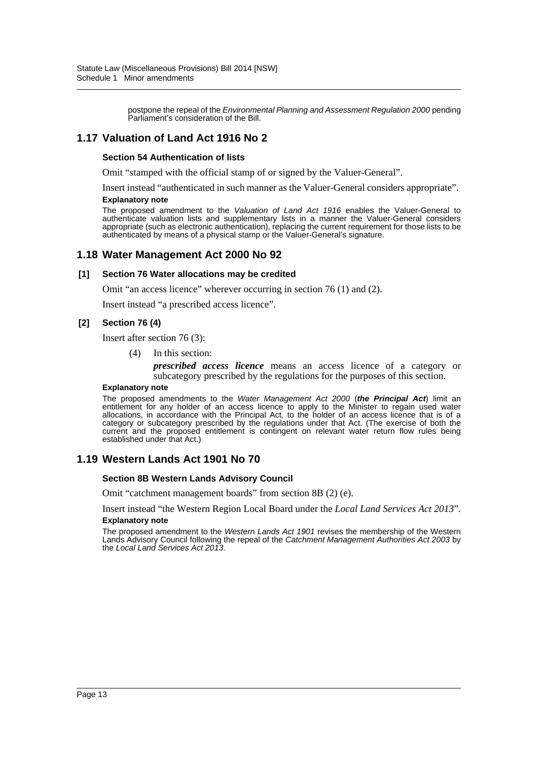postpone the repeal of the *Environmental Planning and Assessment Regulation 2000* pending Parliament's consideration of the Bill.

## 1.17 Valuation of Land Act 1916 No 2

#### Section 54 Authentication of lists

Omit "stamped with the official stamp of or signed by the Valuer-General".

Insert instead "authenticated in such manner as the Valuer-General considers appropriate".

**Explanatory note**

The proposed amendment to the *Valuation of Land Act 1916* enables the Valuer-General to authenticate valuation lists and supplementary lists in a manner the Valuer-General considers appropriate (such as electronic authentication), replacing the current requirement for those lists to be authenticated by means of a physical stamp or the Valuer-General's signature.

## 1.18 Water Management Act 2000 No 92

#### [1] Section 76 Water allocations may be credited

Omit "an access licence" wherever occurring in section 76 (1) and (2).

Insert instead "a prescribed access licence".

#### [2] Section 76 (4)

Insert after section 76 (3):

(4) In this section:

***prescribed access licence*** means an access licence of a category or subcategory prescribed by the regulations for the purposes of this section.

**Explanatory note**

The proposed amendments to the *Water Management Act 2000* (***the Principal Act***) limit an entitlement for any holder of an access licence to apply to the Minister to regain used water allocations, in accordance with the Principal Act, to the holder of an access licence that is of a category or subcategory prescribed by the regulations under that Act. (The exercise of both the current and the proposed entitlement is contingent on relevant water return flow rules being established under that Act.)

## 1.19 Western Lands Act 1901 No 70

#### Section 8B Western Lands Advisory Council

Omit "catchment management boards" from section 8B (2) (e).

Insert instead "the Western Region Local Board under the *Local Land Services Act 2013*".

**Explanatory note**

The proposed amendment to the *Western Lands Act 1901* revises the membership of the Western Lands Advisory Council following the repeal of the *Catchment Management Authorities Act 2003* by the *Local Land Services Act 2013*.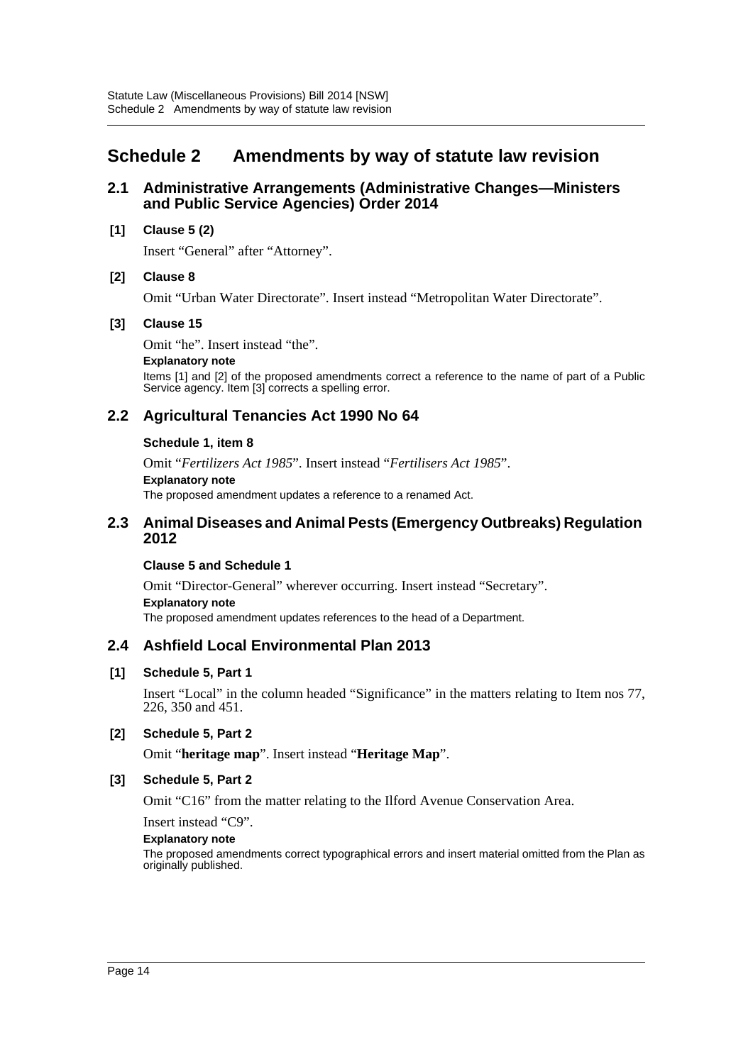# Schedule 2 Amendments by way of statute law revision

## 2.1 Administrative Arrangements (Administrative Changes—Ministers and Public Service Agencies) Order 2014

**[1] Clause 5 (2)**

Insert "General" after "Attorney".

**[2] Clause 8**

Omit "Urban Water Directorate". Insert instead "Metropolitan Water Directorate".

**[3] Clause 15**

Omit "he". Insert instead "the".

**Explanatory note**

Items [1] and [2] of the proposed amendments correct a reference to the name of part of a Public Service agency. Item [3] corrects a spelling error.

## 2.2 Agricultural Tenancies Act 1990 No 64

**Schedule 1, item 8**

Omit "*Fertilizers Act 1985*". Insert instead "*Fertilisers Act 1985*".

**Explanatory note**

The proposed amendment updates a reference to a renamed Act.

## 2.3 Animal Diseases and Animal Pests (Emergency Outbreaks) Regulation 2012

**Clause 5 and Schedule 1**

Omit "Director-General" wherever occurring. Insert instead "Secretary".

**Explanatory note**

The proposed amendment updates references to the head of a Department.

## 2.4 Ashfield Local Environmental Plan 2013

**[1] Schedule 5, Part 1**

Insert "Local" in the column headed "Significance" in the matters relating to Item nos 77, 226, 350 and 451.

**[2] Schedule 5, Part 2**

Omit "**heritage map**". Insert instead "**Heritage Map**".

**[3] Schedule 5, Part 2**

Omit "C16" from the matter relating to the Ilford Avenue Conservation Area.

Insert instead "C9".

**Explanatory note**

The proposed amendments correct typographical errors and insert material omitted from the Plan as originally published.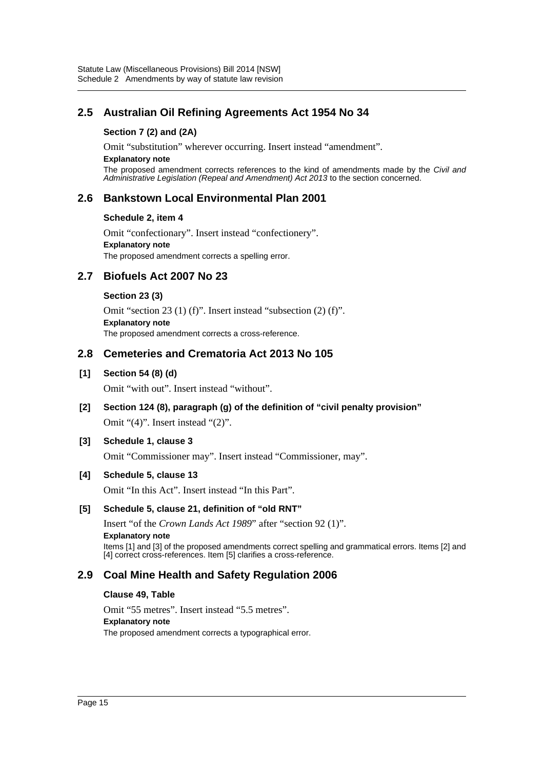## 2.5 Australian Oil Refining Agreements Act 1954 No 34

**Section 7 (2) and (2A)**

Omit "substitution" wherever occurring. Insert instead "amendment".

**Explanatory note**

The proposed amendment corrects references to the kind of amendments made by the *Civil and Administrative Legislation (Repeal and Amendment) Act 2013* to the section concerned.

## 2.6 Bankstown Local Environmental Plan 2001

**Schedule 2, item 4**

Omit "confectionary". Insert instead "confectionery".

**Explanatory note**

The proposed amendment corrects a spelling error.

## 2.7 Biofuels Act 2007 No 23

**Section 23 (3)**

Omit "section 23 (1) (f)". Insert instead "subsection (2) (f)".

**Explanatory note**

The proposed amendment corrects a cross-reference.

## 2.8 Cemeteries and Crematoria Act 2013 No 105

**[1] Section 54 (8) (d)**

Omit "with out". Insert instead "without".

**[2] Section 124 (8), paragraph (g) of the definition of "civil penalty provision"**

Omit "(4)". Insert instead "(2)".

**[3] Schedule 1, clause 3**

Omit "Commissioner may". Insert instead "Commissioner, may".

**[4] Schedule 5, clause 13**

Omit "In this Act". Insert instead "In this Part".

**[5] Schedule 5, clause 21, definition of "old RNT"**

Insert "of the *Crown Lands Act 1989*" after "section 92 (1)".

**Explanatory note**

Items [1] and [3] of the proposed amendments correct spelling and grammatical errors. Items [2] and [4] correct cross-references. Item [5] clarifies a cross-reference.

## 2.9 Coal Mine Health and Safety Regulation 2006

**Clause 49, Table**

Omit "55 metres". Insert instead "5.5 metres".

**Explanatory note**

The proposed amendment corrects a typographical error.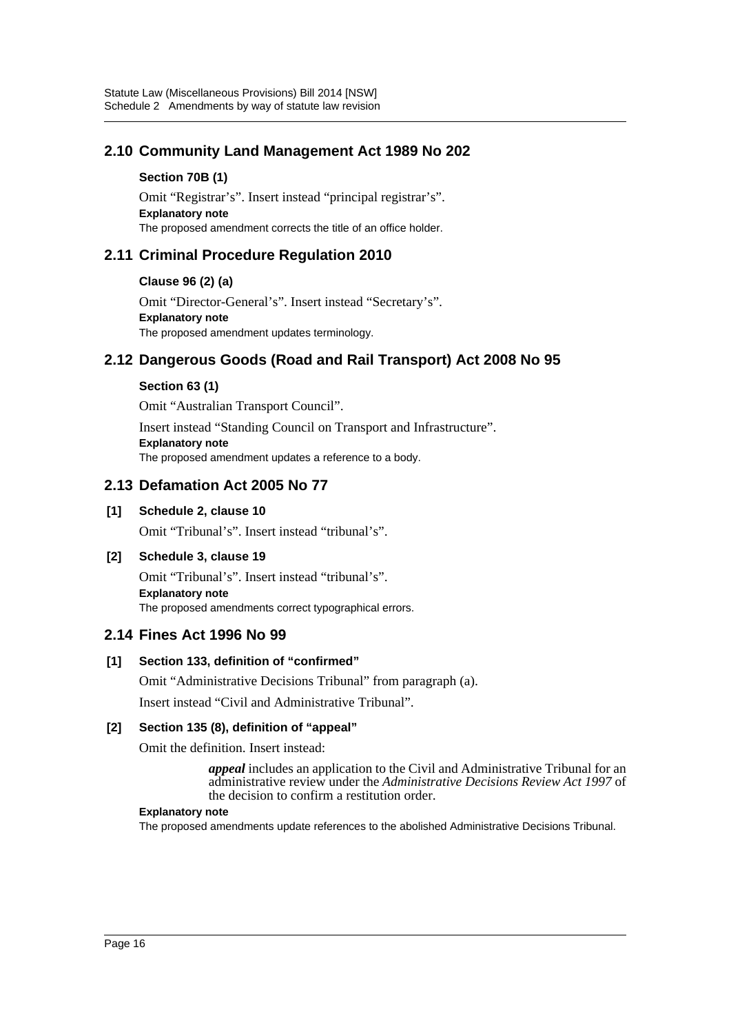## 2.10 Community Land Management Act 1989 No 202

### Section 70B (1)

Omit "Registrar's". Insert instead "principal registrar's".

**Explanatory note**

The proposed amendment corrects the title of an office holder.

## 2.11 Criminal Procedure Regulation 2010

### Clause 96 (2) (a)

Omit "Director-General's". Insert instead "Secretary's".

**Explanatory note**

The proposed amendment updates terminology.

## 2.12 Dangerous Goods (Road and Rail Transport) Act 2008 No 95

### Section 63 (1)

Omit "Australian Transport Council".

Insert instead "Standing Council on Transport and Infrastructure".

**Explanatory note**

The proposed amendment updates a reference to a body.

## 2.13 Defamation Act 2005 No 77

### [1] Schedule 2, clause 10

Omit "Tribunal's". Insert instead "tribunal's".

### [2] Schedule 3, clause 19

Omit "Tribunal's". Insert instead "tribunal's".

**Explanatory note**

The proposed amendments correct typographical errors.

## 2.14 Fines Act 1996 No 99

### [1] Section 133, definition of "confirmed"

Omit "Administrative Decisions Tribunal" from paragraph (a).

Insert instead "Civil and Administrative Tribunal".

### [2] Section 135 (8), definition of "appeal"

Omit the definition. Insert instead:

> ***appeal*** includes an application to the Civil and Administrative Tribunal for an administrative review under the *Administrative Decisions Review Act 1997* of the decision to confirm a restitution order.

**Explanatory note**

The proposed amendments update references to the abolished Administrative Decisions Tribunal.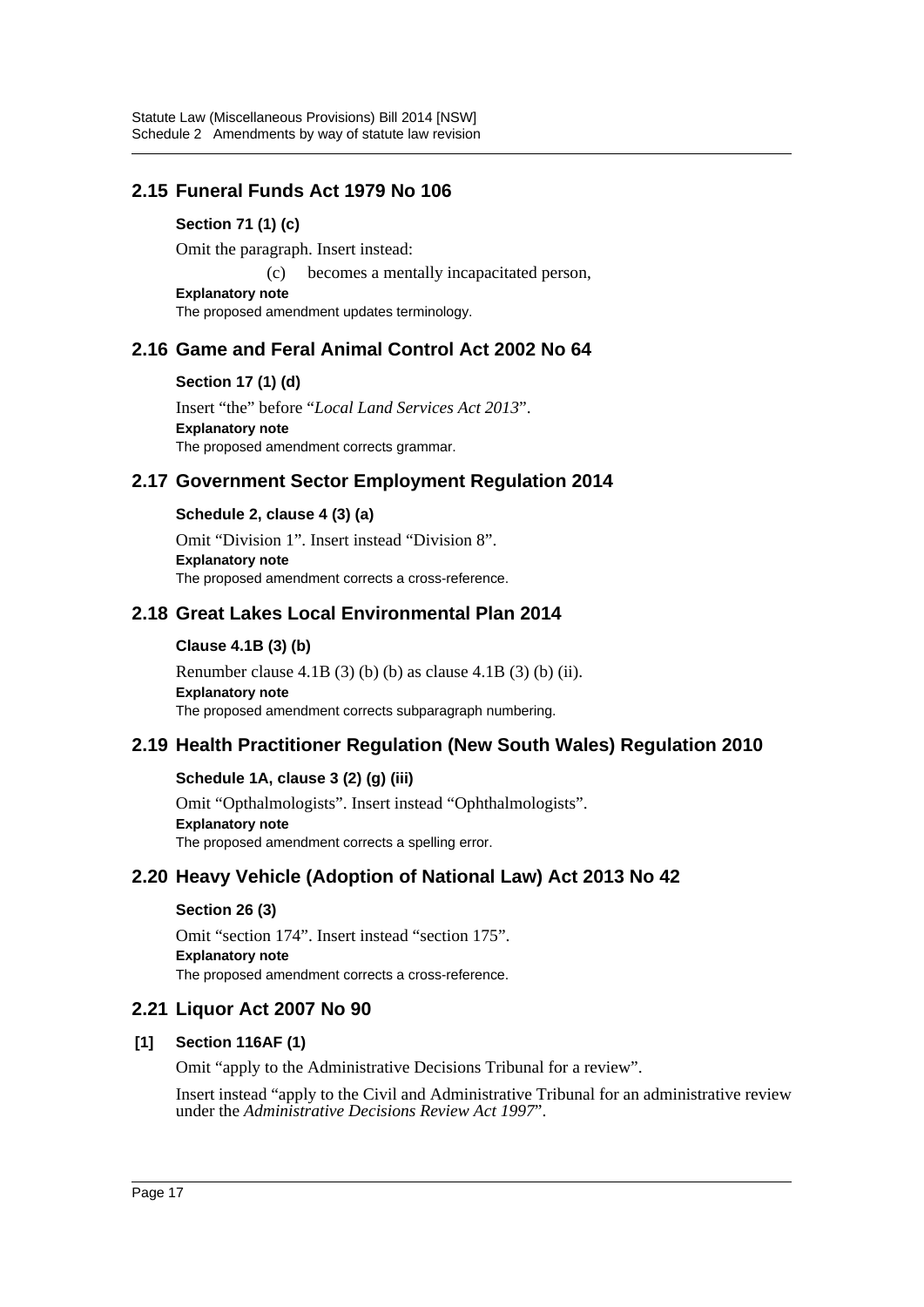## 2.15 Funeral Funds Act 1979 No 106

**Section 71 (1) (c)**

Omit the paragraph. Insert instead:

(c) becomes a mentally incapacitated person,

**Explanatory note**

The proposed amendment updates terminology.

## 2.16 Game and Feral Animal Control Act 2002 No 64

**Section 17 (1) (d)**

Insert "the" before "*Local Land Services Act 2013*".

**Explanatory note**

The proposed amendment corrects grammar.

## 2.17 Government Sector Employment Regulation 2014

**Schedule 2, clause 4 (3) (a)**

Omit "Division 1". Insert instead "Division 8".

**Explanatory note**

The proposed amendment corrects a cross-reference.

## 2.18 Great Lakes Local Environmental Plan 2014

**Clause 4.1B (3) (b)**

Renumber clause 4.1B (3) (b) (b) as clause 4.1B (3) (b) (ii).

**Explanatory note**

The proposed amendment corrects subparagraph numbering.

## 2.19 Health Practitioner Regulation (New South Wales) Regulation 2010

**Schedule 1A, clause 3 (2) (g) (iii)**

Omit "Opthalmologists". Insert instead "Ophthalmologists".

**Explanatory note**

The proposed amendment corrects a spelling error.

## 2.20 Heavy Vehicle (Adoption of National Law) Act 2013 No 42

**Section 26 (3)**

Omit "section 174". Insert instead "section 175".

**Explanatory note**

The proposed amendment corrects a cross-reference.

## 2.21 Liquor Act 2007 No 90

**[1] Section 116AF (1)**

Omit "apply to the Administrative Decisions Tribunal for a review".

Insert instead "apply to the Civil and Administrative Tribunal for an administrative review under the *Administrative Decisions Review Act 1997*".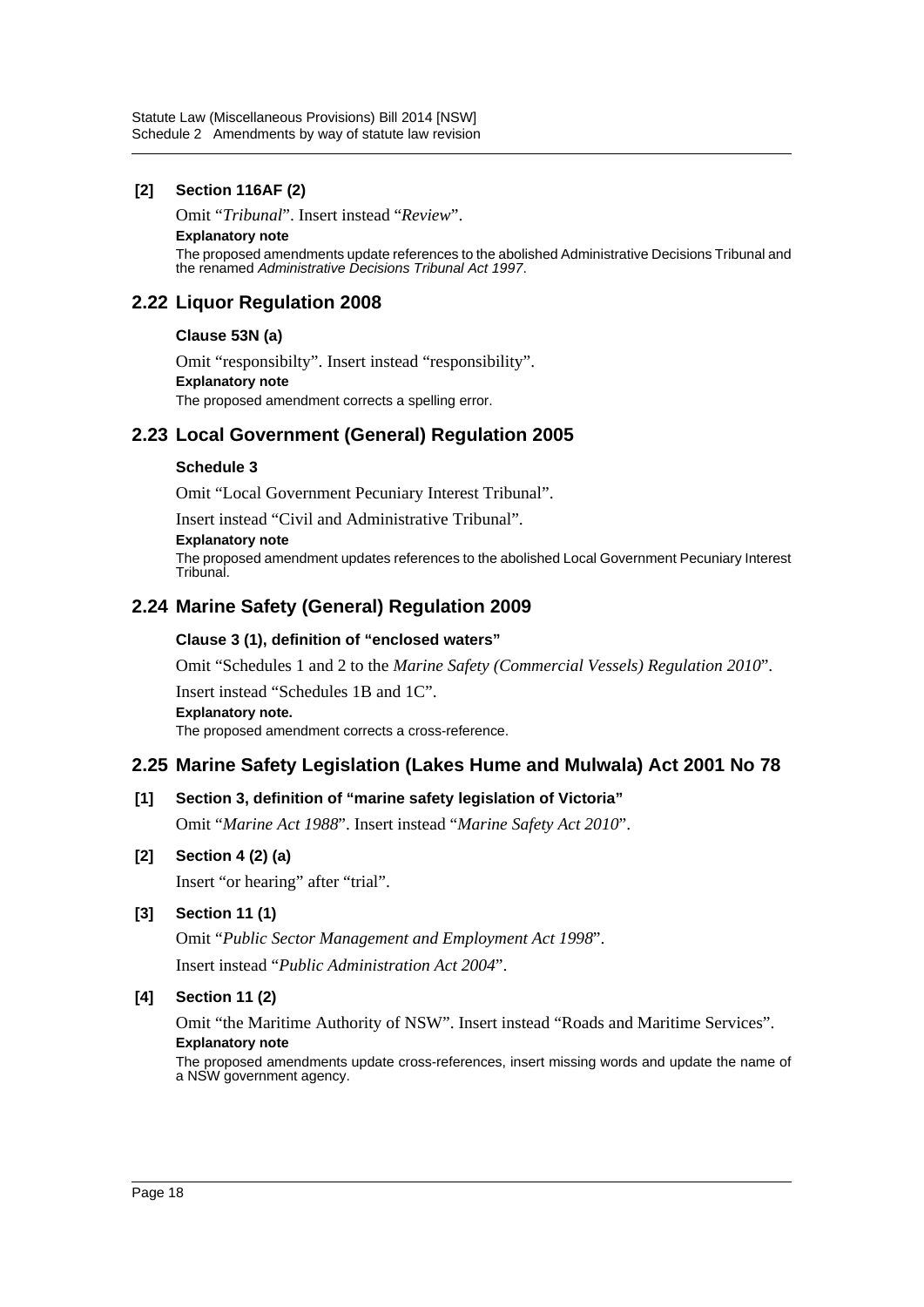**[2] Section 116AF (2)**

Omit "*Tribunal*". Insert instead "*Review*".

**Explanatory note**

The proposed amendments update references to the abolished Administrative Decisions Tribunal and the renamed *Administrative Decisions Tribunal Act 1997*.

## 2.22 Liquor Regulation 2008

**Clause 53N (a)**

Omit "responsibilty". Insert instead "responsibility".

**Explanatory note**

The proposed amendment corrects a spelling error.

## 2.23 Local Government (General) Regulation 2005

**Schedule 3**

Omit "Local Government Pecuniary Interest Tribunal".

Insert instead "Civil and Administrative Tribunal".

**Explanatory note**

The proposed amendment updates references to the abolished Local Government Pecuniary Interest Tribunal.

## 2.24 Marine Safety (General) Regulation 2009

**Clause 3 (1), definition of "enclosed waters"**

Omit "Schedules 1 and 2 to the *Marine Safety (Commercial Vessels) Regulation 2010*".

Insert instead "Schedules 1B and 1C".

**Explanatory note.**

The proposed amendment corrects a cross-reference.

## 2.25 Marine Safety Legislation (Lakes Hume and Mulwala) Act 2001 No 78

**[1] Section 3, definition of "marine safety legislation of Victoria"**

Omit "*Marine Act 1988*". Insert instead "*Marine Safety Act 2010*".

**[2] Section 4 (2) (a)**

Insert "or hearing" after "trial".

**[3] Section 11 (1)**

Omit "*Public Sector Management and Employment Act 1998*".

Insert instead "*Public Administration Act 2004*".

**[4] Section 11 (2)**

Omit "the Maritime Authority of NSW". Insert instead "Roads and Maritime Services".

**Explanatory note**

The proposed amendments update cross-references, insert missing words and update the name of a NSW government agency.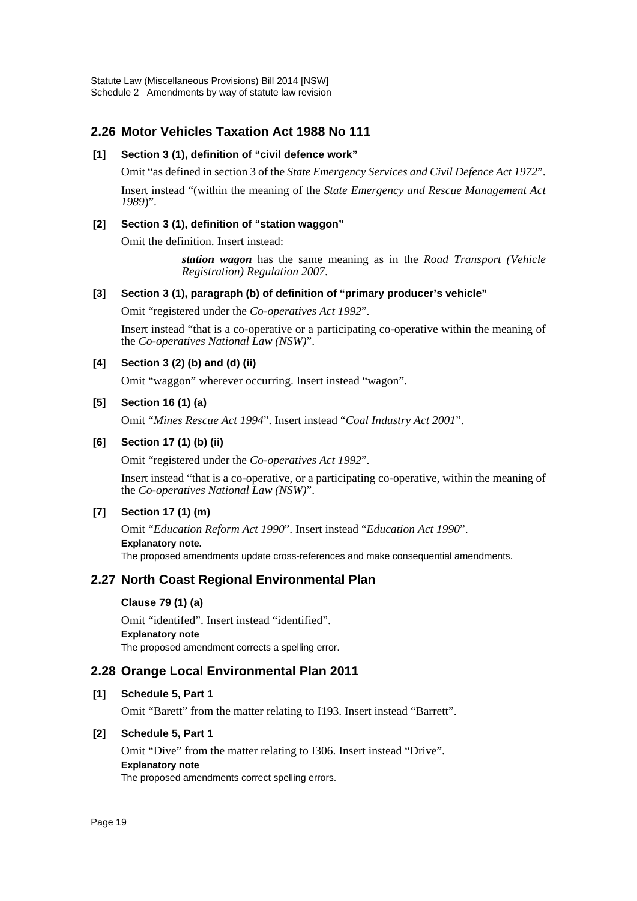## 2.26 Motor Vehicles Taxation Act 1988 No 111

**[1] Section 3 (1), definition of "civil defence work"**

Omit "as defined in section 3 of the *State Emergency Services and Civil Defence Act 1972*".

Insert instead "(within the meaning of the *State Emergency and Rescue Management Act 1989*)".

**[2] Section 3 (1), definition of "station waggon"**

Omit the definition. Insert instead:

> ***station wagon*** has the same meaning as in the *Road Transport (Vehicle Registration) Regulation 2007*.

**[3] Section 3 (1), paragraph (b) of definition of "primary producer's vehicle"**

Omit "registered under the *Co-operatives Act 1992*".

Insert instead "that is a co-operative or a participating co-operative within the meaning of the *Co-operatives National Law (NSW)*".

**[4] Section 3 (2) (b) and (d) (ii)**

Omit "waggon" wherever occurring. Insert instead "wagon".

**[5] Section 16 (1) (a)**

Omit "*Mines Rescue Act 1994*". Insert instead "*Coal Industry Act 2001*".

**[6] Section 17 (1) (b) (ii)**

Omit "registered under the *Co-operatives Act 1992*".

Insert instead "that is a co-operative, or a participating co-operative, within the meaning of the *Co-operatives National Law (NSW)*".

**[7] Section 17 (1) (m)**

Omit "*Education Reform Act 1990*". Insert instead "*Education Act 1990*".

**Explanatory note.**

The proposed amendments update cross-references and make consequential amendments.

## 2.27 North Coast Regional Environmental Plan

**Clause 79 (1) (a)**

Omit "identifed". Insert instead "identified".

**Explanatory note**

The proposed amendment corrects a spelling error.

## 2.28 Orange Local Environmental Plan 2011

**[1] Schedule 5, Part 1**

Omit "Barett" from the matter relating to I193. Insert instead "Barrett".

**[2] Schedule 5, Part 1**

Omit "Dive" from the matter relating to I306. Insert instead "Drive".

**Explanatory note**

The proposed amendments correct spelling errors.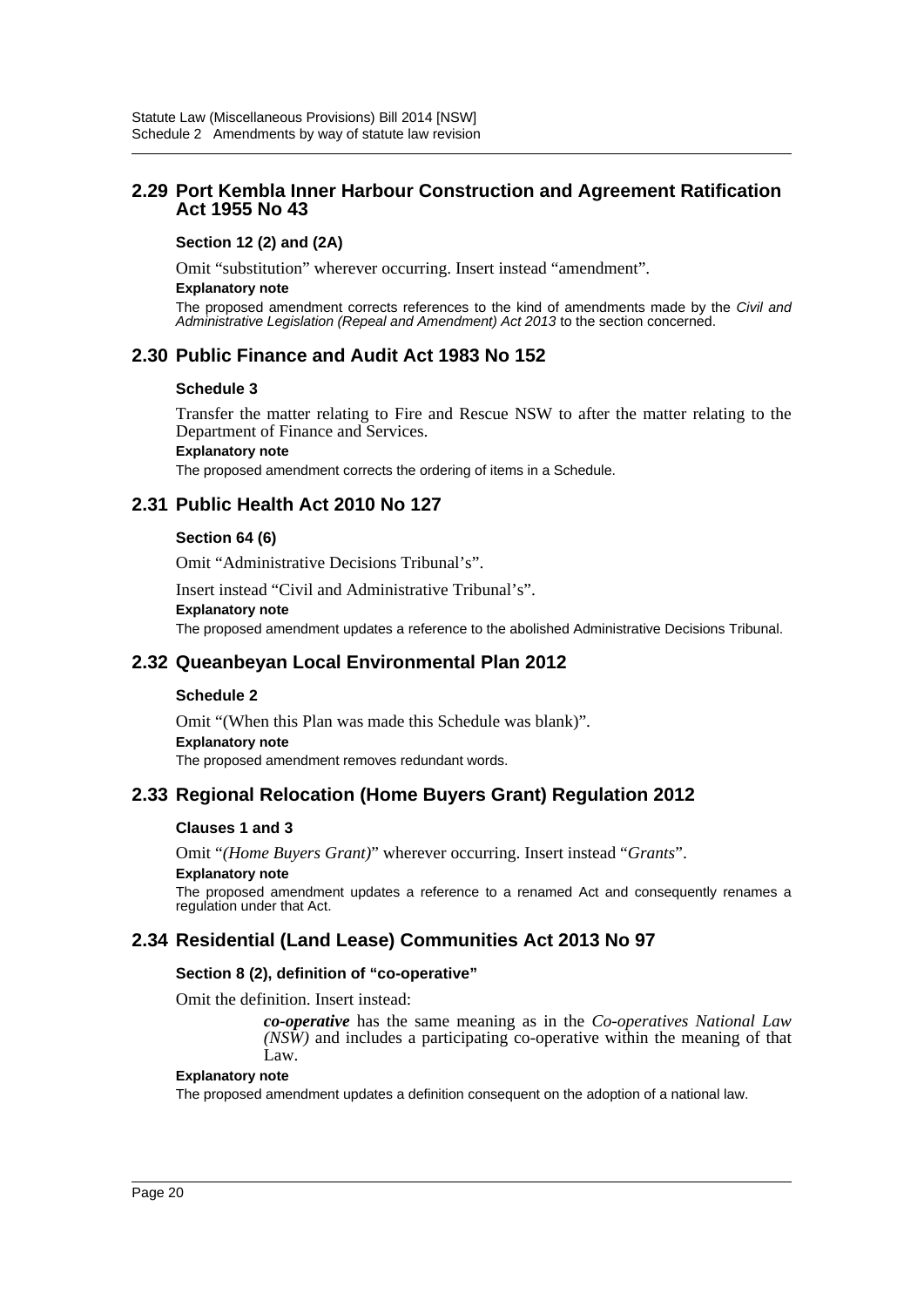## 2.29 Port Kembla Inner Harbour Construction and Agreement Ratification Act 1955 No 43

### Section 12 (2) and (2A)

Omit "substitution" wherever occurring. Insert instead "amendment".

**Explanatory note**

The proposed amendment corrects references to the kind of amendments made by the *Civil and Administrative Legislation (Repeal and Amendment) Act 2013* to the section concerned.

## 2.30 Public Finance and Audit Act 1983 No 152

### Schedule 3

Transfer the matter relating to Fire and Rescue NSW to after the matter relating to the Department of Finance and Services.

**Explanatory note**

The proposed amendment corrects the ordering of items in a Schedule.

## 2.31 Public Health Act 2010 No 127

### Section 64 (6)

Omit "Administrative Decisions Tribunal's".

Insert instead "Civil and Administrative Tribunal's".

**Explanatory note**

The proposed amendment updates a reference to the abolished Administrative Decisions Tribunal.

## 2.32 Queanbeyan Local Environmental Plan 2012

### Schedule 2

Omit "(When this Plan was made this Schedule was blank)".

**Explanatory note**

The proposed amendment removes redundant words.

## 2.33 Regional Relocation (Home Buyers Grant) Regulation 2012

### Clauses 1 and 3

Omit "*(Home Buyers Grant)*" wherever occurring. Insert instead "*Grants*".

**Explanatory note**

The proposed amendment updates a reference to a renamed Act and consequently renames a regulation under that Act.

## 2.34 Residential (Land Lease) Communities Act 2013 No 97

### Section 8 (2), definition of "co-operative"

Omit the definition. Insert instead:

> ***co-operative*** has the same meaning as in the *Co-operatives National Law (NSW)* and includes a participating co-operative within the meaning of that Law.

**Explanatory note**

The proposed amendment updates a definition consequent on the adoption of a national law.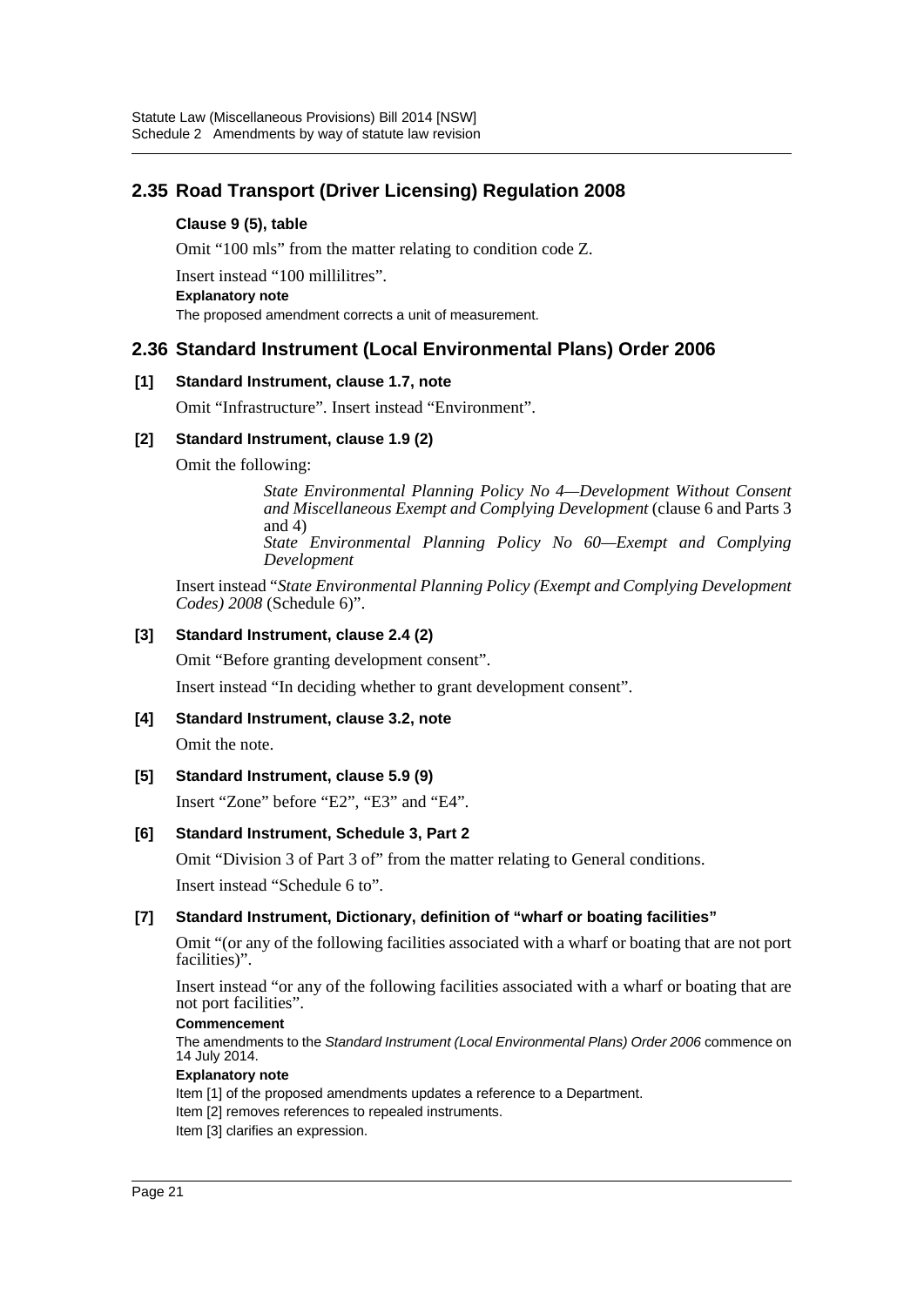## 2.35 Road Transport (Driver Licensing) Regulation 2008

**Clause 9 (5), table**

Omit "100 mls" from the matter relating to condition code Z.

Insert instead "100 millilitres".

**Explanatory note**

The proposed amendment corrects a unit of measurement.

## 2.36 Standard Instrument (Local Environmental Plans) Order 2006

**[1] Standard Instrument, clause 1.7, note**

Omit "Infrastructure". Insert instead "Environment".

**[2] Standard Instrument, clause 1.9 (2)**

Omit the following:

> *State Environmental Planning Policy No 4—Development Without Consent and Miscellaneous Exempt and Complying Development* (clause 6 and Parts 3 and 4)
> *State Environmental Planning Policy No 60—Exempt and Complying Development*

Insert instead "*State Environmental Planning Policy (Exempt and Complying Development Codes) 2008* (Schedule 6)".

**[3] Standard Instrument, clause 2.4 (2)**

Omit "Before granting development consent".

Insert instead "In deciding whether to grant development consent".

**[4] Standard Instrument, clause 3.2, note**

Omit the note.

**[5] Standard Instrument, clause 5.9 (9)**

Insert "Zone" before "E2", "E3" and "E4".

**[6] Standard Instrument, Schedule 3, Part 2**

Omit "Division 3 of Part 3 of" from the matter relating to General conditions.

Insert instead "Schedule 6 to".

**[7] Standard Instrument, Dictionary, definition of "wharf or boating facilities"**

Omit "(or any of the following facilities associated with a wharf or boating that are not port facilities)".

Insert instead "or any of the following facilities associated with a wharf or boating that are not port facilities".

**Commencement**

The amendments to the *Standard Instrument (Local Environmental Plans) Order 2006* commence on 14 July 2014.

**Explanatory note**

Item [1] of the proposed amendments updates a reference to a Department.

Item [2] removes references to repealed instruments.

Item [3] clarifies an expression.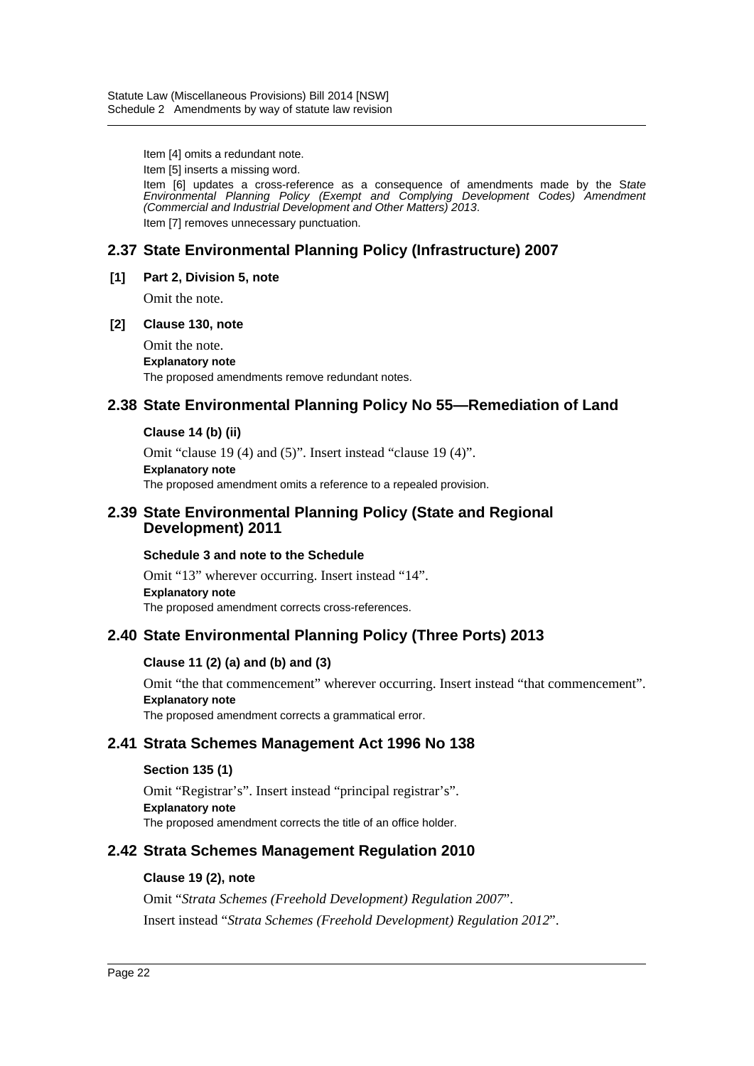Item [4] omits a redundant note.

Item [5] inserts a missing word.

Item [6] updates a cross-reference as a consequence of amendments made by the *State Environmental Planning Policy (Exempt and Complying Development Codes) Amendment (Commercial and Industrial Development and Other Matters) 2013*.

Item [7] removes unnecessary punctuation.

## 2.37 State Environmental Planning Policy (Infrastructure) 2007

**[1] Part 2, Division 5, note**

Omit the note.

**[2] Clause 130, note**

Omit the note.

**Explanatory note**

The proposed amendments remove redundant notes.

## 2.38 State Environmental Planning Policy No 55—Remediation of Land

**Clause 14 (b) (ii)**

Omit "clause 19 (4) and (5)". Insert instead "clause 19 (4)".

**Explanatory note**

The proposed amendment omits a reference to a repealed provision.

## 2.39 State Environmental Planning Policy (State and Regional Development) 2011

**Schedule 3 and note to the Schedule**

Omit "13" wherever occurring. Insert instead "14".

**Explanatory note**

The proposed amendment corrects cross-references.

## 2.40 State Environmental Planning Policy (Three Ports) 2013

**Clause 11 (2) (a) and (b) and (3)**

Omit "the that commencement" wherever occurring. Insert instead "that commencement".

**Explanatory note**

The proposed amendment corrects a grammatical error.

## 2.41 Strata Schemes Management Act 1996 No 138

**Section 135 (1)**

Omit "Registrar's". Insert instead "principal registrar's".

**Explanatory note**

The proposed amendment corrects the title of an office holder.

## 2.42 Strata Schemes Management Regulation 2010

**Clause 19 (2), note**

Omit "*Strata Schemes (Freehold Development) Regulation 2007*".

Insert instead "*Strata Schemes (Freehold Development) Regulation 2012*".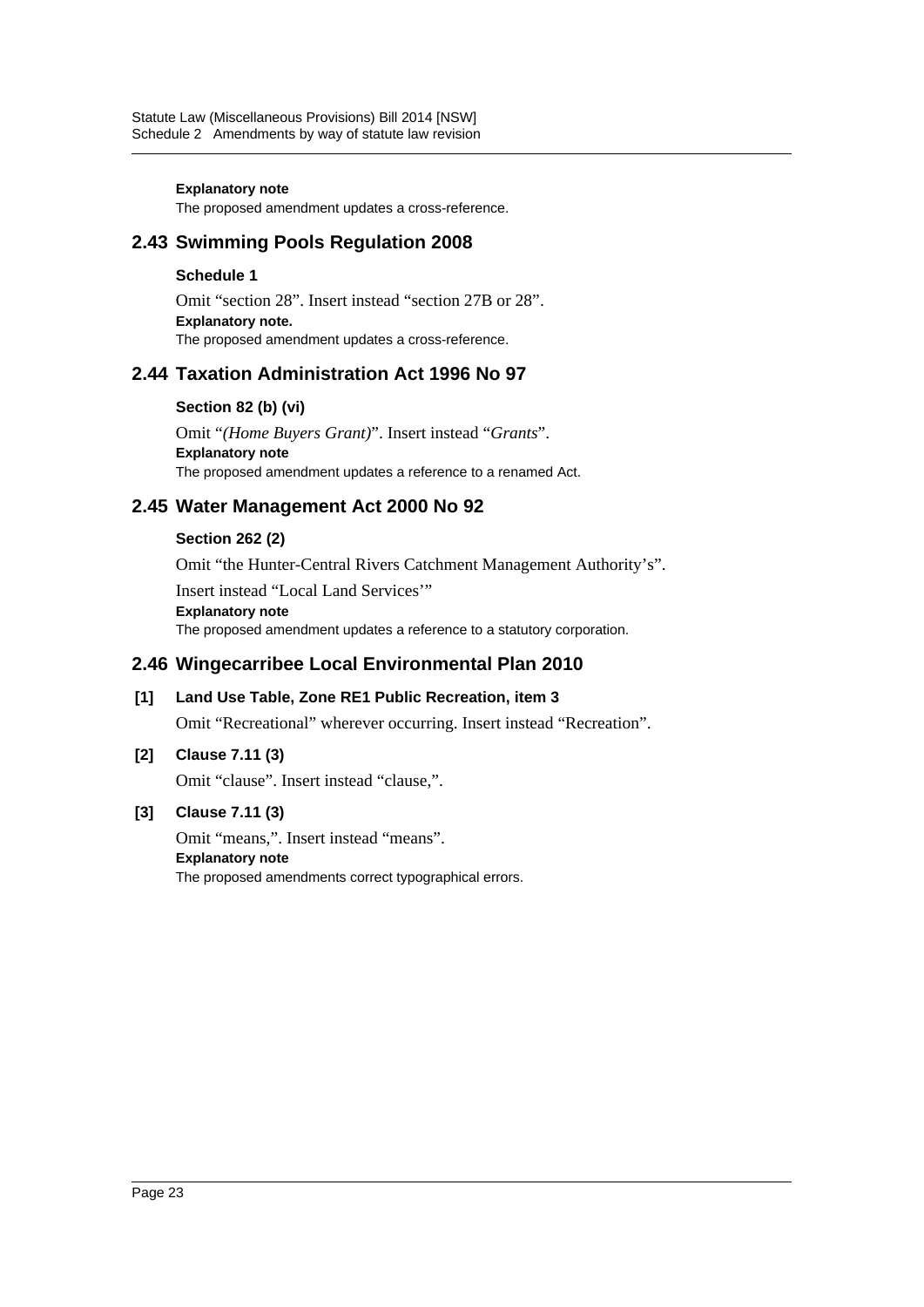**Explanatory note**

The proposed amendment updates a cross-reference.

## 2.43 Swimming Pools Regulation 2008

**Schedule 1**

Omit "section 28". Insert instead "section 27B or 28".

**Explanatory note.**

The proposed amendment updates a cross-reference.

## 2.44 Taxation Administration Act 1996 No 97

**Section 82 (b) (vi)**

Omit "*(Home Buyers Grant)*". Insert instead "*Grants*".

**Explanatory note**

The proposed amendment updates a reference to a renamed Act.

## 2.45 Water Management Act 2000 No 92

**Section 262 (2)**

Omit "the Hunter-Central Rivers Catchment Management Authority's".

Insert instead "Local Land Services'"

**Explanatory note**

The proposed amendment updates a reference to a statutory corporation.

## 2.46 Wingecarribee Local Environmental Plan 2010

**[1] Land Use Table, Zone RE1 Public Recreation, item 3**

Omit "Recreational" wherever occurring. Insert instead "Recreation".

**[2] Clause 7.11 (3)**

Omit "clause". Insert instead "clause,".

**[3] Clause 7.11 (3)**

Omit "means,". Insert instead "means".

**Explanatory note**

The proposed amendments correct typographical errors.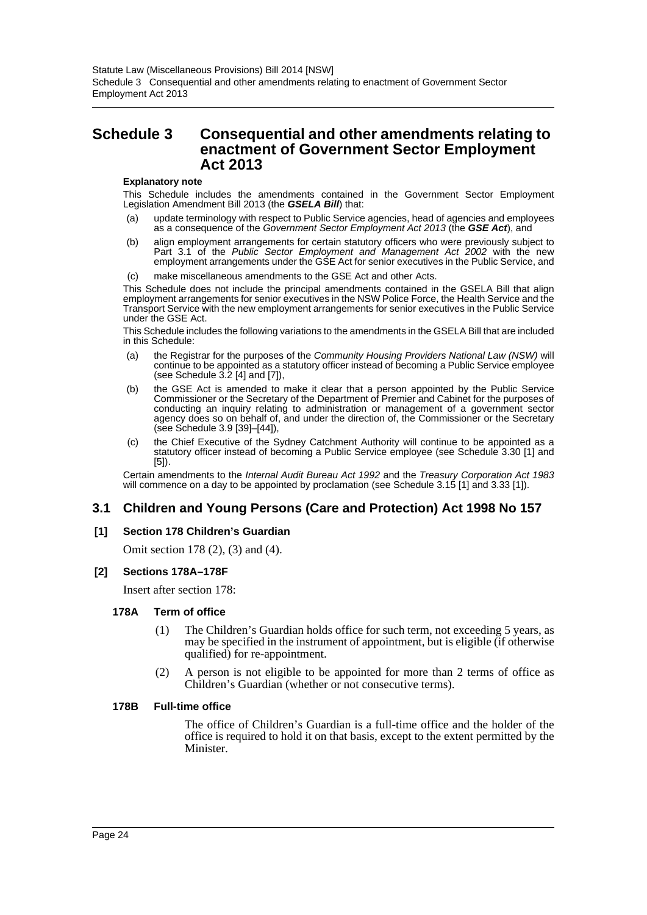# Schedule 3 Consequential and other amendments relating to enactment of Government Sector Employment Act 2013

**Explanatory note**

This Schedule includes the amendments contained in the Government Sector Employment Legislation Amendment Bill 2013 (the ***GSELA Bill***) that:

(a) update terminology with respect to Public Service agencies, head of agencies and employees as a consequence of the *Government Sector Employment Act 2013* (the ***GSE Act***), and

(b) align employment arrangements for certain statutory officers who were previously subject to Part 3.1 of the *Public Sector Employment and Management Act 2002* with the new employment arrangements under the GSE Act for senior executives in the Public Service, and

(c) make miscellaneous amendments to the GSE Act and other Acts.

This Schedule does not include the principal amendments contained in the GSELA Bill that align employment arrangements for senior executives in the NSW Police Force, the Health Service and the Transport Service with the new employment arrangements for senior executives in the Public Service under the GSE Act.

This Schedule includes the following variations to the amendments in the GSELA Bill that are included in this Schedule:

(a) the Registrar for the purposes of the *Community Housing Providers National Law (NSW)* will continue to be appointed as a statutory officer instead of becoming a Public Service employee (see Schedule 3.2 [4] and [7]),

(b) the GSE Act is amended to make it clear that a person appointed by the Public Service Commissioner or the Secretary of the Department of Premier and Cabinet for the purposes of conducting an inquiry relating to administration or management of a government sector agency does so on behalf of, and under the direction of, the Commissioner or the Secretary (see Schedule 3.9 [39]–[44]),

(c) the Chief Executive of the Sydney Catchment Authority will continue to be appointed as a statutory officer instead of becoming a Public Service employee (see Schedule 3.30 [1] and [5]).

Certain amendments to the *Internal Audit Bureau Act 1992* and the *Treasury Corporation Act 1983* will commence on a day to be appointed by proclamation (see Schedule 3.15 [1] and 3.33 [1]).

## 3.1 Children and Young Persons (Care and Protection) Act 1998 No 157

**[1] Section 178 Children's Guardian**

Omit section 178 (2), (3) and (4).

**[2] Sections 178A–178F**

Insert after section 178:

**178A Term of office**

(1) The Children's Guardian holds office for such term, not exceeding 5 years, as may be specified in the instrument of appointment, but is eligible (if otherwise qualified) for re-appointment.

(2) A person is not eligible to be appointed for more than 2 terms of office as Children's Guardian (whether or not consecutive terms).

**178B Full-time office**

The office of Children's Guardian is a full-time office and the holder of the office is required to hold it on that basis, except to the extent permitted by the Minister.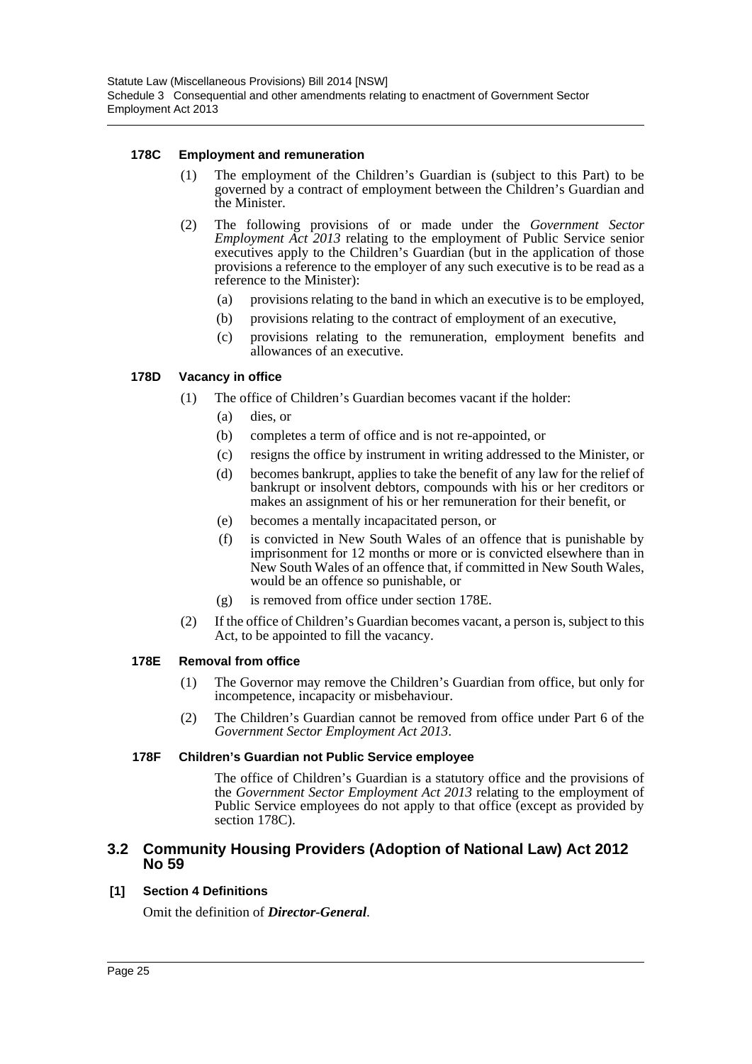#### 178C Employment and remuneration

(1) The employment of the Children's Guardian is (subject to this Part) to be governed by a contract of employment between the Children's Guardian and the Minister.

(2) The following provisions of or made under the *Government Sector Employment Act 2013* relating to the employment of Public Service senior executives apply to the Children's Guardian (but in the application of those provisions a reference to the employer of any such executive is to be read as a reference to the Minister):

(a) provisions relating to the band in which an executive is to be employed,

(b) provisions relating to the contract of employment of an executive,

(c) provisions relating to the remuneration, employment benefits and allowances of an executive.

#### 178D Vacancy in office

(1) The office of Children's Guardian becomes vacant if the holder:

(a) dies, or

(b) completes a term of office and is not re-appointed, or

(c) resigns the office by instrument in writing addressed to the Minister, or

(d) becomes bankrupt, applies to take the benefit of any law for the relief of bankrupt or insolvent debtors, compounds with his or her creditors or makes an assignment of his or her remuneration for their benefit, or

(e) becomes a mentally incapacitated person, or

(f) is convicted in New South Wales of an offence that is punishable by imprisonment for 12 months or more or is convicted elsewhere than in New South Wales of an offence that, if committed in New South Wales, would be an offence so punishable, or

(g) is removed from office under section 178E.

(2) If the office of Children's Guardian becomes vacant, a person is, subject to this Act, to be appointed to fill the vacancy.

#### 178E Removal from office

(1) The Governor may remove the Children's Guardian from office, but only for incompetence, incapacity or misbehaviour.

(2) The Children's Guardian cannot be removed from office under Part 6 of the *Government Sector Employment Act 2013*.

#### 178F Children's Guardian not Public Service employee

The office of Children's Guardian is a statutory office and the provisions of the *Government Sector Employment Act 2013* relating to the employment of Public Service employees do not apply to that office (except as provided by section 178C).

## 3.2 Community Housing Providers (Adoption of National Law) Act 2012 No 59

#### [1] Section 4 Definitions

Omit the definition of ***Director-General***.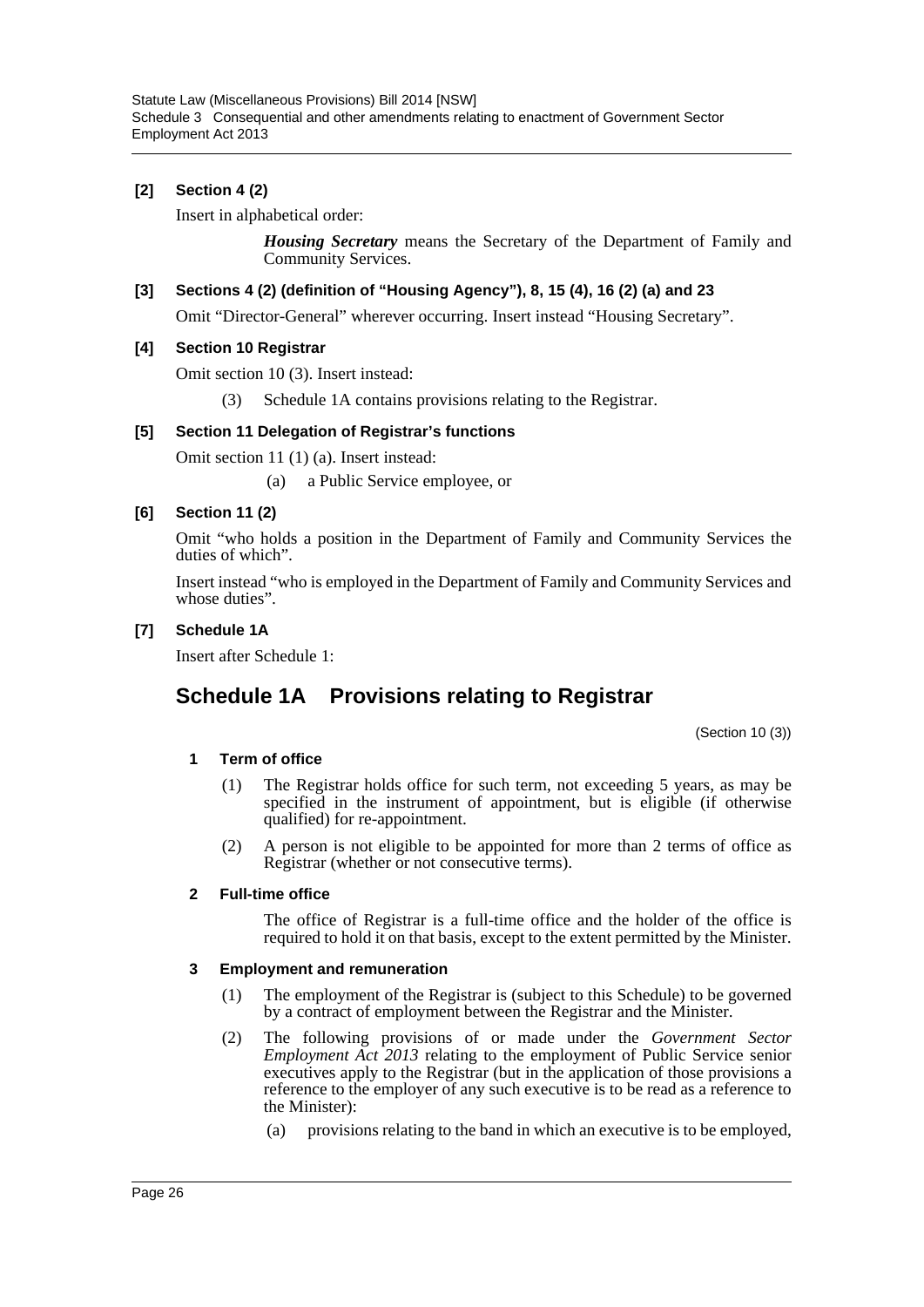**[2] Section 4 (2)**

Insert in alphabetical order:

> ***Housing Secretary*** means the Secretary of the Department of Family and Community Services.

**[3] Sections 4 (2) (definition of "Housing Agency"), 8, 15 (4), 16 (2) (a) and 23**

Omit "Director-General" wherever occurring. Insert instead "Housing Secretary".

**[4] Section 10 Registrar**

Omit section 10 (3). Insert instead:

> (3) Schedule 1A contains provisions relating to the Registrar.

**[5] Section 11 Delegation of Registrar's functions**

Omit section 11 (1) (a). Insert instead:

> (a) a Public Service employee, or

**[6] Section 11 (2)**

Omit "who holds a position in the Department of Family and Community Services the duties of which".

Insert instead "who is employed in the Department of Family and Community Services and whose duties".

**[7] Schedule 1A**

Insert after Schedule 1:

# Schedule 1A Provisions relating to Registrar

(Section 10 (3))

**1 Term of office**

(1) The Registrar holds office for such term, not exceeding 5 years, as may be specified in the instrument of appointment, but is eligible (if otherwise qualified) for re-appointment.

(2) A person is not eligible to be appointed for more than 2 terms of office as Registrar (whether or not consecutive terms).

**2 Full-time office**

The office of Registrar is a full-time office and the holder of the office is required to hold it on that basis, except to the extent permitted by the Minister.

**3 Employment and remuneration**

(1) The employment of the Registrar is (subject to this Schedule) to be governed by a contract of employment between the Registrar and the Minister.

(2) The following provisions of or made under the *Government Sector Employment Act 2013* relating to the employment of Public Service senior executives apply to the Registrar (but in the application of those provisions a reference to the employer of any such executive is to be read as a reference to the Minister):

(a) provisions relating to the band in which an executive is to be employed,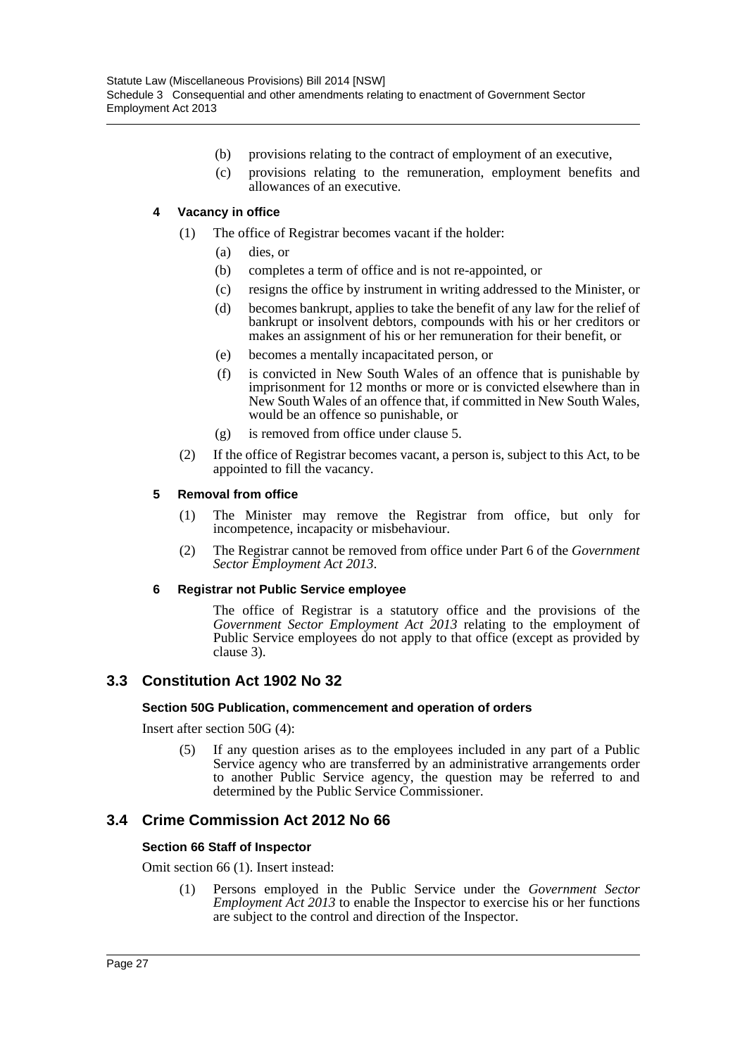(b) provisions relating to the contract of employment of an executive,

(c) provisions relating to the remuneration, employment benefits and allowances of an executive.

#### 4 Vacancy in office

(1) The office of Registrar becomes vacant if the holder:

(a) dies, or

(b) completes a term of office and is not re-appointed, or

(c) resigns the office by instrument in writing addressed to the Minister, or

(d) becomes bankrupt, applies to take the benefit of any law for the relief of bankrupt or insolvent debtors, compounds with his or her creditors or makes an assignment of his or her remuneration for their benefit, or

(e) becomes a mentally incapacitated person, or

(f) is convicted in New South Wales of an offence that is punishable by imprisonment for 12 months or more or is convicted elsewhere than in New South Wales of an offence that, if committed in New South Wales, would be an offence so punishable, or

(g) is removed from office under clause 5.

(2) If the office of Registrar becomes vacant, a person is, subject to this Act, to be appointed to fill the vacancy.

#### 5 Removal from office

(1) The Minister may remove the Registrar from office, but only for incompetence, incapacity or misbehaviour.

(2) The Registrar cannot be removed from office under Part 6 of the *Government Sector Employment Act 2013*.

#### 6 Registrar not Public Service employee

The office of Registrar is a statutory office and the provisions of the *Government Sector Employment Act 2013* relating to the employment of Public Service employees do not apply to that office (except as provided by clause 3).

## 3.3 Constitution Act 1902 No 32

#### Section 50G Publication, commencement and operation of orders

Insert after section 50G (4):

(5) If any question arises as to the employees included in any part of a Public Service agency who are transferred by an administrative arrangements order to another Public Service agency, the question may be referred to and determined by the Public Service Commissioner.

## 3.4 Crime Commission Act 2012 No 66

#### Section 66 Staff of Inspector

Omit section 66 (1). Insert instead:

(1) Persons employed in the Public Service under the *Government Sector Employment Act 2013* to enable the Inspector to exercise his or her functions are subject to the control and direction of the Inspector.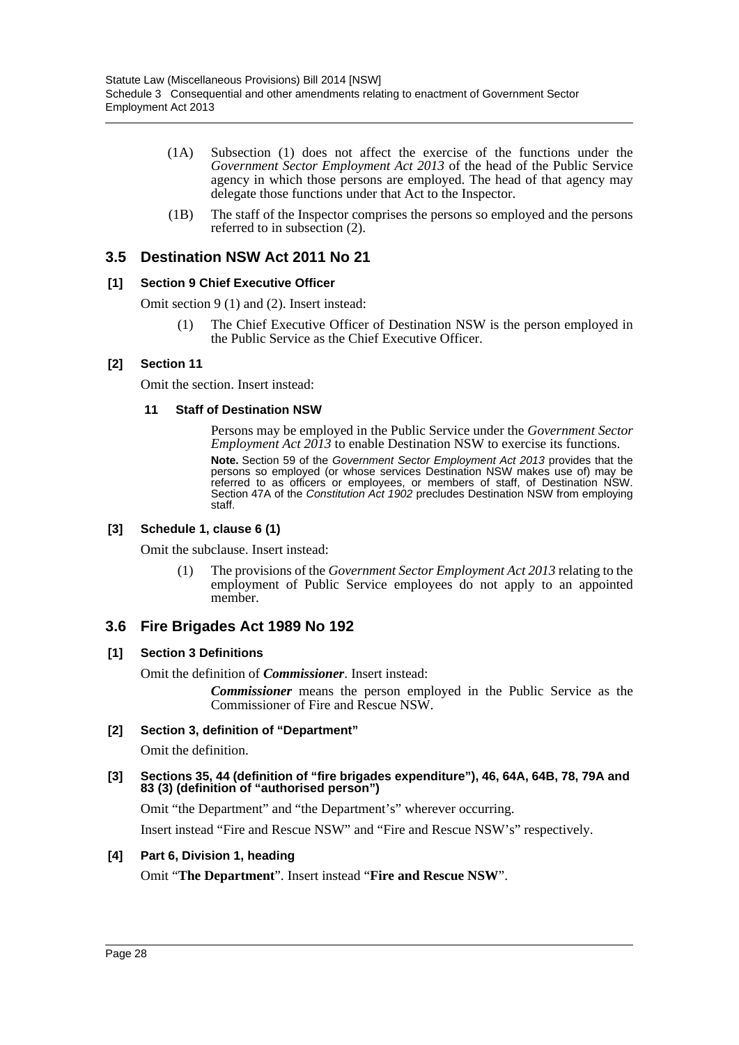(1A) Subsection (1) does not affect the exercise of the functions under the *Government Sector Employment Act 2013* of the head of the Public Service agency in which those persons are employed. The head of that agency may delegate those functions under that Act to the Inspector.

(1B) The staff of the Inspector comprises the persons so employed and the persons referred to in subsection (2).

## 3.5 Destination NSW Act 2011 No 21

### [1] Section 9 Chief Executive Officer

Omit section 9 (1) and (2). Insert instead:

> (1) The Chief Executive Officer of Destination NSW is the person employed in the Public Service as the Chief Executive Officer.

### [2] Section 11

Omit the section. Insert instead:

> **11 Staff of Destination NSW**
>
> Persons may be employed in the Public Service under the *Government Sector Employment Act 2013* to enable Destination NSW to exercise its functions.
>
> **Note.** Section 59 of the *Government Sector Employment Act 2013* provides that the persons so employed (or whose services Destination NSW makes use of) may be referred to as officers or employees, or members of staff, of Destination NSW. Section 47A of the *Constitution Act 1902* precludes Destination NSW from employing staff.

### [3] Schedule 1, clause 6 (1)

Omit the subclause. Insert instead:

> (1) The provisions of the *Government Sector Employment Act 2013* relating to the employment of Public Service employees do not apply to an appointed member.

## 3.6 Fire Brigades Act 1989 No 192

### [1] Section 3 Definitions

Omit the definition of ***Commissioner***. Insert instead:

> ***Commissioner*** means the person employed in the Public Service as the Commissioner of Fire and Rescue NSW.

### [2] Section 3, definition of "Department"

Omit the definition.

### [3] Sections 35, 44 (definition of "fire brigades expenditure"), 46, 64A, 64B, 78, 79A and 83 (3) (definition of "authorised person")

Omit "the Department" and "the Department's" wherever occurring.

Insert instead "Fire and Rescue NSW" and "Fire and Rescue NSW's" respectively.

### [4] Part 6, Division 1, heading

Omit "**The Department**". Insert instead "**Fire and Rescue NSW**".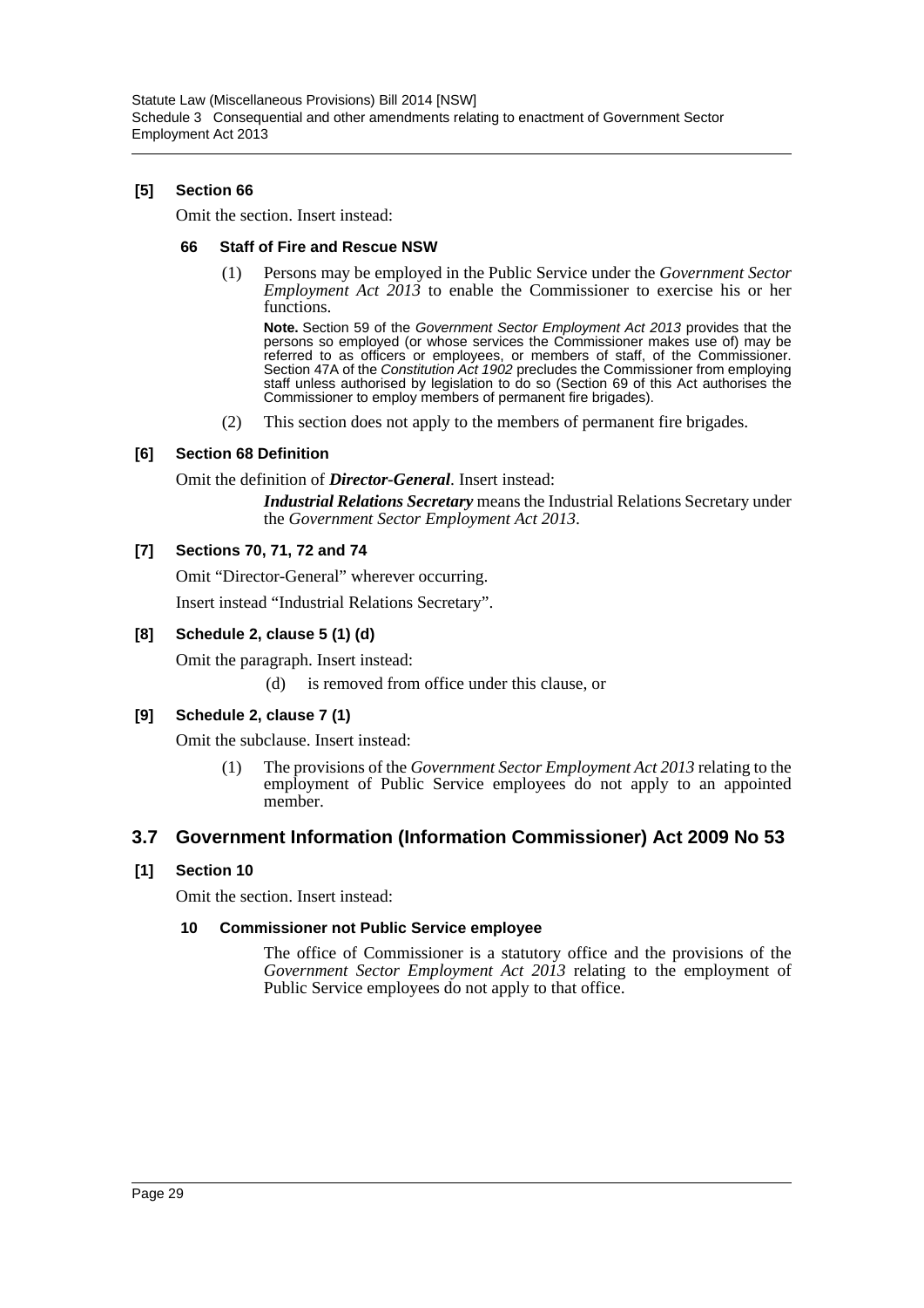### [5] Section 66

Omit the section. Insert instead:

#### 66 Staff of Fire and Rescue NSW

(1) Persons may be employed in the Public Service under the *Government Sector Employment Act 2013* to enable the Commissioner to exercise his or her functions.

**Note.** Section 59 of the *Government Sector Employment Act 2013* provides that the persons so employed (or whose services the Commissioner makes use of) may be referred to as officers or employees, or members of staff, of the Commissioner. Section 47A of the *Constitution Act 1902* precludes the Commissioner from employing staff unless authorised by legislation to do so (Section 69 of this Act authorises the Commissioner to employ members of permanent fire brigades).

(2) This section does not apply to the members of permanent fire brigades.

### [6] Section 68 Definition

Omit the definition of ***Director-General***. Insert instead:

***Industrial Relations Secretary*** means the Industrial Relations Secretary under the *Government Sector Employment Act 2013*.

### [7] Sections 70, 71, 72 and 74

Omit "Director-General" wherever occurring.

Insert instead "Industrial Relations Secretary".

### [8] Schedule 2, clause 5 (1) (d)

Omit the paragraph. Insert instead:

(d) is removed from office under this clause, or

### [9] Schedule 2, clause 7 (1)

Omit the subclause. Insert instead:

(1) The provisions of the *Government Sector Employment Act 2013* relating to the employment of Public Service employees do not apply to an appointed member.

## 3.7 Government Information (Information Commissioner) Act 2009 No 53

### [1] Section 10

Omit the section. Insert instead:

#### 10 Commissioner not Public Service employee

The office of Commissioner is a statutory office and the provisions of the *Government Sector Employment Act 2013* relating to the employment of Public Service employees do not apply to that office.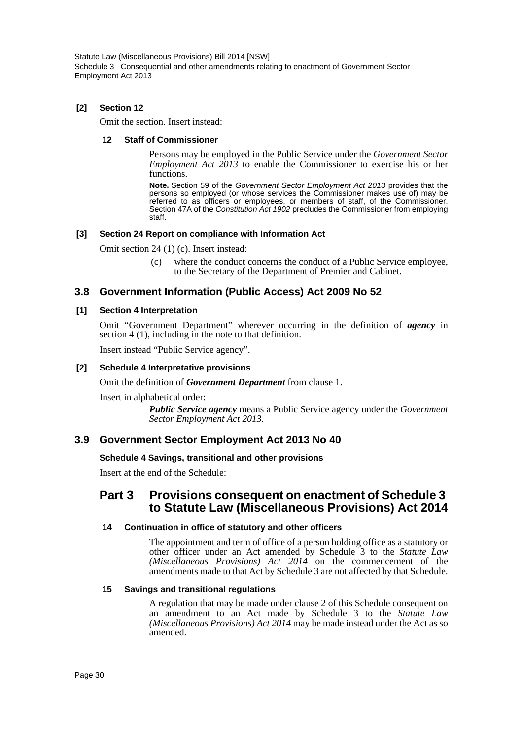#### [2] Section 12

Omit the section. Insert instead:

##### 12 Staff of Commissioner

Persons may be employed in the Public Service under the *Government Sector Employment Act 2013* to enable the Commissioner to exercise his or her functions.

**Note.** Section 59 of the *Government Sector Employment Act 2013* provides that the persons so employed (or whose services the Commissioner makes use of) may be referred to as officers or employees, or members of staff, of the Commissioner. Section 47A of the *Constitution Act 1902* precludes the Commissioner from employing staff.

#### [3] Section 24 Report on compliance with Information Act

Omit section 24 (1) (c). Insert instead:

(c) where the conduct concerns the conduct of a Public Service employee, to the Secretary of the Department of Premier and Cabinet.

## 3.8 Government Information (Public Access) Act 2009 No 52

#### [1] Section 4 Interpretation

Omit "Government Department" wherever occurring in the definition of ***agency*** in section 4 (1), including in the note to that definition.

Insert instead "Public Service agency".

#### [2] Schedule 4 Interpretative provisions

Omit the definition of ***Government Department*** from clause 1.

Insert in alphabetical order:

***Public Service agency*** means a Public Service agency under the *Government Sector Employment Act 2013*.

## 3.9 Government Sector Employment Act 2013 No 40

#### Schedule 4 Savings, transitional and other provisions

Insert at the end of the Schedule:

## Part 3 Provisions consequent on enactment of Schedule 3 to Statute Law (Miscellaneous Provisions) Act 2014

##### 14 Continuation in office of statutory and other officers

The appointment and term of office of a person holding office as a statutory or other officer under an Act amended by Schedule 3 to the *Statute Law (Miscellaneous Provisions) Act 2014* on the commencement of the amendments made to that Act by Schedule 3 are not affected by that Schedule.

##### 15 Savings and transitional regulations

A regulation that may be made under clause 2 of this Schedule consequent on an amendment to an Act made by Schedule 3 to the *Statute Law (Miscellaneous Provisions) Act 2014* may be made instead under the Act as so amended.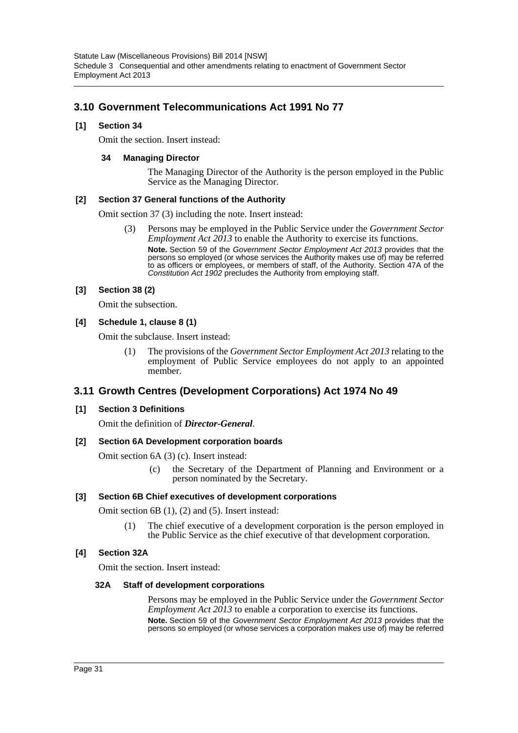## 3.10 Government Telecommunications Act 1991 No 77

**[1] Section 34**

Omit the section. Insert instead:

**34 Managing Director**

The Managing Director of the Authority is the person employed in the Public Service as the Managing Director.

**[2] Section 37 General functions of the Authority**

Omit section 37 (3) including the note. Insert instead:

(3) Persons may be employed in the Public Service under the *Government Sector Employment Act 2013* to enable the Authority to exercise its functions.

**Note.** Section 59 of the *Government Sector Employment Act 2013* provides that the persons so employed (or whose services the Authority makes use of) may be referred to as officers or employees, or members of staff, of the Authority. Section 47A of the *Constitution Act 1902* precludes the Authority from employing staff.

**[3] Section 38 (2)**

Omit the subsection.

**[4] Schedule 1, clause 8 (1)**

Omit the subclause. Insert instead:

(1) The provisions of the *Government Sector Employment Act 2013* relating to the employment of Public Service employees do not apply to an appointed member.

## 3.11 Growth Centres (Development Corporations) Act 1974 No 49

**[1] Section 3 Definitions**

Omit the definition of ***Director-General***.

**[2] Section 6A Development corporation boards**

Omit section 6A (3) (c). Insert instead:

(c) the Secretary of the Department of Planning and Environment or a person nominated by the Secretary.

**[3] Section 6B Chief executives of development corporations**

Omit section 6B (1), (2) and (5). Insert instead:

(1) The chief executive of a development corporation is the person employed in the Public Service as the chief executive of that development corporation.

**[4] Section 32A**

Omit the section. Insert instead:

**32A Staff of development corporations**

Persons may be employed in the Public Service under the *Government Sector Employment Act 2013* to enable a corporation to exercise its functions.

**Note.** Section 59 of the *Government Sector Employment Act 2013* provides that the persons so employed (or whose services a corporation makes use of) may be referred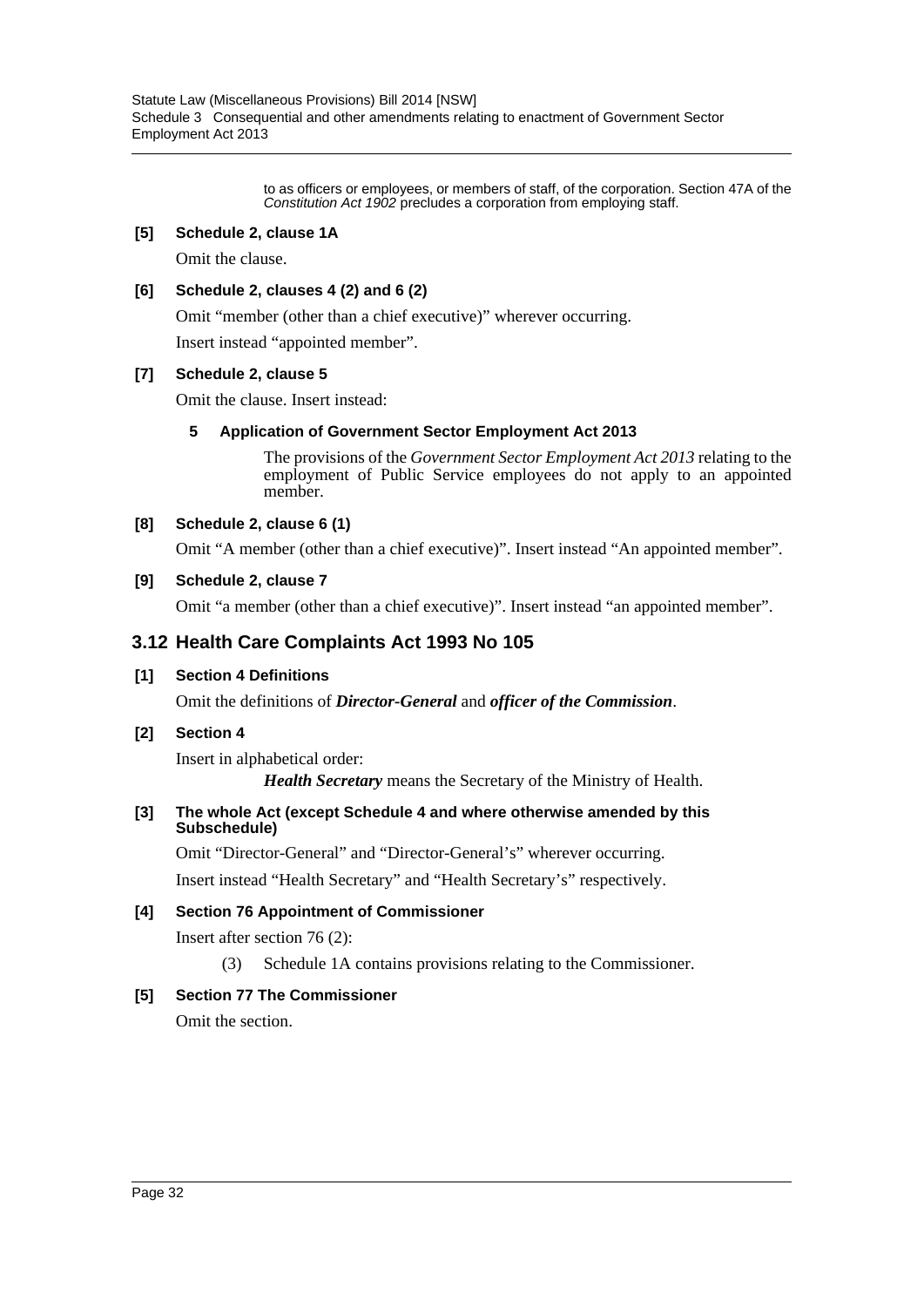to as officers or employees, or members of staff, of the corporation. Section 47A of the *Constitution Act 1902* precludes a corporation from employing staff.

**[5] Schedule 2, clause 1A**

Omit the clause.

**[6] Schedule 2, clauses 4 (2) and 6 (2)**

Omit "member (other than a chief executive)" wherever occurring.

Insert instead "appointed member".

**[7] Schedule 2, clause 5**

Omit the clause. Insert instead:

**5 Application of Government Sector Employment Act 2013**

The provisions of the *Government Sector Employment Act 2013* relating to the employment of Public Service employees do not apply to an appointed member.

**[8] Schedule 2, clause 6 (1)**

Omit "A member (other than a chief executive)". Insert instead "An appointed member".

**[9] Schedule 2, clause 7**

Omit "a member (other than a chief executive)". Insert instead "an appointed member".

## 3.12 Health Care Complaints Act 1993 No 105

**[1] Section 4 Definitions**

Omit the definitions of ***Director-General*** and ***officer of the Commission***.

**[2] Section 4**

Insert in alphabetical order:

***Health Secretary*** means the Secretary of the Ministry of Health.

**[3] The whole Act (except Schedule 4 and where otherwise amended by this Subschedule)**

Omit "Director-General" and "Director-General's" wherever occurring.

Insert instead "Health Secretary" and "Health Secretary's" respectively.

**[4] Section 76 Appointment of Commissioner**

Insert after section 76 (2):

(3) Schedule 1A contains provisions relating to the Commissioner.

**[5] Section 77 The Commissioner**

Omit the section.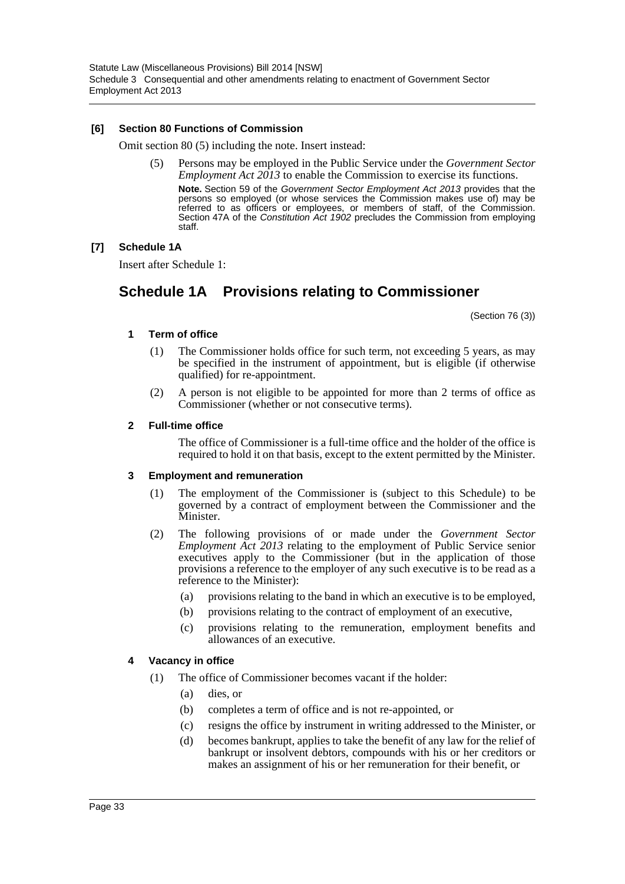**[6] Section 80 Functions of Commission**

Omit section 80 (5) including the note. Insert instead:

(5) Persons may be employed in the Public Service under the *Government Sector Employment Act 2013* to enable the Commission to exercise its functions.

**Note.** Section 59 of the *Government Sector Employment Act 2013* provides that the persons so employed (or whose services the Commission makes use of) may be referred to as officers or employees, or members of staff, of the Commission. Section 47A of the *Constitution Act 1902* precludes the Commission from employing staff.

**[7] Schedule 1A**

Insert after Schedule 1:

## Schedule 1A Provisions relating to Commissioner

(Section 76 (3))

**1 Term of office**

(1) The Commissioner holds office for such term, not exceeding 5 years, as may be specified in the instrument of appointment, but is eligible (if otherwise qualified) for re-appointment.

(2) A person is not eligible to be appointed for more than 2 terms of office as Commissioner (whether or not consecutive terms).

**2 Full-time office**

The office of Commissioner is a full-time office and the holder of the office is required to hold it on that basis, except to the extent permitted by the Minister.

**3 Employment and remuneration**

(1) The employment of the Commissioner is (subject to this Schedule) to be governed by a contract of employment between the Commissioner and the Minister.

(2) The following provisions of or made under the *Government Sector Employment Act 2013* relating to the employment of Public Service senior executives apply to the Commissioner (but in the application of those provisions a reference to the employer of any such executive is to be read as a reference to the Minister):

(a) provisions relating to the band in which an executive is to be employed,

(b) provisions relating to the contract of employment of an executive,

(c) provisions relating to the remuneration, employment benefits and allowances of an executive.

**4 Vacancy in office**

(1) The office of Commissioner becomes vacant if the holder:

(a) dies, or

(b) completes a term of office and is not re-appointed, or

(c) resigns the office by instrument in writing addressed to the Minister, or

(d) becomes bankrupt, applies to take the benefit of any law for the relief of bankrupt or insolvent debtors, compounds with his or her creditors or makes an assignment of his or her remuneration for their benefit, or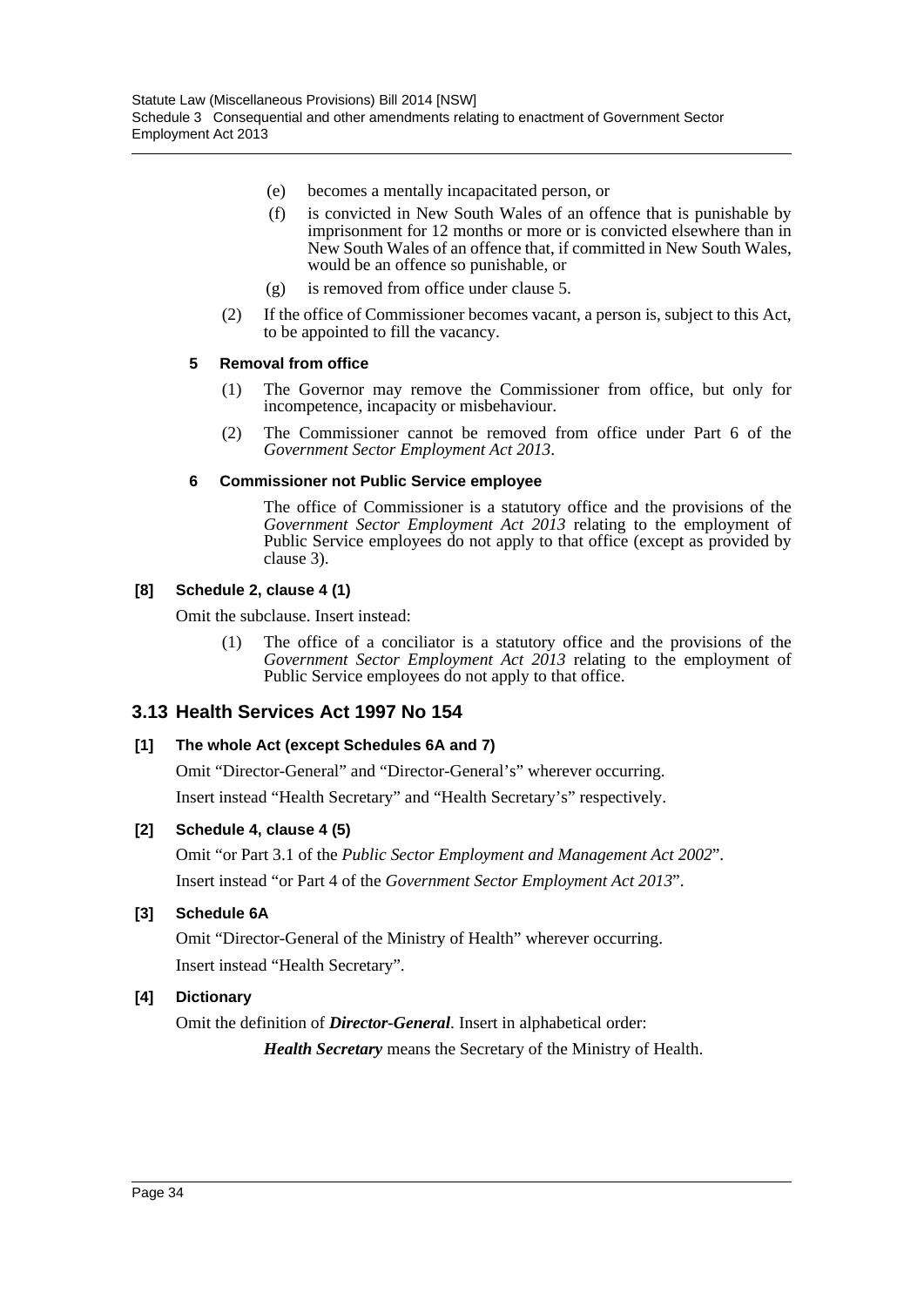(e) becomes a mentally incapacitated person, or

(f) is convicted in New South Wales of an offence that is punishable by imprisonment for 12 months or more or is convicted elsewhere than in New South Wales of an offence that, if committed in New South Wales, would be an offence so punishable, or

(g) is removed from office under clause 5.

(2) If the office of Commissioner becomes vacant, a person is, subject to this Act, to be appointed to fill the vacancy.

**5 Removal from office**

(1) The Governor may remove the Commissioner from office, but only for incompetence, incapacity or misbehaviour.

(2) The Commissioner cannot be removed from office under Part 6 of the *Government Sector Employment Act 2013*.

**6 Commissioner not Public Service employee**

The office of Commissioner is a statutory office and the provisions of the *Government Sector Employment Act 2013* relating to the employment of Public Service employees do not apply to that office (except as provided by clause 3).

**[8] Schedule 2, clause 4 (1)**

Omit the subclause. Insert instead:

(1) The office of a conciliator is a statutory office and the provisions of the *Government Sector Employment Act 2013* relating to the employment of Public Service employees do not apply to that office.

## 3.13 Health Services Act 1997 No 154

**[1] The whole Act (except Schedules 6A and 7)**

Omit "Director-General" and "Director-General's" wherever occurring.

Insert instead "Health Secretary" and "Health Secretary's" respectively.

**[2] Schedule 4, clause 4 (5)**

Omit "or Part 3.1 of the *Public Sector Employment and Management Act 2002*".

Insert instead "or Part 4 of the *Government Sector Employment Act 2013*".

**[3] Schedule 6A**

Omit "Director-General of the Ministry of Health" wherever occurring.

Insert instead "Health Secretary".

**[4] Dictionary**

Omit the definition of ***Director-General***. Insert in alphabetical order:

***Health Secretary*** means the Secretary of the Ministry of Health.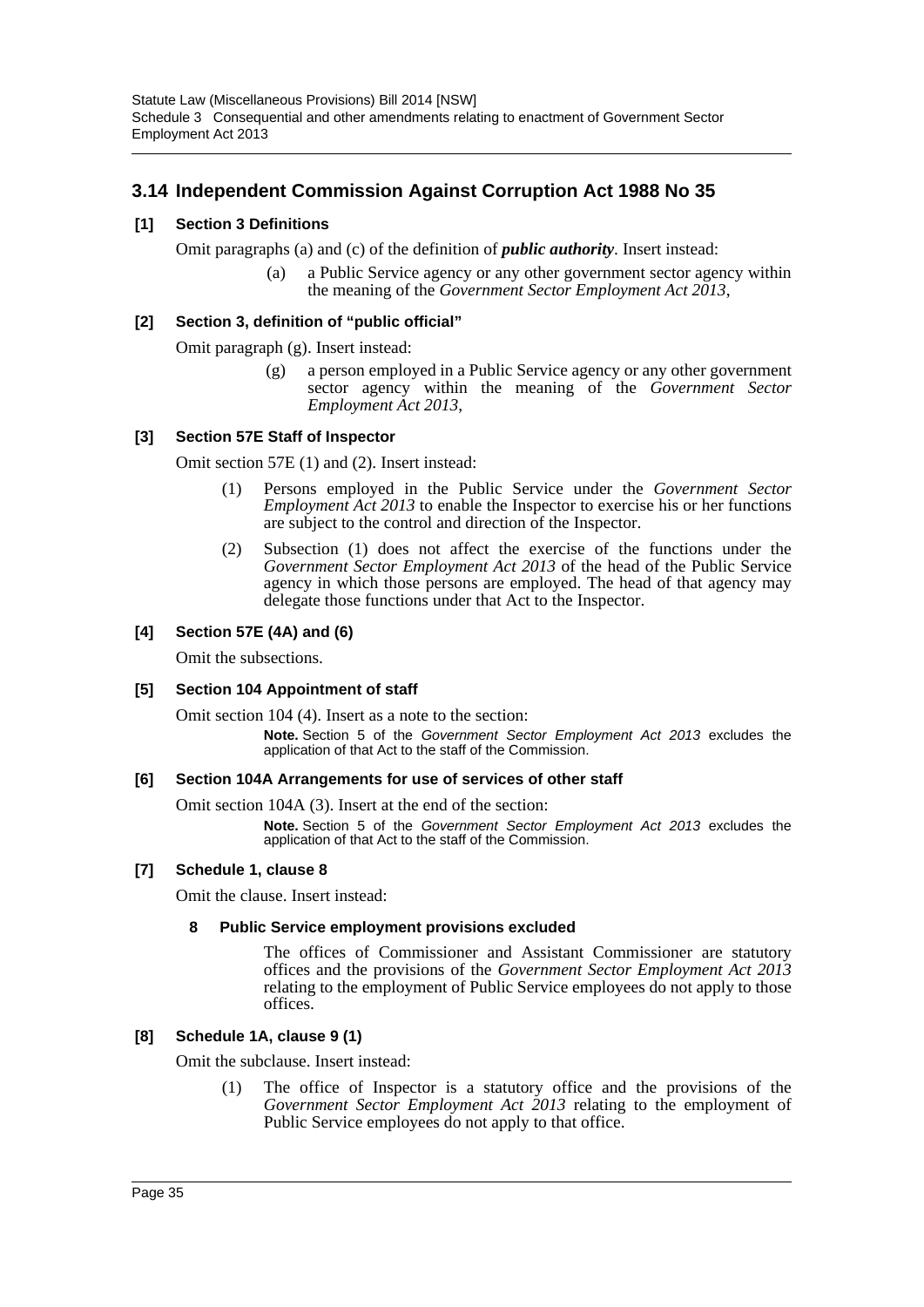## 3.14 Independent Commission Against Corruption Act 1988 No 35

### [1] Section 3 Definitions

Omit paragraphs (a) and (c) of the definition of ***public authority***. Insert instead:

> (a) a Public Service agency or any other government sector agency within the meaning of the *Government Sector Employment Act 2013*,

### [2] Section 3, definition of "public official"

Omit paragraph (g). Insert instead:

> (g) a person employed in a Public Service agency or any other government sector agency within the meaning of the *Government Sector Employment Act 2013*,

### [3] Section 57E Staff of Inspector

Omit section 57E (1) and (2). Insert instead:

> (1) Persons employed in the Public Service under the *Government Sector Employment Act 2013* to enable the Inspector to exercise his or her functions are subject to the control and direction of the Inspector.
>
> (2) Subsection (1) does not affect the exercise of the functions under the *Government Sector Employment Act 2013* of the head of the Public Service agency in which those persons are employed. The head of that agency may delegate those functions under that Act to the Inspector.

### [4] Section 57E (4A) and (6)

Omit the subsections.

### [5] Section 104 Appointment of staff

Omit section 104 (4). Insert as a note to the section:

> **Note.** Section 5 of the *Government Sector Employment Act 2013* excludes the application of that Act to the staff of the Commission.

### [6] Section 104A Arrangements for use of services of other staff

Omit section 104A (3). Insert at the end of the section:

> **Note.** Section 5 of the *Government Sector Employment Act 2013* excludes the application of that Act to the staff of the Commission.

### [7] Schedule 1, clause 8

Omit the clause. Insert instead:

> **8 Public Service employment provisions excluded**
>
> The offices of Commissioner and Assistant Commissioner are statutory offices and the provisions of the *Government Sector Employment Act 2013* relating to the employment of Public Service employees do not apply to those offices.

### [8] Schedule 1A, clause 9 (1)

Omit the subclause. Insert instead:

> (1) The office of Inspector is a statutory office and the provisions of the *Government Sector Employment Act 2013* relating to the employment of Public Service employees do not apply to that office.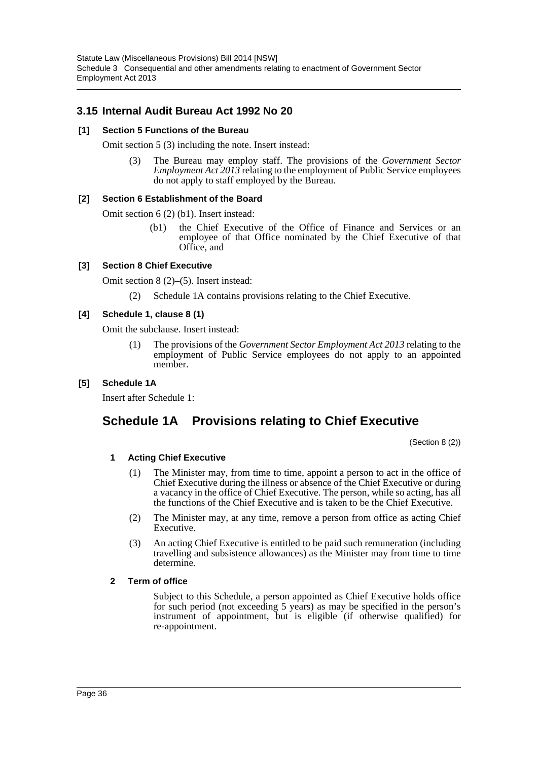## 3.15 Internal Audit Bureau Act 1992 No 20

### [1] Section 5 Functions of the Bureau

Omit section 5 (3) including the note. Insert instead:

> (3) The Bureau may employ staff. The provisions of the *Government Sector Employment Act 2013* relating to the employment of Public Service employees do not apply to staff employed by the Bureau.

### [2] Section 6 Establishment of the Board

Omit section 6 (2) (b1). Insert instead:

> (b1) the Chief Executive of the Office of Finance and Services or an employee of that Office nominated by the Chief Executive of that Office, and

### [3] Section 8 Chief Executive

Omit section 8 (2)–(5). Insert instead:

> (2) Schedule 1A contains provisions relating to the Chief Executive.

### [4] Schedule 1, clause 8 (1)

Omit the subclause. Insert instead:

> (1) The provisions of the *Government Sector Employment Act 2013* relating to the employment of Public Service employees do not apply to an appointed member.

### [5] Schedule 1A

Insert after Schedule 1:

# Schedule 1A Provisions relating to Chief Executive

(Section 8 (2))

**1 Acting Chief Executive**

(1) The Minister may, from time to time, appoint a person to act in the office of Chief Executive during the illness or absence of the Chief Executive or during a vacancy in the office of Chief Executive. The person, while so acting, has all the functions of the Chief Executive and is taken to be the Chief Executive.

(2) The Minister may, at any time, remove a person from office as acting Chief Executive.

(3) An acting Chief Executive is entitled to be paid such remuneration (including travelling and subsistence allowances) as the Minister may from time to time determine.

**2 Term of office**

Subject to this Schedule, a person appointed as Chief Executive holds office for such period (not exceeding 5 years) as may be specified in the person's instrument of appointment, but is eligible (if otherwise qualified) for re-appointment.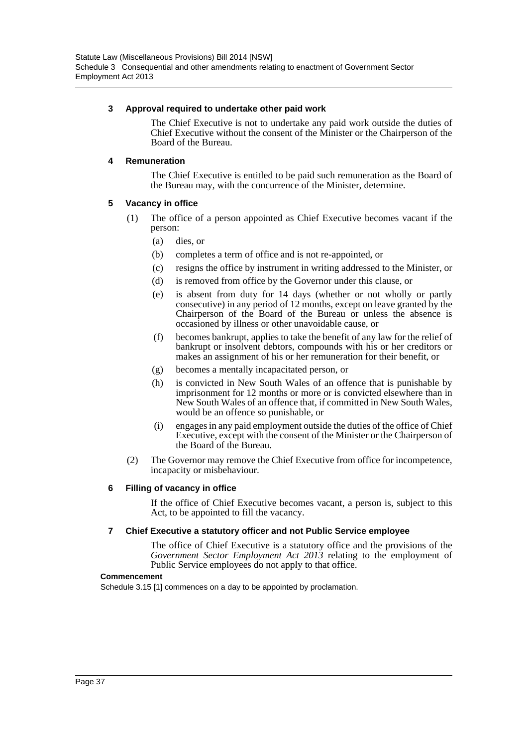### 3 Approval required to undertake other paid work

The Chief Executive is not to undertake any paid work outside the duties of Chief Executive without the consent of the Minister or the Chairperson of the Board of the Bureau.

### 4 Remuneration

The Chief Executive is entitled to be paid such remuneration as the Board of the Bureau may, with the concurrence of the Minister, determine.

### 5 Vacancy in office

(1) The office of a person appointed as Chief Executive becomes vacant if the person:

- (a) dies, or
- (b) completes a term of office and is not re-appointed, or
- (c) resigns the office by instrument in writing addressed to the Minister, or
- (d) is removed from office by the Governor under this clause, or
- (e) is absent from duty for 14 days (whether or not wholly or partly consecutive) in any period of 12 months, except on leave granted by the Chairperson of the Board of the Bureau or unless the absence is occasioned by illness or other unavoidable cause, or
- (f) becomes bankrupt, applies to take the benefit of any law for the relief of bankrupt or insolvent debtors, compounds with his or her creditors or makes an assignment of his or her remuneration for their benefit, or
- (g) becomes a mentally incapacitated person, or
- (h) is convicted in New South Wales of an offence that is punishable by imprisonment for 12 months or more or is convicted elsewhere than in New South Wales of an offence that, if committed in New South Wales, would be an offence so punishable, or
- (i) engages in any paid employment outside the duties of the office of Chief Executive, except with the consent of the Minister or the Chairperson of the Board of the Bureau.

(2) The Governor may remove the Chief Executive from office for incompetence, incapacity or misbehaviour.

### 6 Filling of vacancy in office

If the office of Chief Executive becomes vacant, a person is, subject to this Act, to be appointed to fill the vacancy.

### 7 Chief Executive a statutory officer and not Public Service employee

The office of Chief Executive is a statutory office and the provisions of the *Government Sector Employment Act 2013* relating to the employment of Public Service employees do not apply to that office.

**Commencement**

Schedule 3.15 [1] commences on a day to be appointed by proclamation.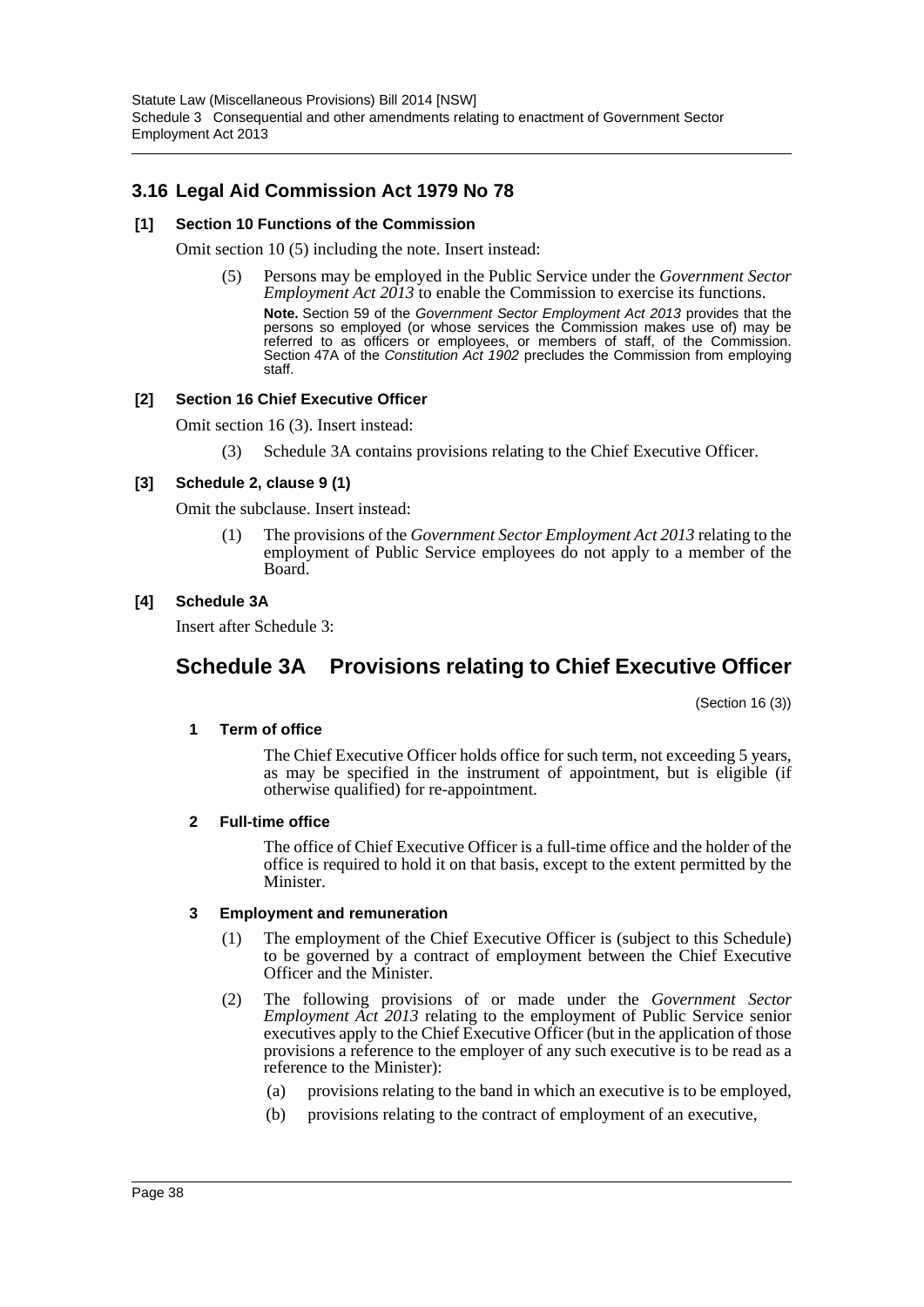## 3.16 Legal Aid Commission Act 1979 No 78

### [1] Section 10 Functions of the Commission

Omit section 10 (5) including the note. Insert instead:

(5) Persons may be employed in the Public Service under the *Government Sector Employment Act 2013* to enable the Commission to exercise its functions.

**Note.** Section 59 of the *Government Sector Employment Act 2013* provides that the persons so employed (or whose services the Commission makes use of) may be referred to as officers or employees, or members of staff, of the Commission. Section 47A of the *Constitution Act 1902* precludes the Commission from employing staff.

### [2] Section 16 Chief Executive Officer

Omit section 16 (3). Insert instead:

(3) Schedule 3A contains provisions relating to the Chief Executive Officer.

### [3] Schedule 2, clause 9 (1)

Omit the subclause. Insert instead:

(1) The provisions of the *Government Sector Employment Act 2013* relating to the employment of Public Service employees do not apply to a member of the Board.

### [4] Schedule 3A

Insert after Schedule 3:

# Schedule 3A Provisions relating to Chief Executive Officer

(Section 16 (3))

#### 1 Term of office

The Chief Executive Officer holds office for such term, not exceeding 5 years, as may be specified in the instrument of appointment, but is eligible (if otherwise qualified) for re-appointment.

#### 2 Full-time office

The office of Chief Executive Officer is a full-time office and the holder of the office is required to hold it on that basis, except to the extent permitted by the Minister.

#### 3 Employment and remuneration

(1) The employment of the Chief Executive Officer is (subject to this Schedule) to be governed by a contract of employment between the Chief Executive Officer and the Minister.

(2) The following provisions of or made under the *Government Sector Employment Act 2013* relating to the employment of Public Service senior executives apply to the Chief Executive Officer (but in the application of those provisions a reference to the employer of any such executive is to be read as a reference to the Minister):

(a) provisions relating to the band in which an executive is to be employed,

(b) provisions relating to the contract of employment of an executive,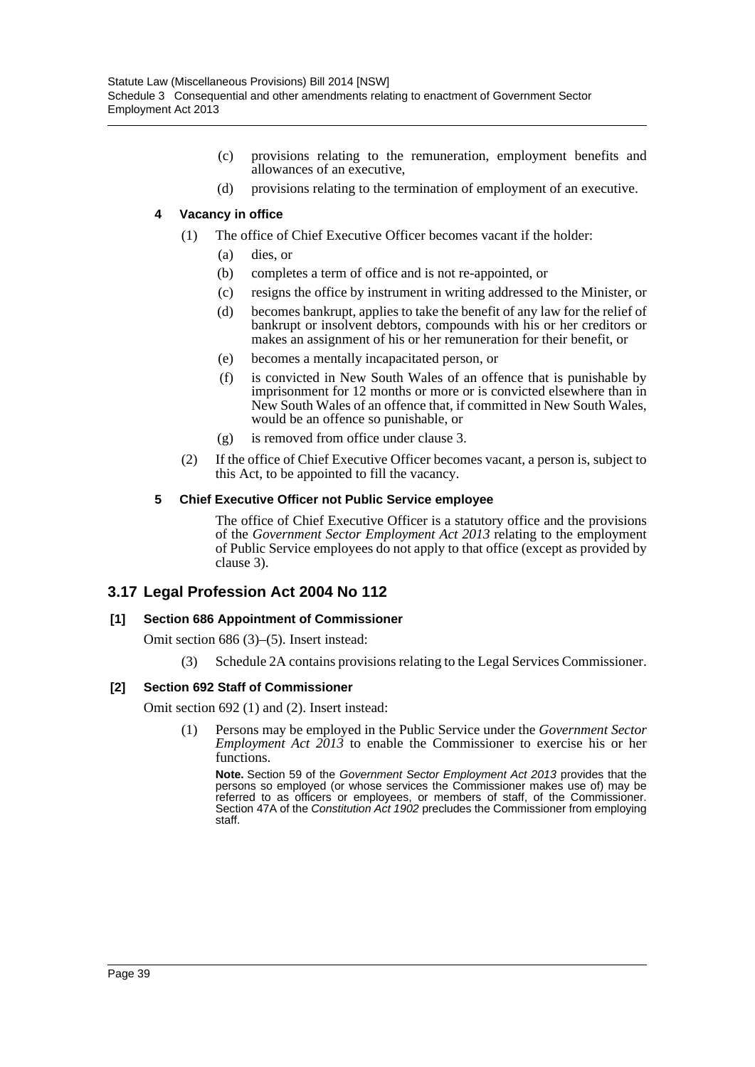(c) provisions relating to the remuneration, employment benefits and allowances of an executive,

(d) provisions relating to the termination of employment of an executive.

**4 Vacancy in office**

(1) The office of Chief Executive Officer becomes vacant if the holder:

(a) dies, or

(b) completes a term of office and is not re-appointed, or

(c) resigns the office by instrument in writing addressed to the Minister, or

(d) becomes bankrupt, applies to take the benefit of any law for the relief of bankrupt or insolvent debtors, compounds with his or her creditors or makes an assignment of his or her remuneration for their benefit, or

(e) becomes a mentally incapacitated person, or

(f) is convicted in New South Wales of an offence that is punishable by imprisonment for 12 months or more or is convicted elsewhere than in New South Wales of an offence that, if committed in New South Wales, would be an offence so punishable, or

(g) is removed from office under clause 3.

(2) If the office of Chief Executive Officer becomes vacant, a person is, subject to this Act, to be appointed to fill the vacancy.

**5 Chief Executive Officer not Public Service employee**

The office of Chief Executive Officer is a statutory office and the provisions of the *Government Sector Employment Act 2013* relating to the employment of Public Service employees do not apply to that office (except as provided by clause 3).

## 3.17 Legal Profession Act 2004 No 112

**[1] Section 686 Appointment of Commissioner**

Omit section 686 (3)–(5). Insert instead:

(3) Schedule 2A contains provisions relating to the Legal Services Commissioner.

**[2] Section 692 Staff of Commissioner**

Omit section 692 (1) and (2). Insert instead:

(1) Persons may be employed in the Public Service under the *Government Sector Employment Act 2013* to enable the Commissioner to exercise his or her functions.

**Note.** Section 59 of the *Government Sector Employment Act 2013* provides that the persons so employed (or whose services the Commissioner makes use of) may be referred to as officers or employees, or members of staff, of the Commissioner. Section 47A of the *Constitution Act 1902* precludes the Commissioner from employing staff.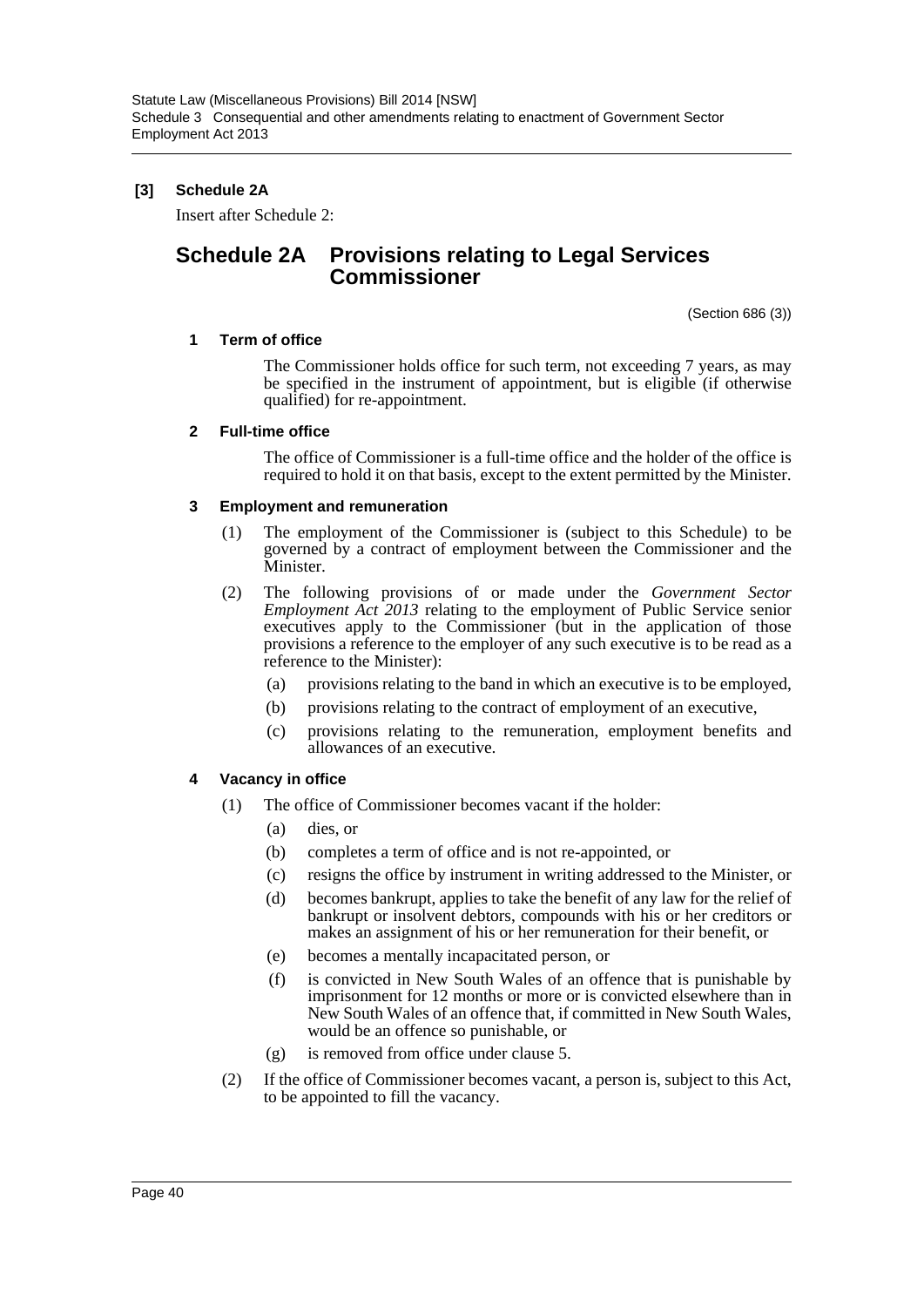**[3] Schedule 2A**

Insert after Schedule 2:

# Schedule 2A Provisions relating to Legal Services Commissioner

(Section 686 (3))

**1 Term of office**

The Commissioner holds office for such term, not exceeding 7 years, as may be specified in the instrument of appointment, but is eligible (if otherwise qualified) for re-appointment.

**2 Full-time office**

The office of Commissioner is a full-time office and the holder of the office is required to hold it on that basis, except to the extent permitted by the Minister.

**3 Employment and remuneration**

(1) The employment of the Commissioner is (subject to this Schedule) to be governed by a contract of employment between the Commissioner and the Minister.

(2) The following provisions of or made under the *Government Sector Employment Act 2013* relating to the employment of Public Service senior executives apply to the Commissioner (but in the application of those provisions a reference to the employer of any such executive is to be read as a reference to the Minister):

- (a) provisions relating to the band in which an executive is to be employed,
- (b) provisions relating to the contract of employment of an executive,
- (c) provisions relating to the remuneration, employment benefits and allowances of an executive.

**4 Vacancy in office**

(1) The office of Commissioner becomes vacant if the holder:

- (a) dies, or
- (b) completes a term of office and is not re-appointed, or
- (c) resigns the office by instrument in writing addressed to the Minister, or
- (d) becomes bankrupt, applies to take the benefit of any law for the relief of bankrupt or insolvent debtors, compounds with his or her creditors or makes an assignment of his or her remuneration for their benefit, or
- (e) becomes a mentally incapacitated person, or
- (f) is convicted in New South Wales of an offence that is punishable by imprisonment for 12 months or more or is convicted elsewhere than in New South Wales of an offence that, if committed in New South Wales, would be an offence so punishable, or
- (g) is removed from office under clause 5.

(2) If the office of Commissioner becomes vacant, a person is, subject to this Act, to be appointed to fill the vacancy.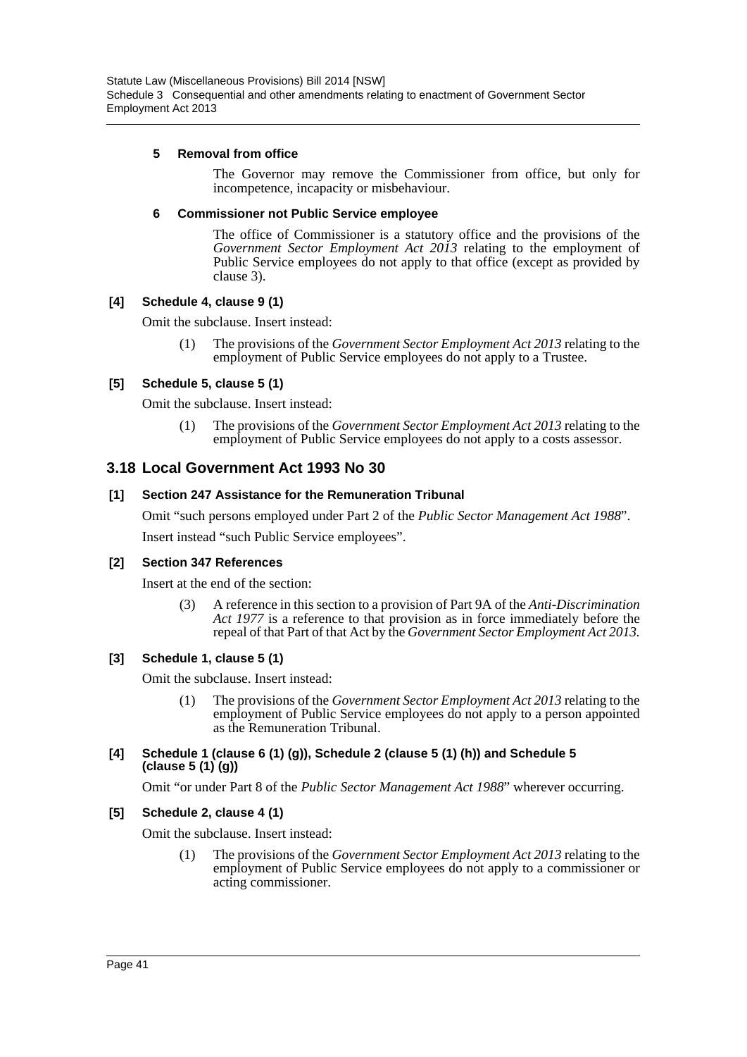#### 5 Removal from office

The Governor may remove the Commissioner from office, but only for incompetence, incapacity or misbehaviour.

#### 6 Commissioner not Public Service employee

The office of Commissioner is a statutory office and the provisions of the *Government Sector Employment Act 2013* relating to the employment of Public Service employees do not apply to that office (except as provided by clause 3).

#### [4] Schedule 4, clause 9 (1)

Omit the subclause. Insert instead:

(1) The provisions of the *Government Sector Employment Act 2013* relating to the employment of Public Service employees do not apply to a Trustee.

#### [5] Schedule 5, clause 5 (1)

Omit the subclause. Insert instead:

(1) The provisions of the *Government Sector Employment Act 2013* relating to the employment of Public Service employees do not apply to a costs assessor.

## 3.18 Local Government Act 1993 No 30

#### [1] Section 247 Assistance for the Remuneration Tribunal

Omit "such persons employed under Part 2 of the *Public Sector Management Act 1988*".

Insert instead "such Public Service employees".

#### [2] Section 347 References

Insert at the end of the section:

(3) A reference in this section to a provision of Part 9A of the *Anti-Discrimination Act 1977* is a reference to that provision as in force immediately before the repeal of that Part of that Act by the *Government Sector Employment Act 2013*.

#### [3] Schedule 1, clause 5 (1)

Omit the subclause. Insert instead:

(1) The provisions of the *Government Sector Employment Act 2013* relating to the employment of Public Service employees do not apply to a person appointed as the Remuneration Tribunal.

#### [4] Schedule 1 (clause 6 (1) (g)), Schedule 2 (clause 5 (1) (h)) and Schedule 5 (clause 5 (1) (g))

Omit "or under Part 8 of the *Public Sector Management Act 1988*" wherever occurring.

#### [5] Schedule 2, clause 4 (1)

Omit the subclause. Insert instead:

(1) The provisions of the *Government Sector Employment Act 2013* relating to the employment of Public Service employees do not apply to a commissioner or acting commissioner.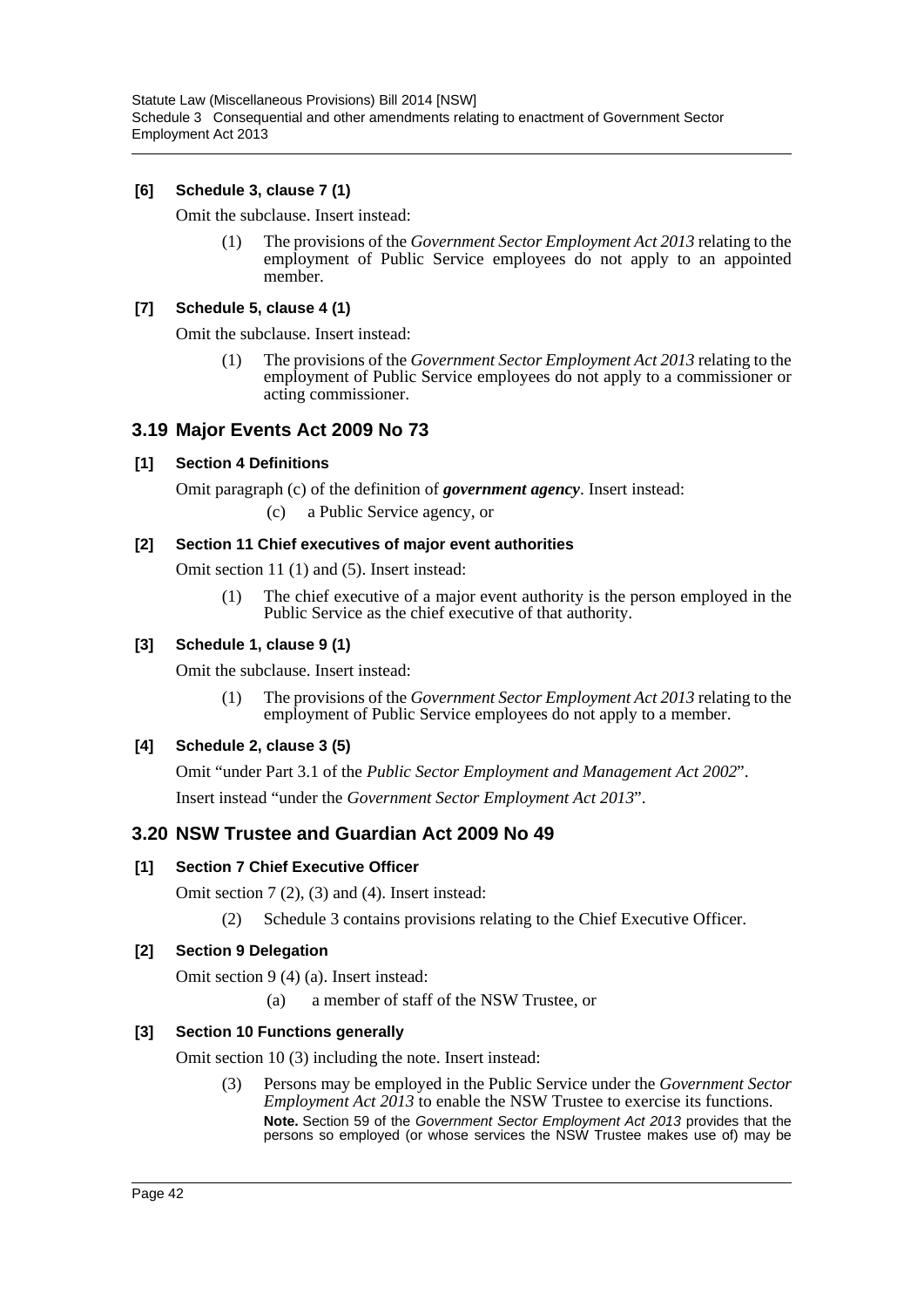**[6] Schedule 3, clause 7 (1)**

Omit the subclause. Insert instead:

> (1) The provisions of the *Government Sector Employment Act 2013* relating to the employment of Public Service employees do not apply to an appointed member.

**[7] Schedule 5, clause 4 (1)**

Omit the subclause. Insert instead:

> (1) The provisions of the *Government Sector Employment Act 2013* relating to the employment of Public Service employees do not apply to a commissioner or acting commissioner.

## 3.19 Major Events Act 2009 No 73

**[1] Section 4 Definitions**

Omit paragraph (c) of the definition of ***government agency***. Insert instead:

> (c) a Public Service agency, or

**[2] Section 11 Chief executives of major event authorities**

Omit section 11 (1) and (5). Insert instead:

> (1) The chief executive of a major event authority is the person employed in the Public Service as the chief executive of that authority.

**[3] Schedule 1, clause 9 (1)**

Omit the subclause. Insert instead:

> (1) The provisions of the *Government Sector Employment Act 2013* relating to the employment of Public Service employees do not apply to a member.

**[4] Schedule 2, clause 3 (5)**

Omit "under Part 3.1 of the *Public Sector Employment and Management Act 2002*".

Insert instead "under the *Government Sector Employment Act 2013*".

## 3.20 NSW Trustee and Guardian Act 2009 No 49

**[1] Section 7 Chief Executive Officer**

Omit section 7 (2), (3) and (4). Insert instead:

> (2) Schedule 3 contains provisions relating to the Chief Executive Officer.

**[2] Section 9 Delegation**

Omit section 9 (4) (a). Insert instead:

> (a) a member of staff of the NSW Trustee, or

**[3] Section 10 Functions generally**

Omit section 10 (3) including the note. Insert instead:

> (3) Persons may be employed in the Public Service under the *Government Sector Employment Act 2013* to enable the NSW Trustee to exercise its functions.
>
> **Note.** Section 59 of the *Government Sector Employment Act 2013* provides that the persons so employed (or whose services the NSW Trustee makes use of) may be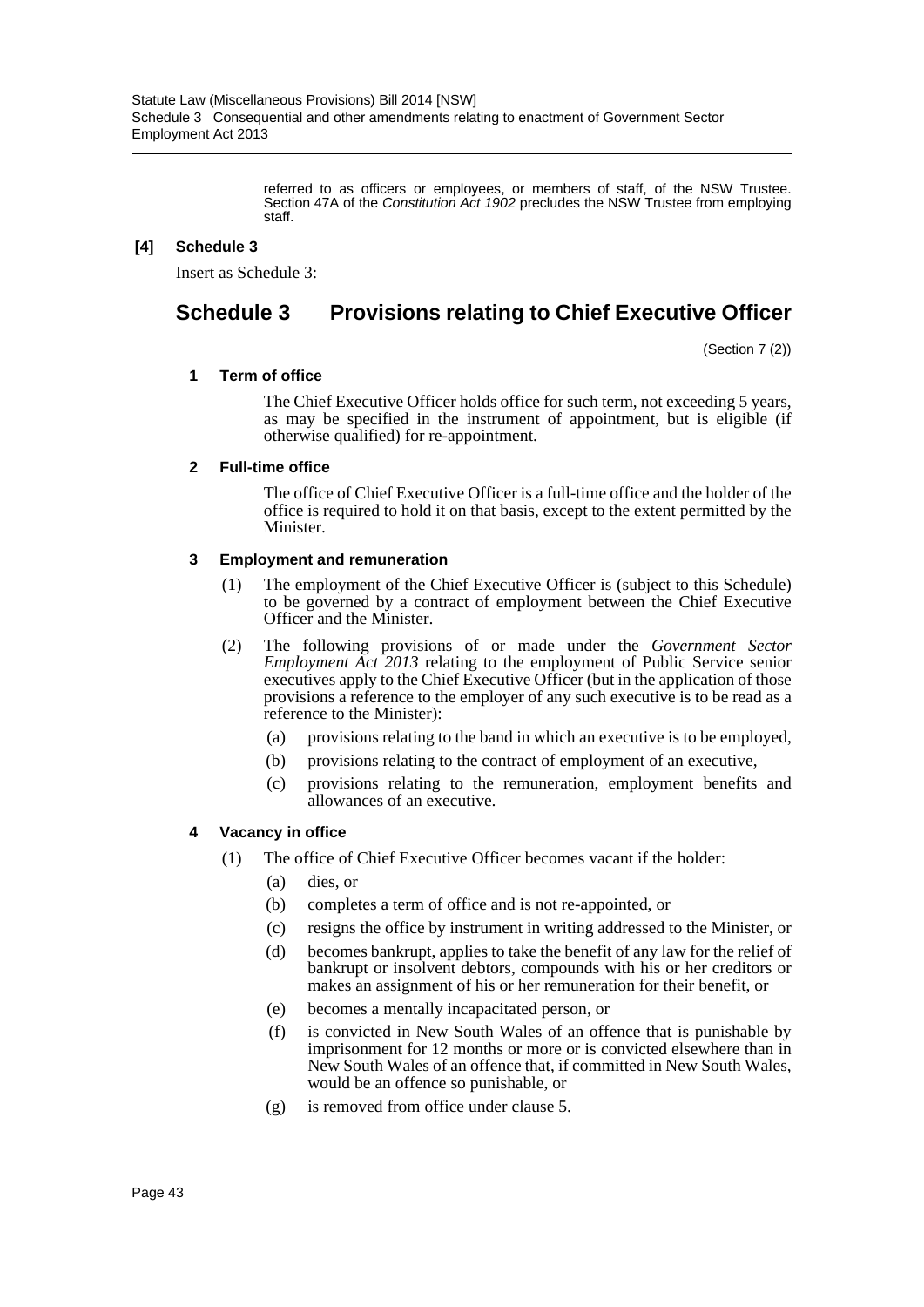referred to as officers or employees, or members of staff, of the NSW Trustee. Section 47A of the *Constitution Act 1902* precludes the NSW Trustee from employing staff.

**[4] Schedule 3**

Insert as Schedule 3:

# Schedule 3 Provisions relating to Chief Executive Officer

(Section 7 (2))

**1 Term of office**

The Chief Executive Officer holds office for such term, not exceeding 5 years, as may be specified in the instrument of appointment, but is eligible (if otherwise qualified) for re-appointment.

**2 Full-time office**

The office of Chief Executive Officer is a full-time office and the holder of the office is required to hold it on that basis, except to the extent permitted by the Minister.

**3 Employment and remuneration**

(1) The employment of the Chief Executive Officer is (subject to this Schedule) to be governed by a contract of employment between the Chief Executive Officer and the Minister.

(2) The following provisions of or made under the *Government Sector Employment Act 2013* relating to the employment of Public Service senior executives apply to the Chief Executive Officer (but in the application of those provisions a reference to the employer of any such executive is to be read as a reference to the Minister):

(a) provisions relating to the band in which an executive is to be employed,

(b) provisions relating to the contract of employment of an executive,

(c) provisions relating to the remuneration, employment benefits and allowances of an executive.

**4 Vacancy in office**

(1) The office of Chief Executive Officer becomes vacant if the holder:

(a) dies, or

(b) completes a term of office and is not re-appointed, or

(c) resigns the office by instrument in writing addressed to the Minister, or

(d) becomes bankrupt, applies to take the benefit of any law for the relief of bankrupt or insolvent debtors, compounds with his or her creditors or makes an assignment of his or her remuneration for their benefit, or

(e) becomes a mentally incapacitated person, or

(f) is convicted in New South Wales of an offence that is punishable by imprisonment for 12 months or more or is convicted elsewhere than in New South Wales of an offence that, if committed in New South Wales, would be an offence so punishable, or

(g) is removed from office under clause 5.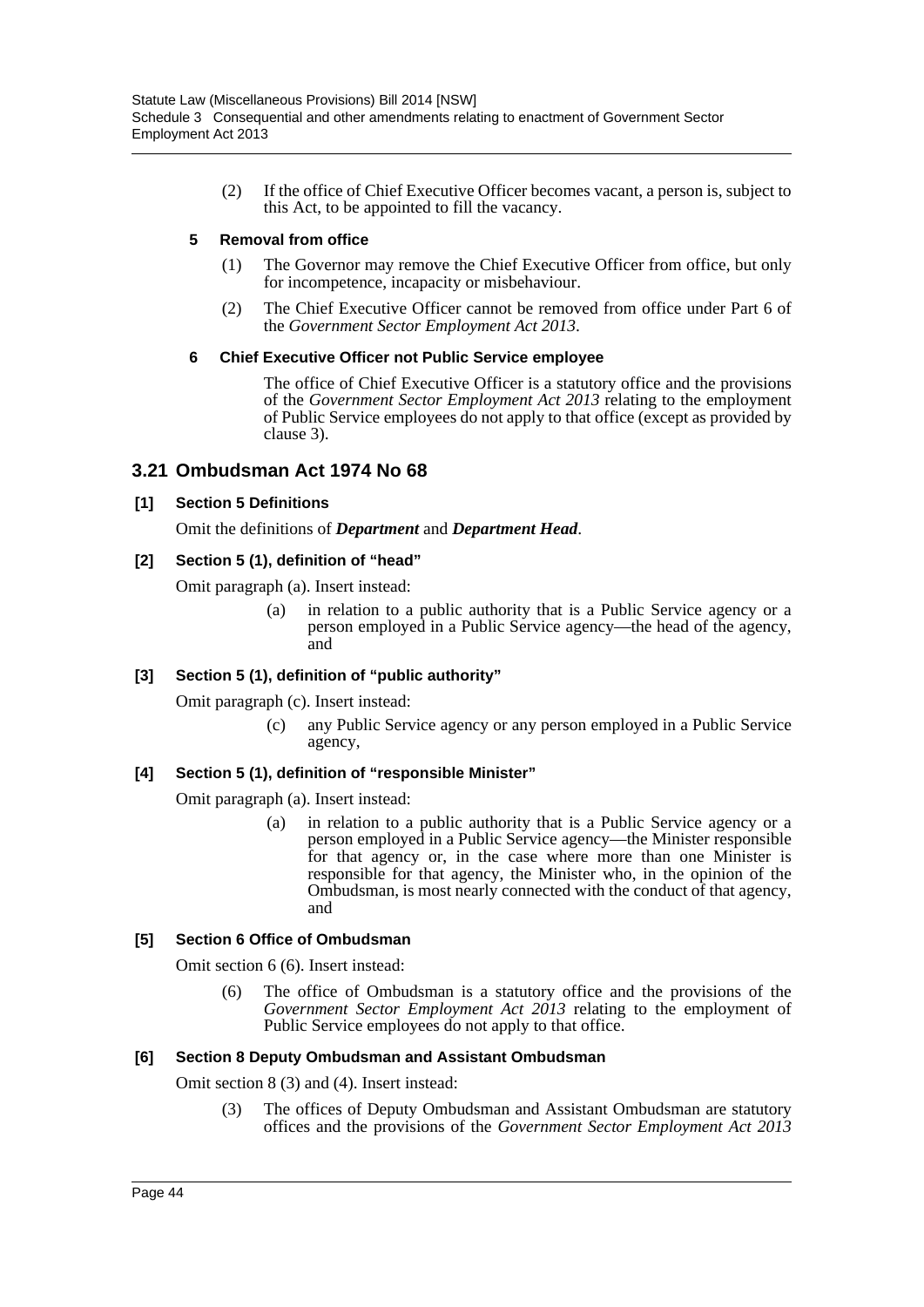(2) If the office of Chief Executive Officer becomes vacant, a person is, subject to this Act, to be appointed to fill the vacancy.

#### 5 Removal from office

(1) The Governor may remove the Chief Executive Officer from office, but only for incompetence, incapacity or misbehaviour.

(2) The Chief Executive Officer cannot be removed from office under Part 6 of the *Government Sector Employment Act 2013*.

#### 6 Chief Executive Officer not Public Service employee

The office of Chief Executive Officer is a statutory office and the provisions of the *Government Sector Employment Act 2013* relating to the employment of Public Service employees do not apply to that office (except as provided by clause 3).

## 3.21 Ombudsman Act 1974 No 68

### [1] Section 5 Definitions

Omit the definitions of ***Department*** and ***Department Head***.

### [2] Section 5 (1), definition of "head"

Omit paragraph (a). Insert instead:

(a) in relation to a public authority that is a Public Service agency or a person employed in a Public Service agency—the head of the agency, and

### [3] Section 5 (1), definition of "public authority"

Omit paragraph (c). Insert instead:

(c) any Public Service agency or any person employed in a Public Service agency,

### [4] Section 5 (1), definition of "responsible Minister"

Omit paragraph (a). Insert instead:

(a) in relation to a public authority that is a Public Service agency or a person employed in a Public Service agency—the Minister responsible for that agency or, in the case where more than one Minister is responsible for that agency, the Minister who, in the opinion of the Ombudsman, is most nearly connected with the conduct of that agency, and

### [5] Section 6 Office of Ombudsman

Omit section 6 (6). Insert instead:

(6) The office of Ombudsman is a statutory office and the provisions of the *Government Sector Employment Act 2013* relating to the employment of Public Service employees do not apply to that office.

### [6] Section 8 Deputy Ombudsman and Assistant Ombudsman

Omit section 8 (3) and (4). Insert instead:

(3) The offices of Deputy Ombudsman and Assistant Ombudsman are statutory offices and the provisions of the *Government Sector Employment Act 2013*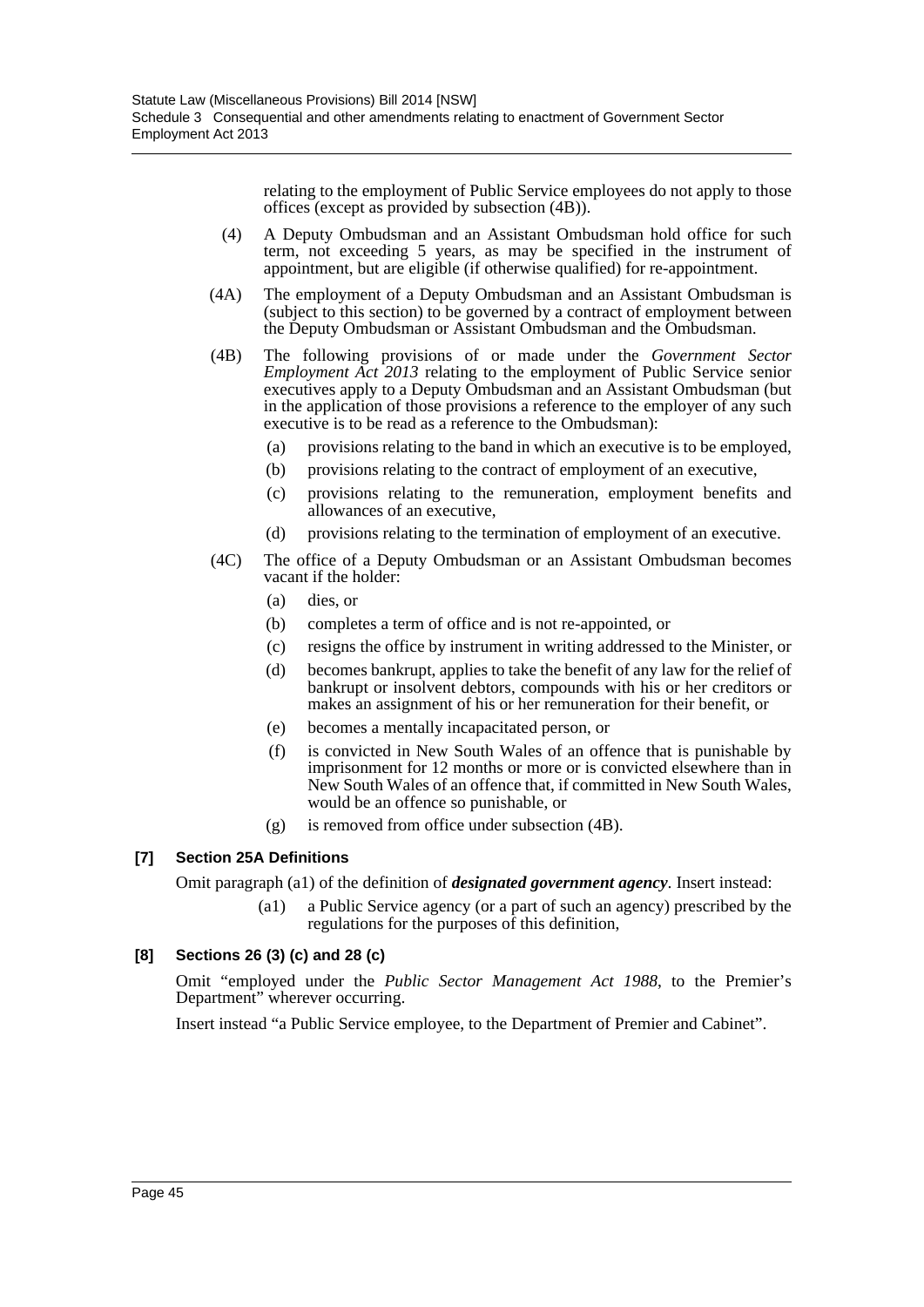relating to the employment of Public Service employees do not apply to those offices (except as provided by subsection (4B)).

(4) A Deputy Ombudsman and an Assistant Ombudsman hold office for such term, not exceeding 5 years, as may be specified in the instrument of appointment, but are eligible (if otherwise qualified) for re-appointment.

(4A) The employment of a Deputy Ombudsman and an Assistant Ombudsman is (subject to this section) to be governed by a contract of employment between the Deputy Ombudsman or Assistant Ombudsman and the Ombudsman.

(4B) The following provisions of or made under the *Government Sector Employment Act 2013* relating to the employment of Public Service senior executives apply to a Deputy Ombudsman and an Assistant Ombudsman (but in the application of those provisions a reference to the employer of any such executive is to be read as a reference to the Ombudsman):

- (a) provisions relating to the band in which an executive is to be employed,
- (b) provisions relating to the contract of employment of an executive,
- (c) provisions relating to the remuneration, employment benefits and allowances of an executive,
- (d) provisions relating to the termination of employment of an executive.

(4C) The office of a Deputy Ombudsman or an Assistant Ombudsman becomes vacant if the holder:

- (a) dies, or
- (b) completes a term of office and is not re-appointed, or
- (c) resigns the office by instrument in writing addressed to the Minister, or
- (d) becomes bankrupt, applies to take the benefit of any law for the relief of bankrupt or insolvent debtors, compounds with his or her creditors or makes an assignment of his or her remuneration for their benefit, or
- (e) becomes a mentally incapacitated person, or
- (f) is convicted in New South Wales of an offence that is punishable by imprisonment for 12 months or more or is convicted elsewhere than in New South Wales of an offence that, if committed in New South Wales, would be an offence so punishable, or
- (g) is removed from office under subsection (4B).

### [7] Section 25A Definitions

Omit paragraph (a1) of the definition of ***designated government agency***. Insert instead:

(a1) a Public Service agency (or a part of such an agency) prescribed by the regulations for the purposes of this definition,

### [8] Sections 26 (3) (c) and 28 (c)

Omit "employed under the *Public Sector Management Act 1988*, to the Premier's Department" wherever occurring.

Insert instead "a Public Service employee, to the Department of Premier and Cabinet".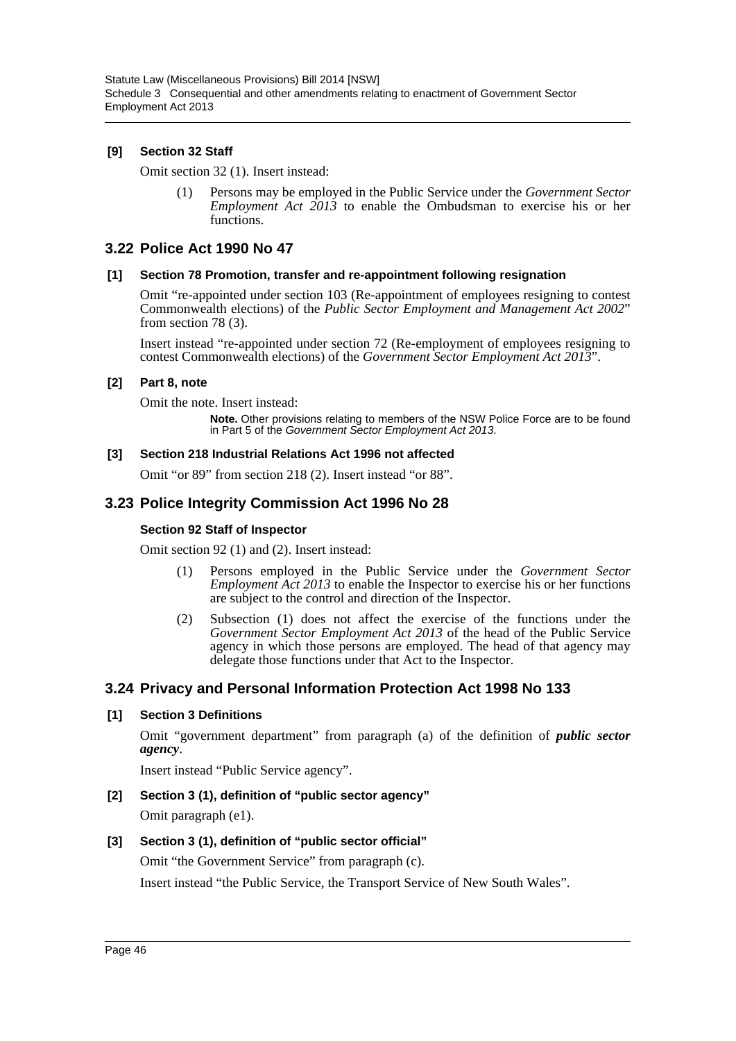#### [9] Section 32 Staff

Omit section 32 (1). Insert instead:

> (1) Persons may be employed in the Public Service under the *Government Sector Employment Act 2013* to enable the Ombudsman to exercise his or her functions.

## 3.22 Police Act 1990 No 47

#### [1] Section 78 Promotion, transfer and re-appointment following resignation

Omit "re-appointed under section 103 (Re-appointment of employees resigning to contest Commonwealth elections) of the *Public Sector Employment and Management Act 2002*" from section 78 (3).

Insert instead "re-appointed under section 72 (Re-employment of employees resigning to contest Commonwealth elections) of the *Government Sector Employment Act 2013*".

#### [2] Part 8, note

Omit the note. Insert instead:

> **Note.** Other provisions relating to members of the NSW Police Force are to be found in Part 5 of the *Government Sector Employment Act 2013*.

#### [3] Section 218 Industrial Relations Act 1996 not affected

Omit "or 89" from section 218 (2). Insert instead "or 88".

## 3.23 Police Integrity Commission Act 1996 No 28

#### Section 92 Staff of Inspector

Omit section 92 (1) and (2). Insert instead:

> (1) Persons employed in the Public Service under the *Government Sector Employment Act 2013* to enable the Inspector to exercise his or her functions are subject to the control and direction of the Inspector.
>
> (2) Subsection (1) does not affect the exercise of the functions under the *Government Sector Employment Act 2013* of the head of the Public Service agency in which those persons are employed. The head of that agency may delegate those functions under that Act to the Inspector.

## 3.24 Privacy and Personal Information Protection Act 1998 No 133

#### [1] Section 3 Definitions

Omit "government department" from paragraph (a) of the definition of ***public sector agency***.

Insert instead "Public Service agency".

#### [2] Section 3 (1), definition of "public sector agency"

Omit paragraph (e1).

#### [3] Section 3 (1), definition of "public sector official"

Omit "the Government Service" from paragraph (c).

Insert instead "the Public Service, the Transport Service of New South Wales".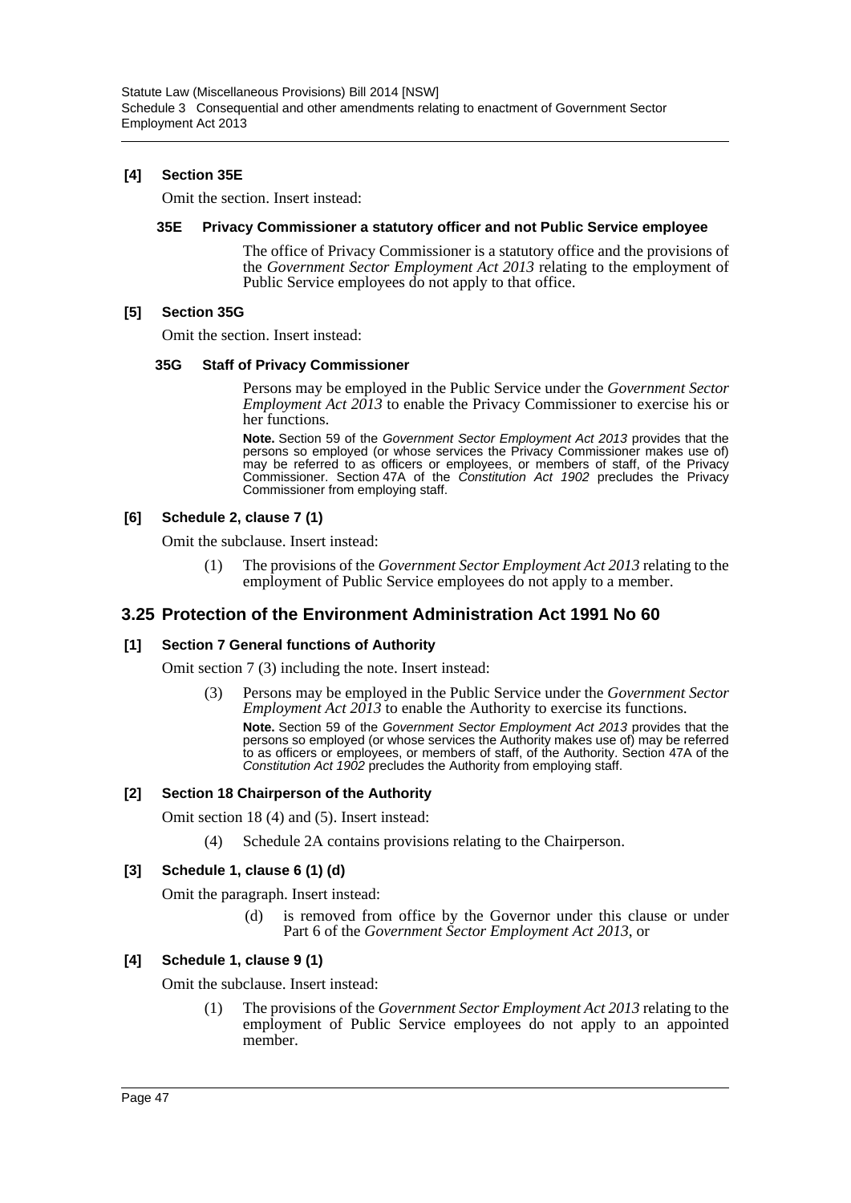**[4] Section 35E**

Omit the section. Insert instead:

**35E Privacy Commissioner a statutory officer and not Public Service employee**

The office of Privacy Commissioner is a statutory office and the provisions of the *Government Sector Employment Act 2013* relating to the employment of Public Service employees do not apply to that office.

**[5] Section 35G**

Omit the section. Insert instead:

**35G Staff of Privacy Commissioner**

Persons may be employed in the Public Service under the *Government Sector Employment Act 2013* to enable the Privacy Commissioner to exercise his or her functions.

**Note.** Section 59 of the *Government Sector Employment Act 2013* provides that the persons so employed (or whose services the Privacy Commissioner makes use of) may be referred to as officers or employees, or members of staff, of the Privacy Commissioner. Section 47A of the *Constitution Act 1902* precludes the Privacy Commissioner from employing staff.

**[6] Schedule 2, clause 7 (1)**

Omit the subclause. Insert instead:

(1) The provisions of the *Government Sector Employment Act 2013* relating to the employment of Public Service employees do not apply to a member.

## 3.25 Protection of the Environment Administration Act 1991 No 60

**[1] Section 7 General functions of Authority**

Omit section 7 (3) including the note. Insert instead:

(3) Persons may be employed in the Public Service under the *Government Sector Employment Act 2013* to enable the Authority to exercise its functions.

**Note.** Section 59 of the *Government Sector Employment Act 2013* provides that the persons so employed (or whose services the Authority makes use of) may be referred to as officers or employees, or members of staff, of the Authority. Section 47A of the *Constitution Act 1902* precludes the Authority from employing staff.

**[2] Section 18 Chairperson of the Authority**

Omit section 18 (4) and (5). Insert instead:

(4) Schedule 2A contains provisions relating to the Chairperson.

**[3] Schedule 1, clause 6 (1) (d)**

Omit the paragraph. Insert instead:

(d) is removed from office by the Governor under this clause or under Part 6 of the *Government Sector Employment Act 2013*, or

**[4] Schedule 1, clause 9 (1)**

Omit the subclause. Insert instead:

(1) The provisions of the *Government Sector Employment Act 2013* relating to the employment of Public Service employees do not apply to an appointed member.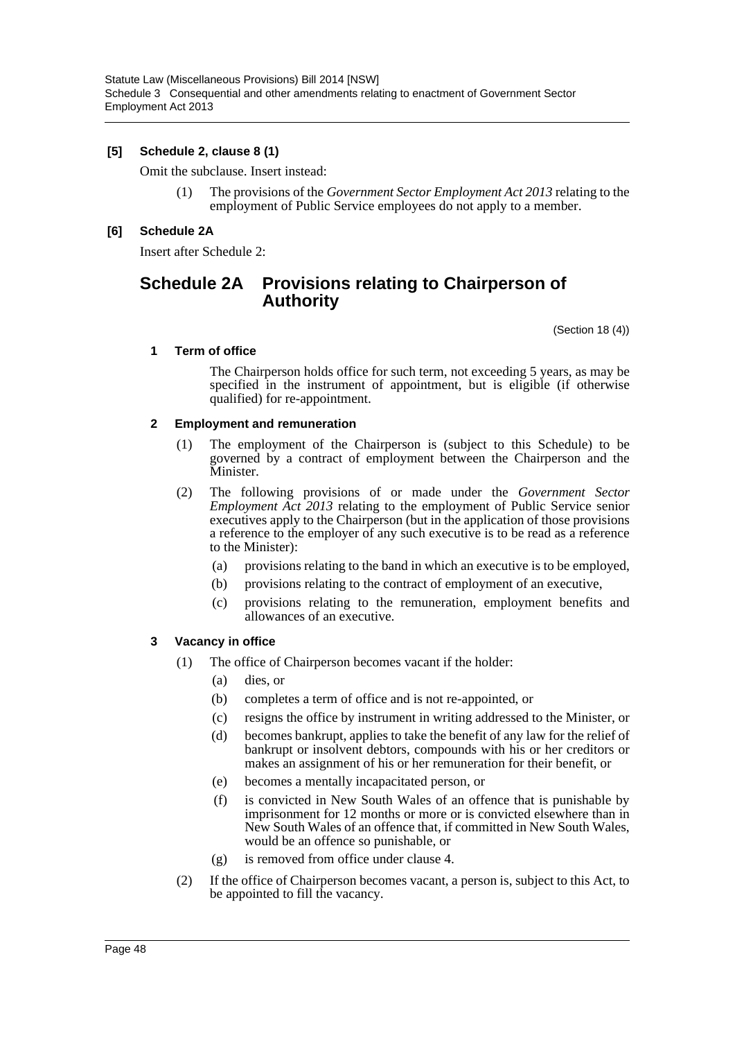**[5] Schedule 2, clause 8 (1)**

Omit the subclause. Insert instead:

(1) The provisions of the *Government Sector Employment Act 2013* relating to the employment of Public Service employees do not apply to a member.

**[6] Schedule 2A**

Insert after Schedule 2:

## Schedule 2A Provisions relating to Chairperson of Authority

(Section 18 (4))

### 1 Term of office

The Chairperson holds office for such term, not exceeding 5 years, as may be specified in the instrument of appointment, but is eligible (if otherwise qualified) for re-appointment.

### 2 Employment and remuneration

(1) The employment of the Chairperson is (subject to this Schedule) to be governed by a contract of employment between the Chairperson and the Minister.

(2) The following provisions of or made under the *Government Sector Employment Act 2013* relating to the employment of Public Service senior executives apply to the Chairperson (but in the application of those provisions a reference to the employer of any such executive is to be read as a reference to the Minister):

(a) provisions relating to the band in which an executive is to be employed,

(b) provisions relating to the contract of employment of an executive,

(c) provisions relating to the remuneration, employment benefits and allowances of an executive.

### 3 Vacancy in office

(1) The office of Chairperson becomes vacant if the holder:

(a) dies, or

(b) completes a term of office and is not re-appointed, or

(c) resigns the office by instrument in writing addressed to the Minister, or

(d) becomes bankrupt, applies to take the benefit of any law for the relief of bankrupt or insolvent debtors, compounds with his or her creditors or makes an assignment of his or her remuneration for their benefit, or

(e) becomes a mentally incapacitated person, or

(f) is convicted in New South Wales of an offence that is punishable by imprisonment for 12 months or more or is convicted elsewhere than in New South Wales of an offence that, if committed in New South Wales, would be an offence so punishable, or

(g) is removed from office under clause 4.

(2) If the office of Chairperson becomes vacant, a person is, subject to this Act, to be appointed to fill the vacancy.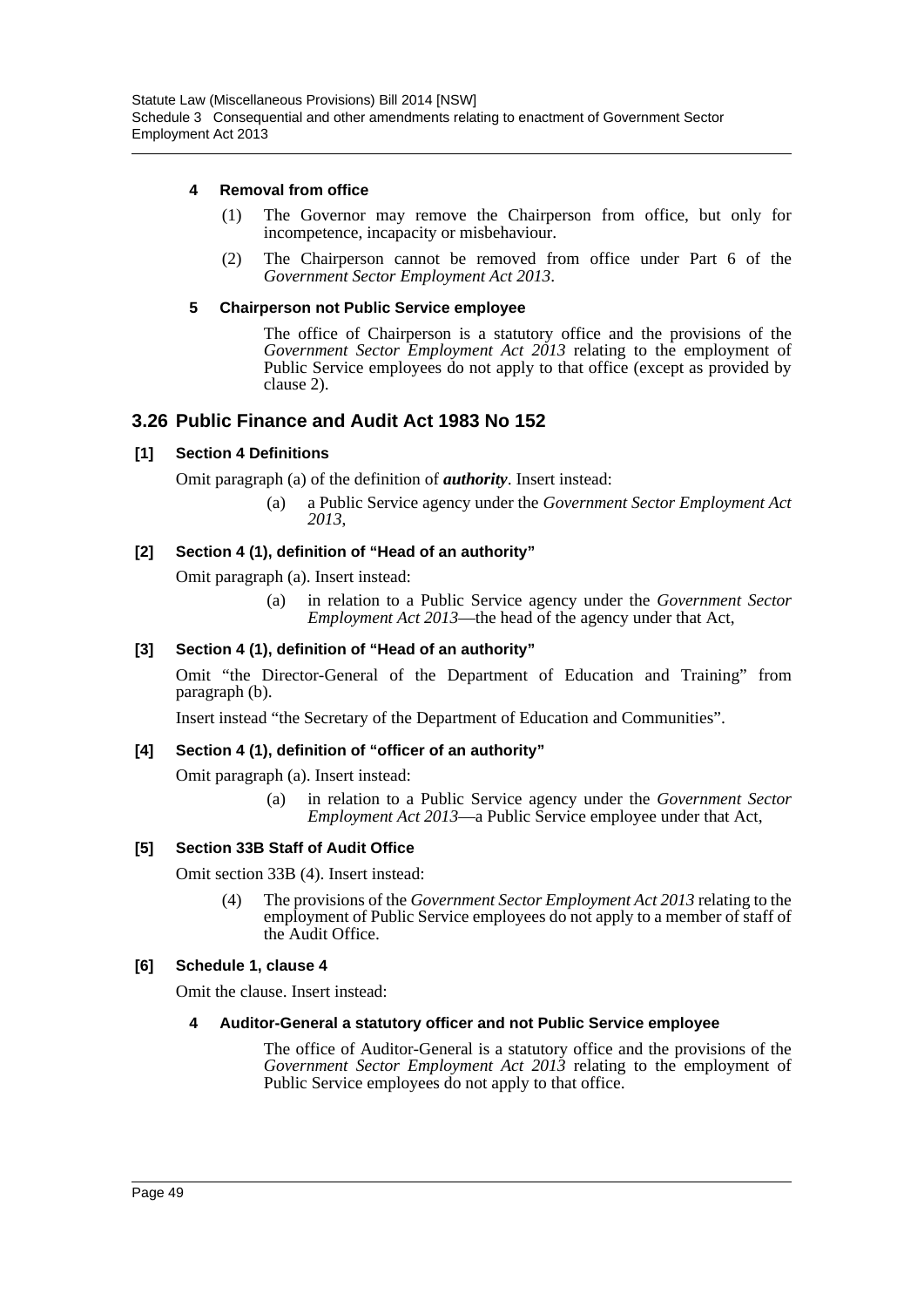#### 4 Removal from office

(1) The Governor may remove the Chairperson from office, but only for incompetence, incapacity or misbehaviour.

(2) The Chairperson cannot be removed from office under Part 6 of the *Government Sector Employment Act 2013*.

#### 5 Chairperson not Public Service employee

The office of Chairperson is a statutory office and the provisions of the *Government Sector Employment Act 2013* relating to the employment of Public Service employees do not apply to that office (except as provided by clause 2).

## 3.26 Public Finance and Audit Act 1983 No 152

### [1] Section 4 Definitions

Omit paragraph (a) of the definition of ***authority***. Insert instead:

(a) a Public Service agency under the *Government Sector Employment Act 2013*,

### [2] Section 4 (1), definition of "Head of an authority"

Omit paragraph (a). Insert instead:

(a) in relation to a Public Service agency under the *Government Sector Employment Act 2013*—the head of the agency under that Act,

### [3] Section 4 (1), definition of "Head of an authority"

Omit "the Director-General of the Department of Education and Training" from paragraph (b).

Insert instead "the Secretary of the Department of Education and Communities".

### [4] Section 4 (1), definition of "officer of an authority"

Omit paragraph (a). Insert instead:

(a) in relation to a Public Service agency under the *Government Sector Employment Act 2013*—a Public Service employee under that Act,

### [5] Section 33B Staff of Audit Office

Omit section 33B (4). Insert instead:

(4) The provisions of the *Government Sector Employment Act 2013* relating to the employment of Public Service employees do not apply to a member of staff of the Audit Office.

### [6] Schedule 1, clause 4

Omit the clause. Insert instead:

#### 4 Auditor-General a statutory officer and not Public Service employee

The office of Auditor-General is a statutory office and the provisions of the *Government Sector Employment Act 2013* relating to the employment of Public Service employees do not apply to that office.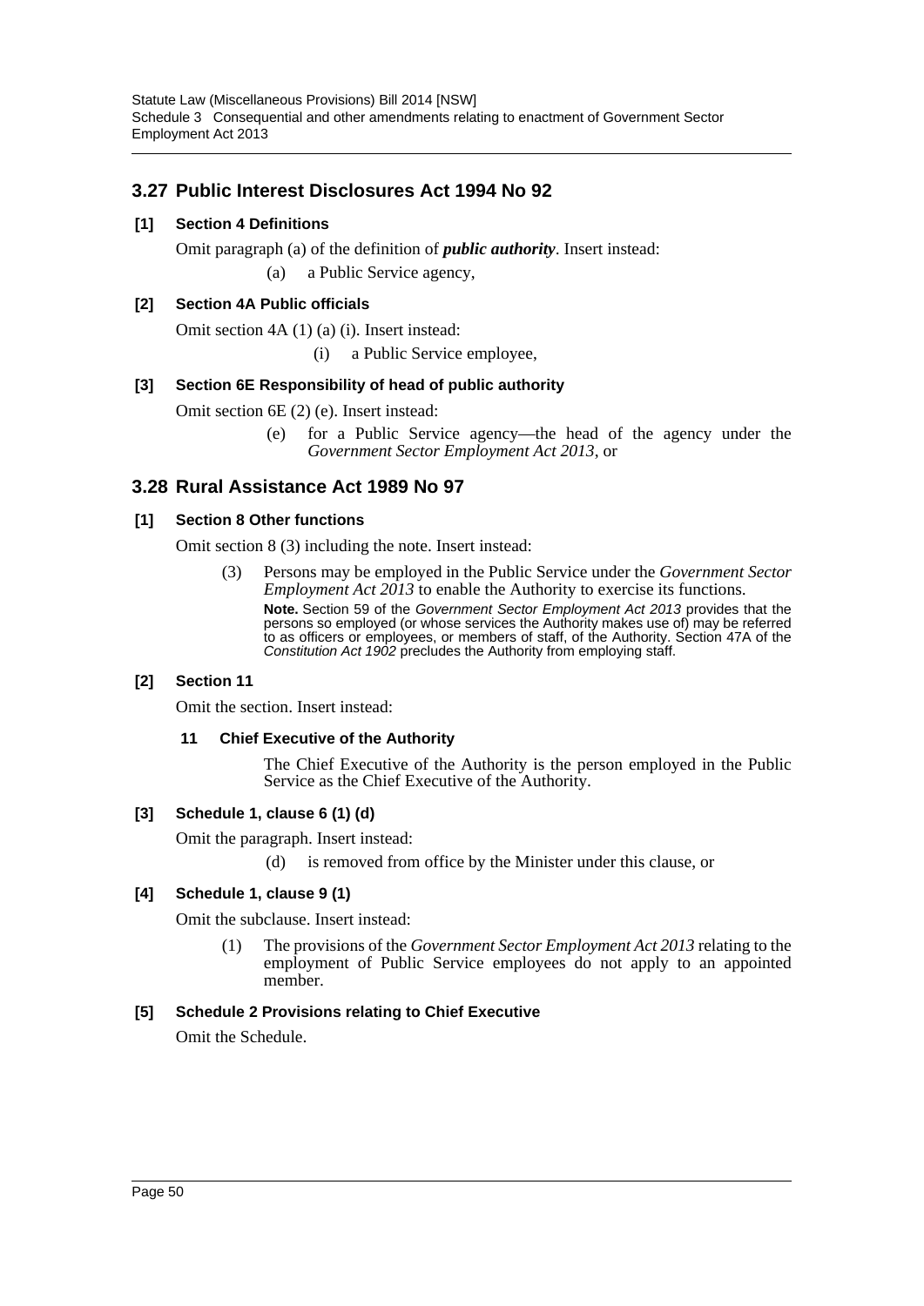## 3.27 Public Interest Disclosures Act 1994 No 92

**[1] Section 4 Definitions**

Omit paragraph (a) of the definition of ***public authority***. Insert instead:

(a) a Public Service agency,

**[2] Section 4A Public officials**

Omit section 4A (1) (a) (i). Insert instead:

(i) a Public Service employee,

**[3] Section 6E Responsibility of head of public authority**

Omit section 6E (2) (e). Insert instead:

(e) for a Public Service agency—the head of the agency under the *Government Sector Employment Act 2013*, or

## 3.28 Rural Assistance Act 1989 No 97

**[1] Section 8 Other functions**

Omit section 8 (3) including the note. Insert instead:

(3) Persons may be employed in the Public Service under the *Government Sector Employment Act 2013* to enable the Authority to exercise its functions.

**Note.** Section 59 of the *Government Sector Employment Act 2013* provides that the persons so employed (or whose services the Authority makes use of) may be referred to as officers or employees, or members of staff, of the Authority. Section 47A of the *Constitution Act 1902* precludes the Authority from employing staff.

**[2] Section 11**

Omit the section. Insert instead:

**11 Chief Executive of the Authority**

The Chief Executive of the Authority is the person employed in the Public Service as the Chief Executive of the Authority.

**[3] Schedule 1, clause 6 (1) (d)**

Omit the paragraph. Insert instead:

(d) is removed from office by the Minister under this clause, or

**[4] Schedule 1, clause 9 (1)**

Omit the subclause. Insert instead:

(1) The provisions of the *Government Sector Employment Act 2013* relating to the employment of Public Service employees do not apply to an appointed member.

**[5] Schedule 2 Provisions relating to Chief Executive**

Omit the Schedule.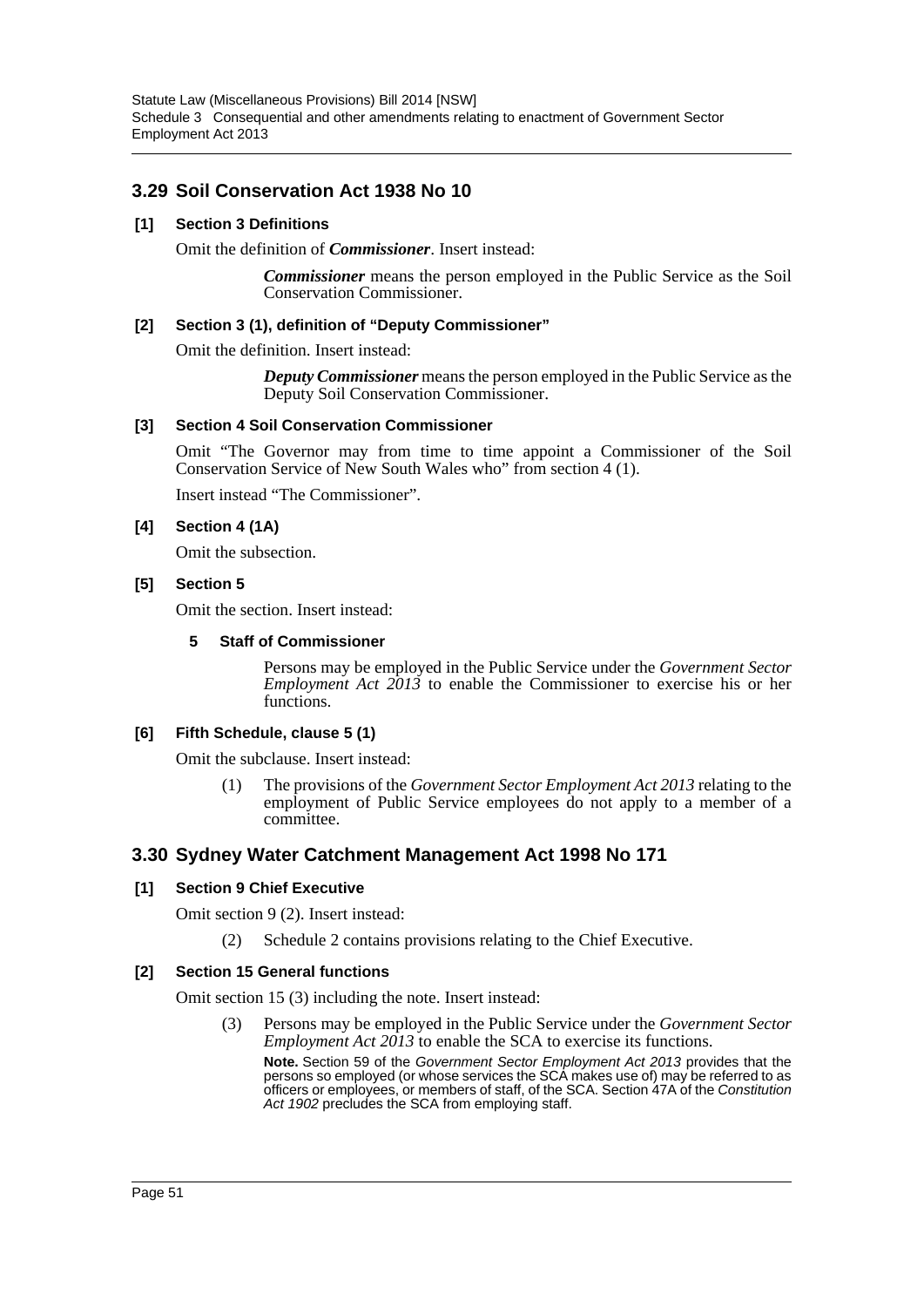## 3.29 Soil Conservation Act 1938 No 10

### [1] Section 3 Definitions

Omit the definition of ***Commissioner***. Insert instead:

> ***Commissioner*** means the person employed in the Public Service as the Soil Conservation Commissioner.

### [2] Section 3 (1), definition of "Deputy Commissioner"

Omit the definition. Insert instead:

> ***Deputy Commissioner*** means the person employed in the Public Service as the Deputy Soil Conservation Commissioner.

### [3] Section 4 Soil Conservation Commissioner

Omit "The Governor may from time to time appoint a Commissioner of the Soil Conservation Service of New South Wales who" from section 4 (1).

Insert instead "The Commissioner".

### [4] Section 4 (1A)

Omit the subsection.

### [5] Section 5

Omit the section. Insert instead:

> **5 Staff of Commissioner**
>
> Persons may be employed in the Public Service under the *Government Sector Employment Act 2013* to enable the Commissioner to exercise his or her functions.

### [6] Fifth Schedule, clause 5 (1)

Omit the subclause. Insert instead:

> (1) The provisions of the *Government Sector Employment Act 2013* relating to the employment of Public Service employees do not apply to a member of a committee.

## 3.30 Sydney Water Catchment Management Act 1998 No 171

### [1] Section 9 Chief Executive

Omit section 9 (2). Insert instead:

> (2) Schedule 2 contains provisions relating to the Chief Executive.

### [2] Section 15 General functions

Omit section 15 (3) including the note. Insert instead:

> (3) Persons may be employed in the Public Service under the *Government Sector Employment Act 2013* to enable the SCA to exercise its functions.
>
> **Note.** Section 59 of the *Government Sector Employment Act 2013* provides that the persons so employed (or whose services the SCA makes use of) may be referred to as officers or employees, or members of staff, of the SCA. Section 47A of the *Constitution Act 1902* precludes the SCA from employing staff.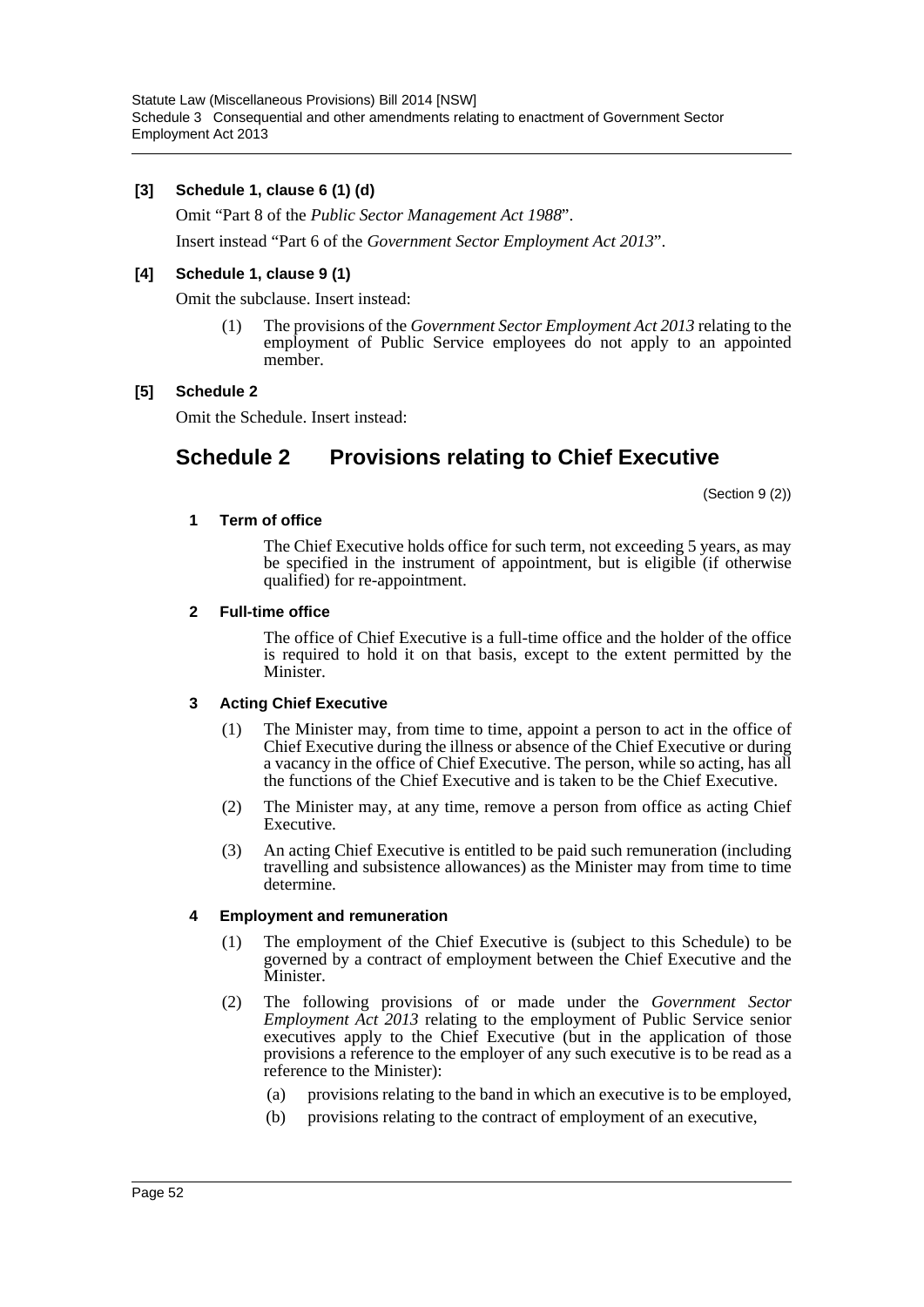**[3] Schedule 1, clause 6 (1) (d)**

Omit "Part 8 of the *Public Sector Management Act 1988*".

Insert instead "Part 6 of the *Government Sector Employment Act 2013*".

**[4] Schedule 1, clause 9 (1)**

Omit the subclause. Insert instead:

(1) The provisions of the *Government Sector Employment Act 2013* relating to the employment of Public Service employees do not apply to an appointed member.

**[5] Schedule 2**

Omit the Schedule. Insert instead:

# Schedule 2 Provisions relating to Chief Executive

(Section 9 (2))

**1 Term of office**

The Chief Executive holds office for such term, not exceeding 5 years, as may be specified in the instrument of appointment, but is eligible (if otherwise qualified) for re-appointment.

**2 Full-time office**

The office of Chief Executive is a full-time office and the holder of the office is required to hold it on that basis, except to the extent permitted by the Minister.

**3 Acting Chief Executive**

(1) The Minister may, from time to time, appoint a person to act in the office of Chief Executive during the illness or absence of the Chief Executive or during a vacancy in the office of Chief Executive. The person, while so acting, has all the functions of the Chief Executive and is taken to be the Chief Executive.

(2) The Minister may, at any time, remove a person from office as acting Chief Executive.

(3) An acting Chief Executive is entitled to be paid such remuneration (including travelling and subsistence allowances) as the Minister may from time to time determine.

**4 Employment and remuneration**

(1) The employment of the Chief Executive is (subject to this Schedule) to be governed by a contract of employment between the Chief Executive and the Minister.

(2) The following provisions of or made under the *Government Sector Employment Act 2013* relating to the employment of Public Service senior executives apply to the Chief Executive (but in the application of those provisions a reference to the employer of any such executive is to be read as a reference to the Minister):

(a) provisions relating to the band in which an executive is to be employed,

(b) provisions relating to the contract of employment of an executive,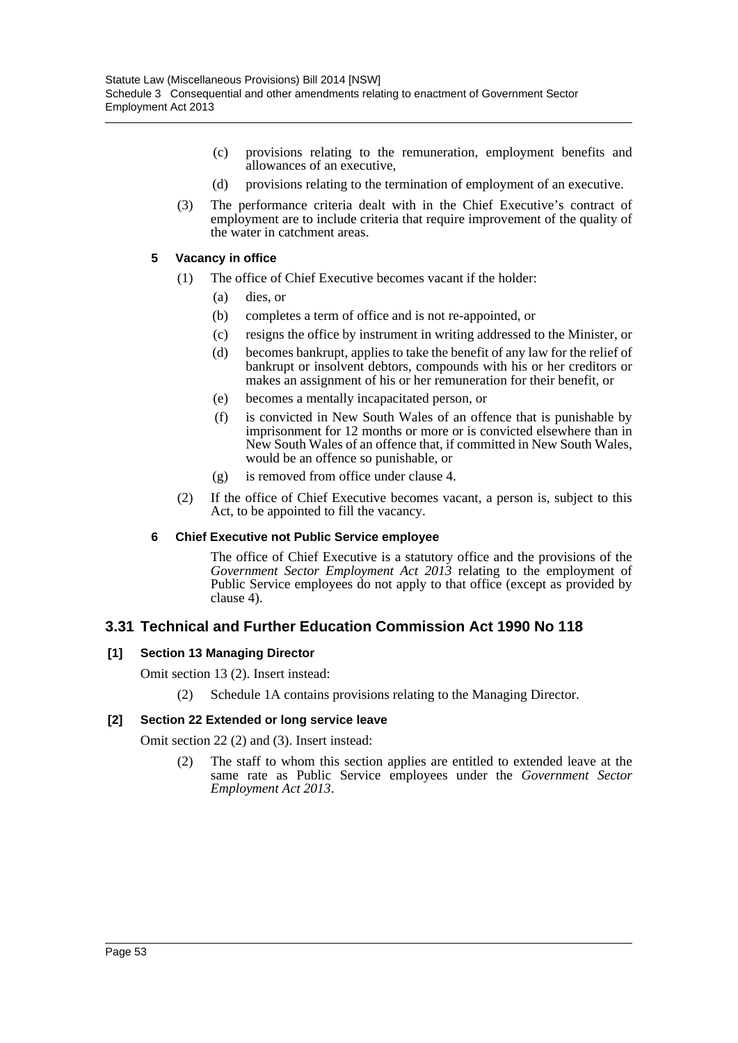(c) provisions relating to the remuneration, employment benefits and allowances of an executive,

(d) provisions relating to the termination of employment of an executive.

(3) The performance criteria dealt with in the Chief Executive's contract of employment are to include criteria that require improvement of the quality of the water in catchment areas.

**5 Vacancy in office**

(1) The office of Chief Executive becomes vacant if the holder:

(a) dies, or

(b) completes a term of office and is not re-appointed, or

(c) resigns the office by instrument in writing addressed to the Minister, or

(d) becomes bankrupt, applies to take the benefit of any law for the relief of bankrupt or insolvent debtors, compounds with his or her creditors or makes an assignment of his or her remuneration for their benefit, or

(e) becomes a mentally incapacitated person, or

(f) is convicted in New South Wales of an offence that is punishable by imprisonment for 12 months or more or is convicted elsewhere than in New South Wales of an offence that, if committed in New South Wales, would be an offence so punishable, or

(g) is removed from office under clause 4.

(2) If the office of Chief Executive becomes vacant, a person is, subject to this Act, to be appointed to fill the vacancy.

**6 Chief Executive not Public Service employee**

The office of Chief Executive is a statutory office and the provisions of the *Government Sector Employment Act 2013* relating to the employment of Public Service employees do not apply to that office (except as provided by clause 4).

## 3.31 Technical and Further Education Commission Act 1990 No 118

**[1] Section 13 Managing Director**

Omit section 13 (2). Insert instead:

(2) Schedule 1A contains provisions relating to the Managing Director.

**[2] Section 22 Extended or long service leave**

Omit section 22 (2) and (3). Insert instead:

(2) The staff to whom this section applies are entitled to extended leave at the same rate as Public Service employees under the *Government Sector Employment Act 2013*.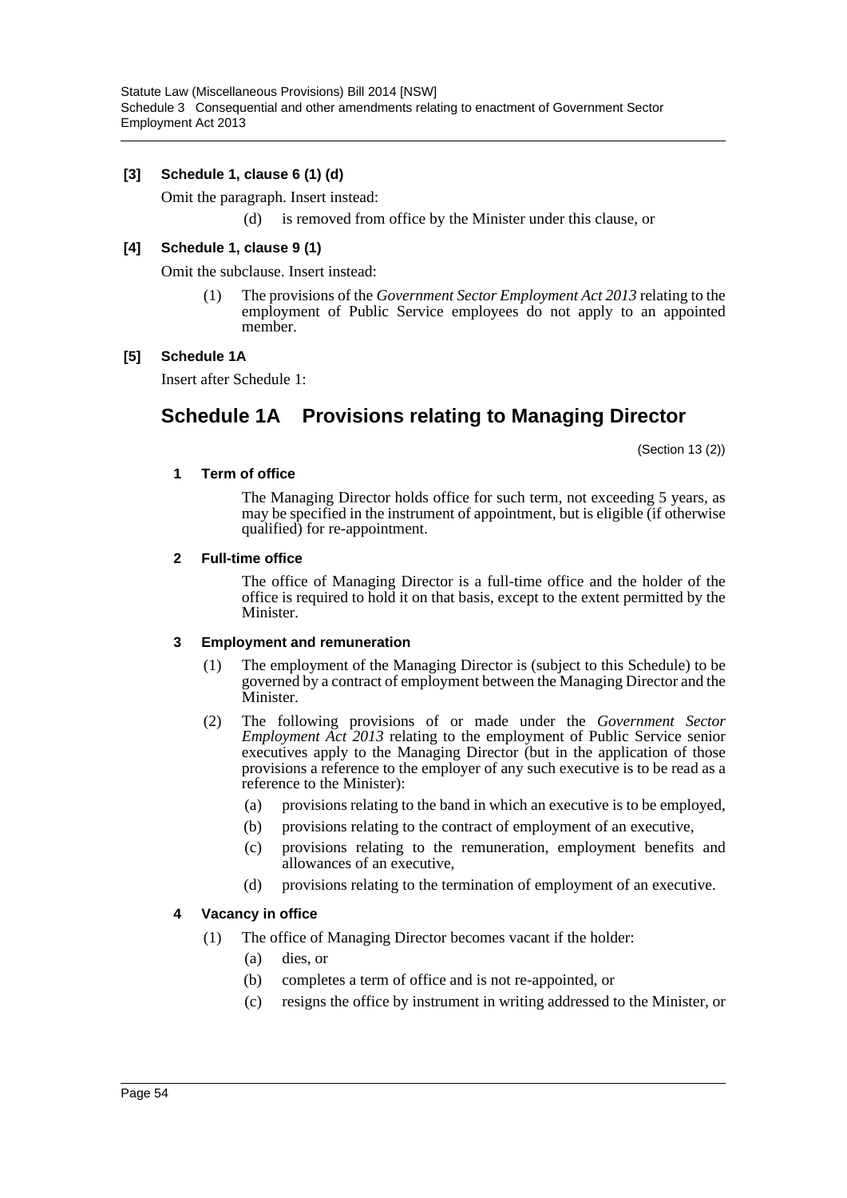**[3] Schedule 1, clause 6 (1) (d)**

Omit the paragraph. Insert instead:

(d) is removed from office by the Minister under this clause, or

**[4] Schedule 1, clause 9 (1)**

Omit the subclause. Insert instead:

(1) The provisions of the *Government Sector Employment Act 2013* relating to the employment of Public Service employees do not apply to an appointed member.

**[5] Schedule 1A**

Insert after Schedule 1:

## Schedule 1A Provisions relating to Managing Director

(Section 13 (2))

**1 Term of office**

The Managing Director holds office for such term, not exceeding 5 years, as may be specified in the instrument of appointment, but is eligible (if otherwise qualified) for re-appointment.

**2 Full-time office**

The office of Managing Director is a full-time office and the holder of the office is required to hold it on that basis, except to the extent permitted by the Minister.

**3 Employment and remuneration**

(1) The employment of the Managing Director is (subject to this Schedule) to be governed by a contract of employment between the Managing Director and the Minister.

(2) The following provisions of or made under the *Government Sector Employment Act 2013* relating to the employment of Public Service senior executives apply to the Managing Director (but in the application of those provisions a reference to the employer of any such executive is to be read as a reference to the Minister):

(a) provisions relating to the band in which an executive is to be employed,

(b) provisions relating to the contract of employment of an executive,

(c) provisions relating to the remuneration, employment benefits and allowances of an executive,

(d) provisions relating to the termination of employment of an executive.

**4 Vacancy in office**

(1) The office of Managing Director becomes vacant if the holder:

(a) dies, or

(b) completes a term of office and is not re-appointed, or

(c) resigns the office by instrument in writing addressed to the Minister, or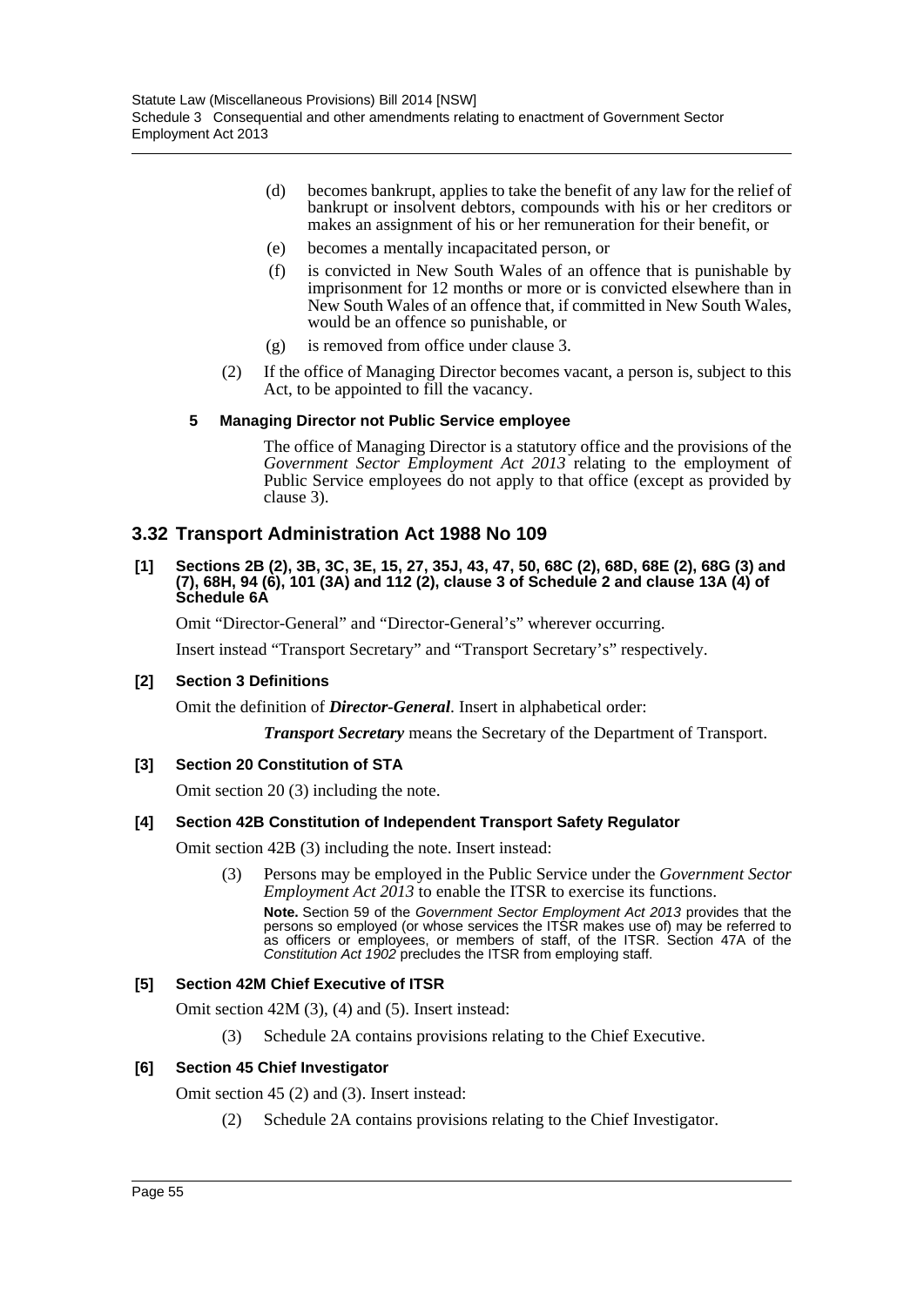(d) becomes bankrupt, applies to take the benefit of any law for the relief of bankrupt or insolvent debtors, compounds with his or her creditors or makes an assignment of his or her remuneration for their benefit, or

(e) becomes a mentally incapacitated person, or

(f) is convicted in New South Wales of an offence that is punishable by imprisonment for 12 months or more or is convicted elsewhere than in New South Wales of an offence that, if committed in New South Wales, would be an offence so punishable, or

(g) is removed from office under clause 3.

(2) If the office of Managing Director becomes vacant, a person is, subject to this Act, to be appointed to fill the vacancy.

#### 5 Managing Director not Public Service employee

The office of Managing Director is a statutory office and the provisions of the *Government Sector Employment Act 2013* relating to the employment of Public Service employees do not apply to that office (except as provided by clause 3).

## 3.32 Transport Administration Act 1988 No 109

#### [1] Sections 2B (2), 3B, 3C, 3E, 15, 27, 35J, 43, 47, 50, 68C (2), 68D, 68E (2), 68G (3) and (7), 68H, 94 (6), 101 (3A) and 112 (2), clause 3 of Schedule 2 and clause 13A (4) of Schedule 6A

Omit "Director-General" and "Director-General's" wherever occurring.

Insert instead "Transport Secretary" and "Transport Secretary's" respectively.

#### [2] Section 3 Definitions

Omit the definition of ***Director-General***. Insert in alphabetical order:

***Transport Secretary*** means the Secretary of the Department of Transport.

#### [3] Section 20 Constitution of STA

Omit section 20 (3) including the note.

#### [4] Section 42B Constitution of Independent Transport Safety Regulator

Omit section 42B (3) including the note. Insert instead:

(3) Persons may be employed in the Public Service under the *Government Sector Employment Act 2013* to enable the ITSR to exercise its functions.

**Note.** Section 59 of the *Government Sector Employment Act 2013* provides that the persons so employed (or whose services the ITSR makes use of) may be referred to as officers or employees, or members of staff, of the ITSR. Section 47A of the *Constitution Act 1902* precludes the ITSR from employing staff.

#### [5] Section 42M Chief Executive of ITSR

Omit section 42M (3), (4) and (5). Insert instead:

(3) Schedule 2A contains provisions relating to the Chief Executive.

#### [6] Section 45 Chief Investigator

Omit section 45 (2) and (3). Insert instead:

(2) Schedule 2A contains provisions relating to the Chief Investigator.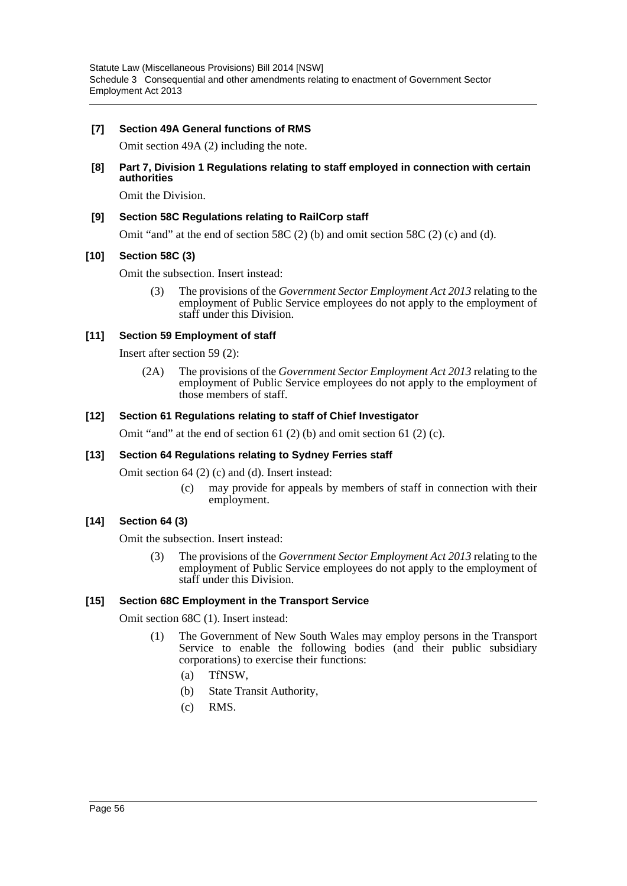**[7] Section 49A General functions of RMS**

Omit section 49A (2) including the note.

**[8] Part 7, Division 1 Regulations relating to staff employed in connection with certain authorities**

Omit the Division.

**[9] Section 58C Regulations relating to RailCorp staff**

Omit "and" at the end of section 58C (2) (b) and omit section 58C (2) (c) and (d).

**[10] Section 58C (3)**

Omit the subsection. Insert instead:

> (3) The provisions of the *Government Sector Employment Act 2013* relating to the employment of Public Service employees do not apply to the employment of staff under this Division.

**[11] Section 59 Employment of staff**

Insert after section 59 (2):

> (2A) The provisions of the *Government Sector Employment Act 2013* relating to the employment of Public Service employees do not apply to the employment of those members of staff.

**[12] Section 61 Regulations relating to staff of Chief Investigator**

Omit "and" at the end of section 61 (2) (b) and omit section 61 (2) (c).

**[13] Section 64 Regulations relating to Sydney Ferries staff**

Omit section 64 (2) (c) and (d). Insert instead:

> (c) may provide for appeals by members of staff in connection with their employment.

**[14] Section 64 (3)**

Omit the subsection. Insert instead:

> (3) The provisions of the *Government Sector Employment Act 2013* relating to the employment of Public Service employees do not apply to the employment of staff under this Division.

**[15] Section 68C Employment in the Transport Service**

Omit section 68C (1). Insert instead:

> (1) The Government of New South Wales may employ persons in the Transport Service to enable the following bodies (and their public subsidiary corporations) to exercise their functions:
>
> (a) TfNSW,
>
> (b) State Transit Authority,
>
> (c) RMS.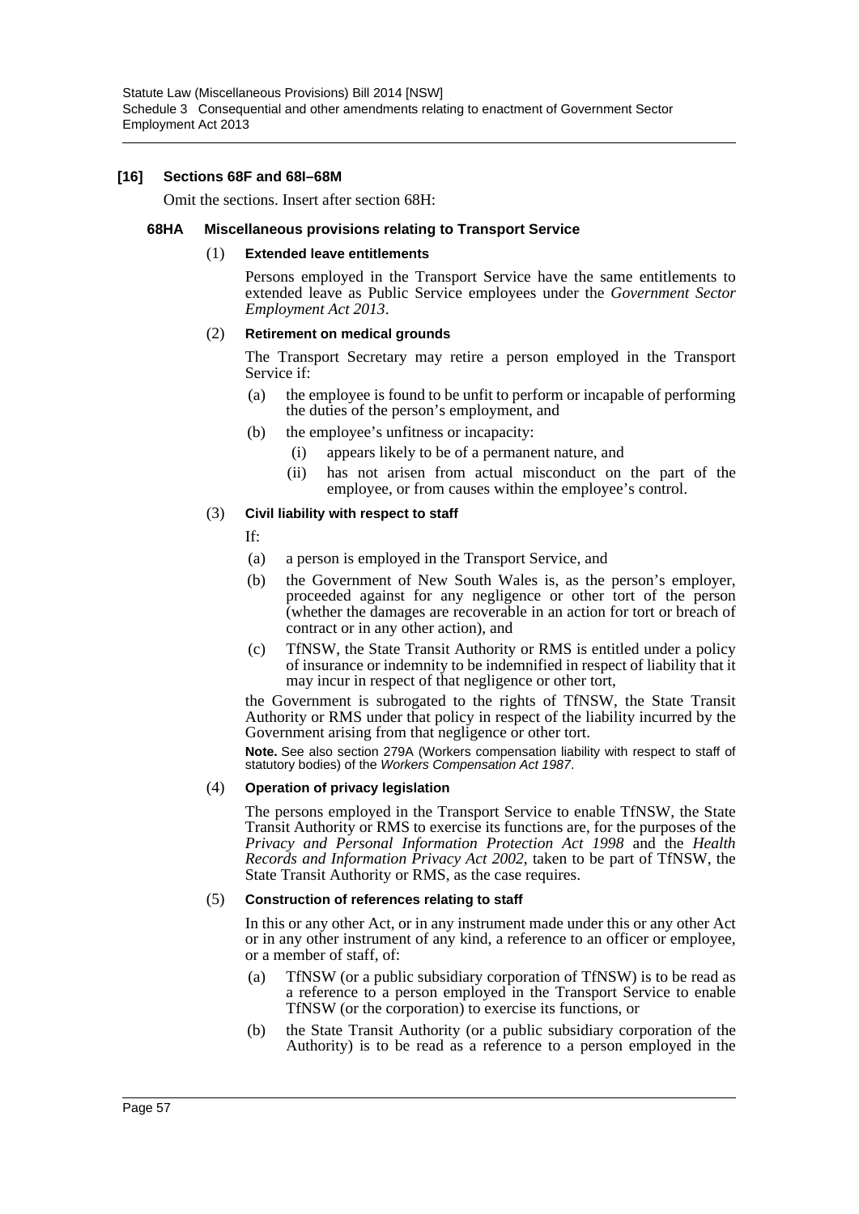**[16] Sections 68F and 68I–68M**

Omit the sections. Insert after section 68H:

**68HA Miscellaneous provisions relating to Transport Service**

(1) **Extended leave entitlements**

Persons employed in the Transport Service have the same entitlements to extended leave as Public Service employees under the *Government Sector Employment Act 2013*.

(2) **Retirement on medical grounds**

The Transport Secretary may retire a person employed in the Transport Service if:

- (a) the employee is found to be unfit to perform or incapable of performing the duties of the person's employment, and
- (b) the employee's unfitness or incapacity:
  - (i) appears likely to be of a permanent nature, and
  - (ii) has not arisen from actual misconduct on the part of the employee, or from causes within the employee's control.

(3) **Civil liability with respect to staff**

If:

- (a) a person is employed in the Transport Service, and
- (b) the Government of New South Wales is, as the person's employer, proceeded against for any negligence or other tort of the person (whether the damages are recoverable in an action for tort or breach of contract or in any other action), and
- (c) TfNSW, the State Transit Authority or RMS is entitled under a policy of insurance or indemnity to be indemnified in respect of liability that it may incur in respect of that negligence or other tort,

the Government is subrogated to the rights of TfNSW, the State Transit Authority or RMS under that policy in respect of the liability incurred by the Government arising from that negligence or other tort.

**Note.** See also section 279A (Workers compensation liability with respect to staff of statutory bodies) of the *Workers Compensation Act 1987*.

(4) **Operation of privacy legislation**

The persons employed in the Transport Service to enable TfNSW, the State Transit Authority or RMS to exercise its functions are, for the purposes of the *Privacy and Personal Information Protection Act 1998* and the *Health Records and Information Privacy Act 2002*, taken to be part of TfNSW, the State Transit Authority or RMS, as the case requires.

(5) **Construction of references relating to staff**

In this or any other Act, or in any instrument made under this or any other Act or in any other instrument of any kind, a reference to an officer or employee, or a member of staff, of:

- (a) TfNSW (or a public subsidiary corporation of TfNSW) is to be read as a reference to a person employed in the Transport Service to enable TfNSW (or the corporation) to exercise its functions, or
- (b) the State Transit Authority (or a public subsidiary corporation of the Authority) is to be read as a reference to a person employed in the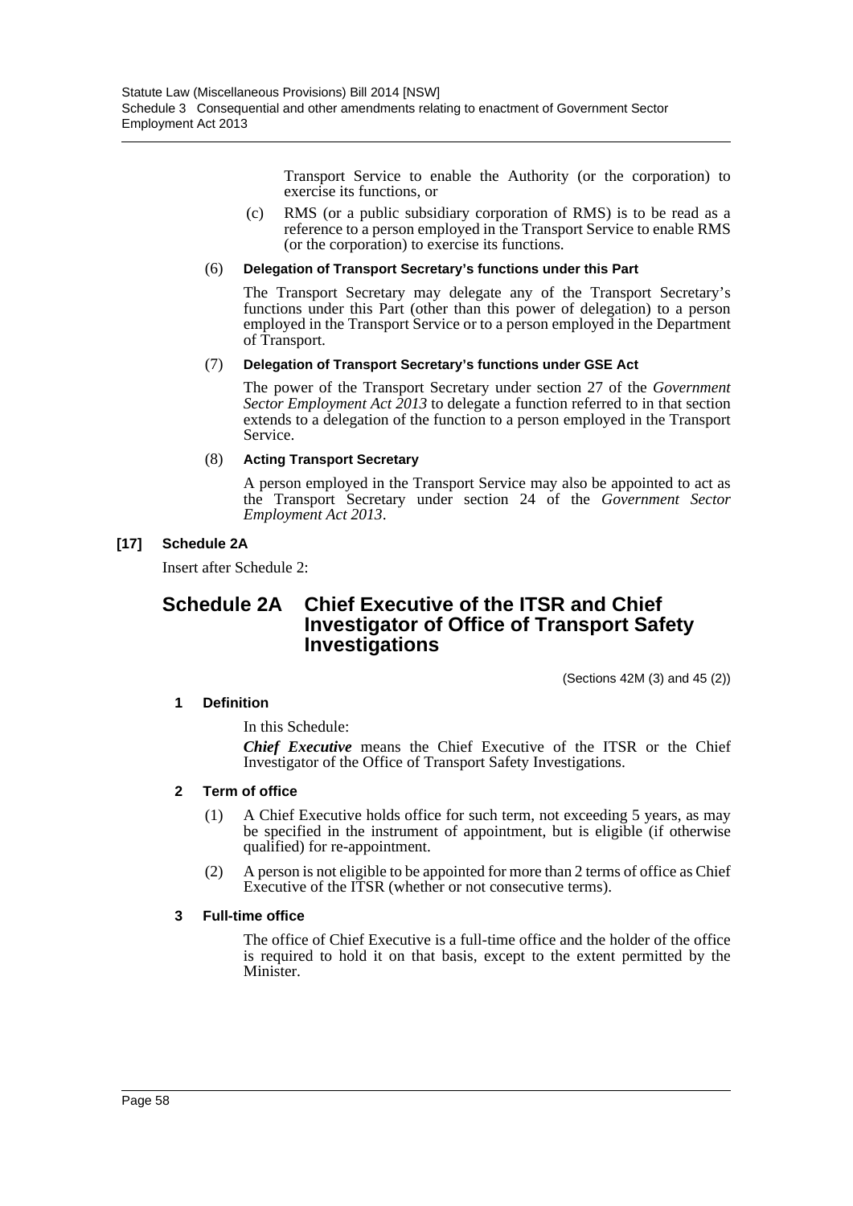Transport Service to enable the Authority (or the corporation) to exercise its functions, or

(c) RMS (or a public subsidiary corporation of RMS) is to be read as a reference to a person employed in the Transport Service to enable RMS (or the corporation) to exercise its functions.

(6) **Delegation of Transport Secretary's functions under this Part**

The Transport Secretary may delegate any of the Transport Secretary's functions under this Part (other than this power of delegation) to a person employed in the Transport Service or to a person employed in the Department of Transport.

(7) **Delegation of Transport Secretary's functions under GSE Act**

The power of the Transport Secretary under section 27 of the *Government Sector Employment Act 2013* to delegate a function referred to in that section extends to a delegation of the function to a person employed in the Transport Service.

(8) **Acting Transport Secretary**

A person employed in the Transport Service may also be appointed to act as the Transport Secretary under section 24 of the *Government Sector Employment Act 2013*.

**[17] Schedule 2A**

Insert after Schedule 2:

## Schedule 2A Chief Executive of the ITSR and Chief Investigator of Office of Transport Safety Investigations

(Sections 42M (3) and 45 (2))

**1 Definition**

In this Schedule:

***Chief Executive*** means the Chief Executive of the ITSR or the Chief Investigator of the Office of Transport Safety Investigations.

**2 Term of office**

(1) A Chief Executive holds office for such term, not exceeding 5 years, as may be specified in the instrument of appointment, but is eligible (if otherwise qualified) for re-appointment.

(2) A person is not eligible to be appointed for more than 2 terms of office as Chief Executive of the ITSR (whether or not consecutive terms).

**3 Full-time office**

The office of Chief Executive is a full-time office and the holder of the office is required to hold it on that basis, except to the extent permitted by the Minister.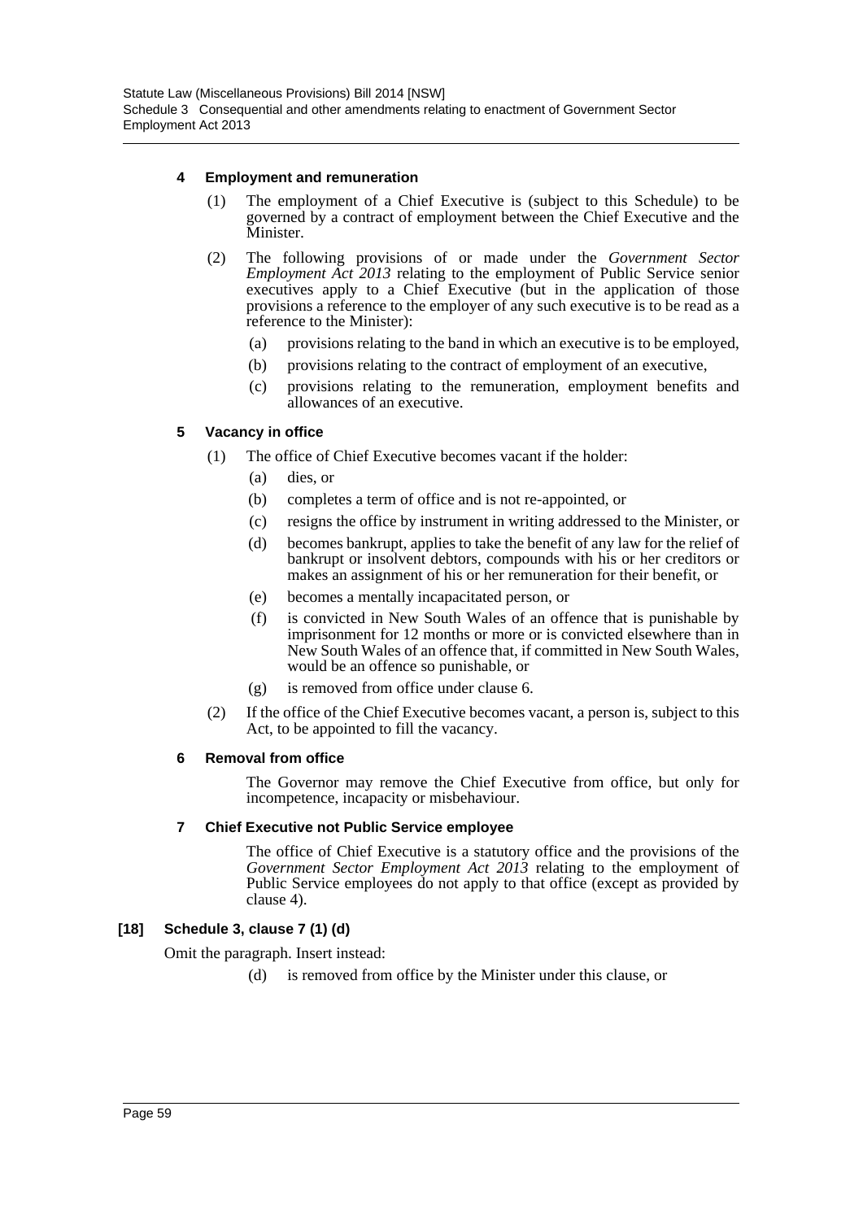#### 4 Employment and remuneration

(1) The employment of a Chief Executive is (subject to this Schedule) to be governed by a contract of employment between the Chief Executive and the Minister.

(2) The following provisions of or made under the *Government Sector Employment Act 2013* relating to the employment of Public Service senior executives apply to a Chief Executive (but in the application of those provisions a reference to the employer of any such executive is to be read as a reference to the Minister):

(a) provisions relating to the band in which an executive is to be employed,

(b) provisions relating to the contract of employment of an executive,

(c) provisions relating to the remuneration, employment benefits and allowances of an executive.

#### 5 Vacancy in office

(1) The office of Chief Executive becomes vacant if the holder:

(a) dies, or

(b) completes a term of office and is not re-appointed, or

(c) resigns the office by instrument in writing addressed to the Minister, or

(d) becomes bankrupt, applies to take the benefit of any law for the relief of bankrupt or insolvent debtors, compounds with his or her creditors or makes an assignment of his or her remuneration for their benefit, or

(e) becomes a mentally incapacitated person, or

(f) is convicted in New South Wales of an offence that is punishable by imprisonment for 12 months or more or is convicted elsewhere than in New South Wales of an offence that, if committed in New South Wales, would be an offence so punishable, or

(g) is removed from office under clause 6.

(2) If the office of the Chief Executive becomes vacant, a person is, subject to this Act, to be appointed to fill the vacancy.

#### 6 Removal from office

The Governor may remove the Chief Executive from office, but only for incompetence, incapacity or misbehaviour.

#### 7 Chief Executive not Public Service employee

The office of Chief Executive is a statutory office and the provisions of the *Government Sector Employment Act 2013* relating to the employment of Public Service employees do not apply to that office (except as provided by clause 4).

### [18] Schedule 3, clause 7 (1) (d)

Omit the paragraph. Insert instead:

(d) is removed from office by the Minister under this clause, or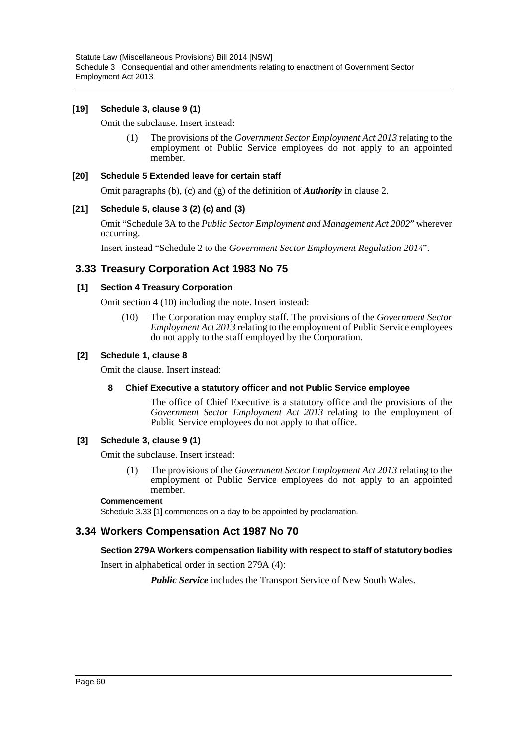#### [19] Schedule 3, clause 9 (1)

Omit the subclause. Insert instead:

> (1) The provisions of the *Government Sector Employment Act 2013* relating to the employment of Public Service employees do not apply to an appointed member.

#### [20] Schedule 5 Extended leave for certain staff

Omit paragraphs (b), (c) and (g) of the definition of ***Authority*** in clause 2.

#### [21] Schedule 5, clause 3 (2) (c) and (3)

Omit "Schedule 3A to the *Public Sector Employment and Management Act 2002*" wherever occurring.

Insert instead "Schedule 2 to the *Government Sector Employment Regulation 2014*".

## 3.33 Treasury Corporation Act 1983 No 75

#### [1] Section 4 Treasury Corporation

Omit section 4 (10) including the note. Insert instead:

> (10) The Corporation may employ staff. The provisions of the *Government Sector Employment Act 2013* relating to the employment of Public Service employees do not apply to the staff employed by the Corporation.

#### [2] Schedule 1, clause 8

Omit the clause. Insert instead:

> **8 Chief Executive a statutory officer and not Public Service employee**
>
> The office of Chief Executive is a statutory office and the provisions of the *Government Sector Employment Act 2013* relating to the employment of Public Service employees do not apply to that office.

#### [3] Schedule 3, clause 9 (1)

Omit the subclause. Insert instead:

> (1) The provisions of the *Government Sector Employment Act 2013* relating to the employment of Public Service employees do not apply to an appointed member.

**Commencement**

Schedule 3.33 [1] commences on a day to be appointed by proclamation.

## 3.34 Workers Compensation Act 1987 No 70

#### Section 279A Workers compensation liability with respect to staff of statutory bodies

Insert in alphabetical order in section 279A (4):

> ***Public Service*** includes the Transport Service of New South Wales.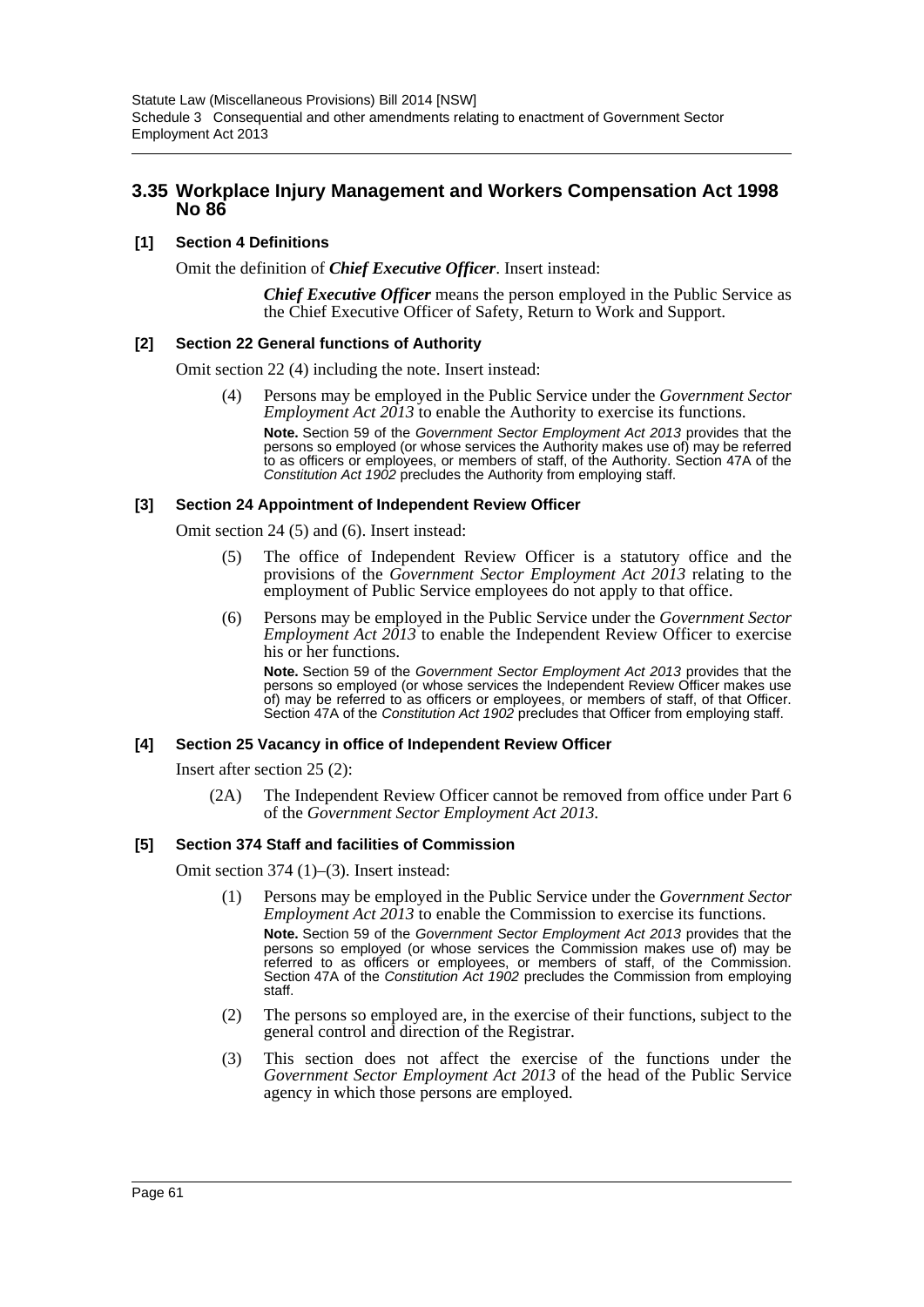## 3.35 Workplace Injury Management and Workers Compensation Act 1998 No 86

### [1] Section 4 Definitions

Omit the definition of ***Chief Executive Officer***. Insert instead:

> ***Chief Executive Officer*** means the person employed in the Public Service as the Chief Executive Officer of Safety, Return to Work and Support.

### [2] Section 22 General functions of Authority

Omit section 22 (4) including the note. Insert instead:

> (4) Persons may be employed in the Public Service under the *Government Sector Employment Act 2013* to enable the Authority to exercise its functions.
>
> **Note.** Section 59 of the *Government Sector Employment Act 2013* provides that the persons so employed (or whose services the Authority makes use of) may be referred to as officers or employees, or members of staff, of the Authority. Section 47A of the *Constitution Act 1902* precludes the Authority from employing staff.

### [3] Section 24 Appointment of Independent Review Officer

Omit section 24 (5) and (6). Insert instead:

> (5) The office of Independent Review Officer is a statutory office and the provisions of the *Government Sector Employment Act 2013* relating to the employment of Public Service employees do not apply to that office.
>
> (6) Persons may be employed in the Public Service under the *Government Sector Employment Act 2013* to enable the Independent Review Officer to exercise his or her functions.
>
> **Note.** Section 59 of the *Government Sector Employment Act 2013* provides that the persons so employed (or whose services the Independent Review Officer makes use of) may be referred to as officers or employees, or members of staff, of that Officer. Section 47A of the *Constitution Act 1902* precludes that Officer from employing staff.

### [4] Section 25 Vacancy in office of Independent Review Officer

Insert after section 25 (2):

> (2A) The Independent Review Officer cannot be removed from office under Part 6 of the *Government Sector Employment Act 2013*.

### [5] Section 374 Staff and facilities of Commission

Omit section 374 (1)–(3). Insert instead:

> (1) Persons may be employed in the Public Service under the *Government Sector Employment Act 2013* to enable the Commission to exercise its functions.
>
> **Note.** Section 59 of the *Government Sector Employment Act 2013* provides that the persons so employed (or whose services the Commission makes use of) may be referred to as officers or employees, or members of staff, of the Commission. Section 47A of the *Constitution Act 1902* precludes the Commission from employing staff.
>
> (2) The persons so employed are, in the exercise of their functions, subject to the general control and direction of the Registrar.
>
> (3) This section does not affect the exercise of the functions under the *Government Sector Employment Act 2013* of the head of the Public Service agency in which those persons are employed.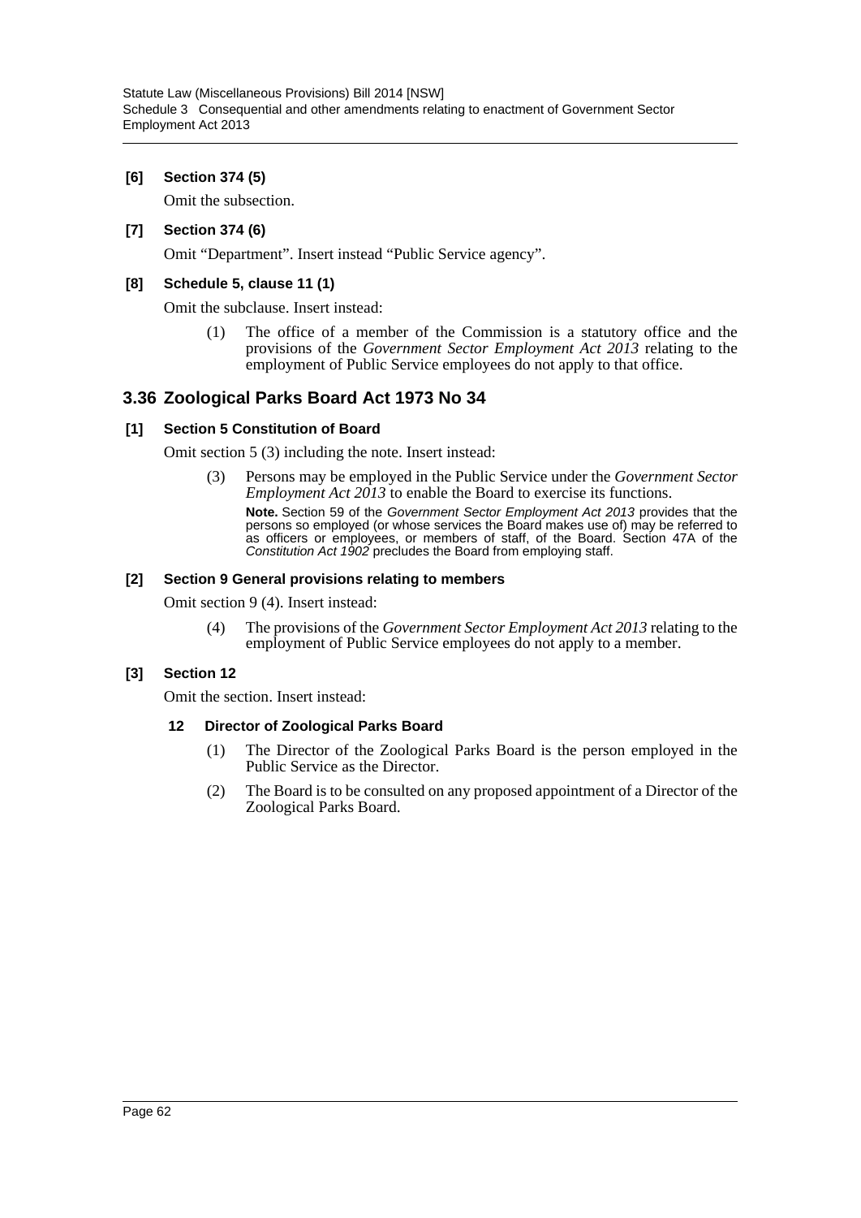**[6] Section 374 (5)**

Omit the subsection.

**[7] Section 374 (6)**

Omit "Department". Insert instead "Public Service agency".

**[8] Schedule 5, clause 11 (1)**

Omit the subclause. Insert instead:

> (1) The office of a member of the Commission is a statutory office and the provisions of the *Government Sector Employment Act 2013* relating to the employment of Public Service employees do not apply to that office.

## 3.36 Zoological Parks Board Act 1973 No 34

**[1] Section 5 Constitution of Board**

Omit section 5 (3) including the note. Insert instead:

> (3) Persons may be employed in the Public Service under the *Government Sector Employment Act 2013* to enable the Board to exercise its functions.
>
> **Note.** Section 59 of the *Government Sector Employment Act 2013* provides that the persons so employed (or whose services the Board makes use of) may be referred to as officers or employees, or members of staff, of the Board. Section 47A of the *Constitution Act 1902* precludes the Board from employing staff.

**[2] Section 9 General provisions relating to members**

Omit section 9 (4). Insert instead:

> (4) The provisions of the *Government Sector Employment Act 2013* relating to the employment of Public Service employees do not apply to a member.

**[3] Section 12**

Omit the section. Insert instead:

> **12 Director of Zoological Parks Board**
>
> (1) The Director of the Zoological Parks Board is the person employed in the Public Service as the Director.
>
> (2) The Board is to be consulted on any proposed appointment of a Director of the Zoological Parks Board.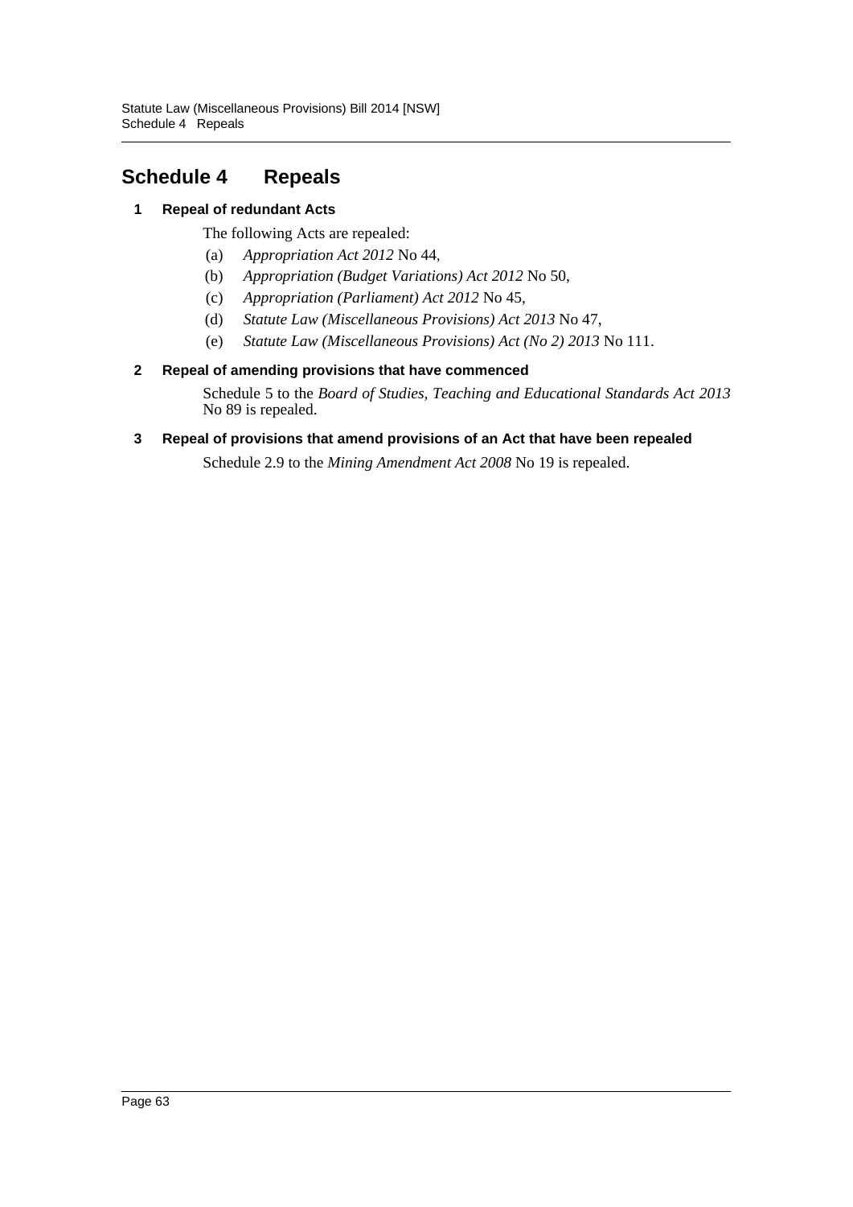# Schedule 4 Repeals

### 1 Repeal of redundant Acts

The following Acts are repealed:

(a) *Appropriation Act 2012* No 44,

(b) *Appropriation (Budget Variations) Act 2012* No 50,

(c) *Appropriation (Parliament) Act 2012* No 45,

(d) *Statute Law (Miscellaneous Provisions) Act 2013* No 47,

(e) *Statute Law (Miscellaneous Provisions) Act (No 2) 2013* No 111.

### 2 Repeal of amending provisions that have commenced

Schedule 5 to the *Board of Studies, Teaching and Educational Standards Act 2013* No 89 is repealed.

### 3 Repeal of provisions that amend provisions of an Act that have been repealed

Schedule 2.9 to the *Mining Amendment Act 2008* No 19 is repealed.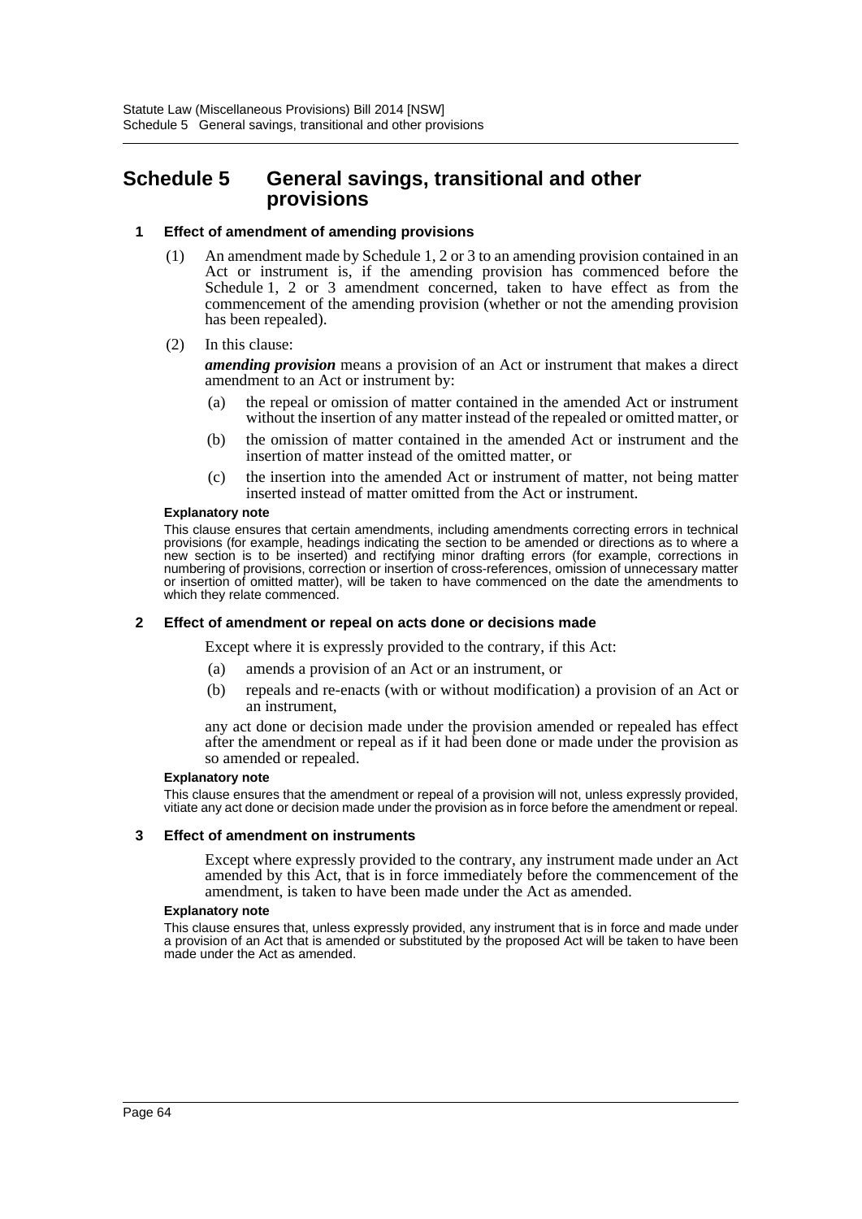# Schedule 5 General savings, transitional and other provisions

### 1 Effect of amendment of amending provisions

(1) An amendment made by Schedule 1, 2 or 3 to an amending provision contained in an Act or instrument is, if the amending provision has commenced before the Schedule 1, 2 or 3 amendment concerned, taken to have effect as from the commencement of the amending provision (whether or not the amending provision has been repealed).

(2) In this clause:

***amending provision*** means a provision of an Act or instrument that makes a direct amendment to an Act or instrument by:

(a) the repeal or omission of matter contained in the amended Act or instrument without the insertion of any matter instead of the repealed or omitted matter, or

(b) the omission of matter contained in the amended Act or instrument and the insertion of matter instead of the omitted matter, or

(c) the insertion into the amended Act or instrument of matter, not being matter inserted instead of matter omitted from the Act or instrument.

**Explanatory note**

This clause ensures that certain amendments, including amendments correcting errors in technical provisions (for example, headings indicating the section to be amended or directions as to where a new section is to be inserted) and rectifying minor drafting errors (for example, corrections in numbering of provisions, correction or insertion of cross-references, omission of unnecessary matter or insertion of omitted matter), will be taken to have commenced on the date the amendments to which they relate commenced.

### 2 Effect of amendment or repeal on acts done or decisions made

Except where it is expressly provided to the contrary, if this Act:

(a) amends a provision of an Act or an instrument, or

(b) repeals and re-enacts (with or without modification) a provision of an Act or an instrument,

any act done or decision made under the provision amended or repealed has effect after the amendment or repeal as if it had been done or made under the provision as so amended or repealed.

**Explanatory note**

This clause ensures that the amendment or repeal of a provision will not, unless expressly provided, vitiate any act done or decision made under the provision as in force before the amendment or repeal.

### 3 Effect of amendment on instruments

Except where expressly provided to the contrary, any instrument made under an Act amended by this Act, that is in force immediately before the commencement of the amendment, is taken to have been made under the Act as amended.

**Explanatory note**

This clause ensures that, unless expressly provided, any instrument that is in force and made under a provision of an Act that is amended or substituted by the proposed Act will be taken to have been made under the Act as amended.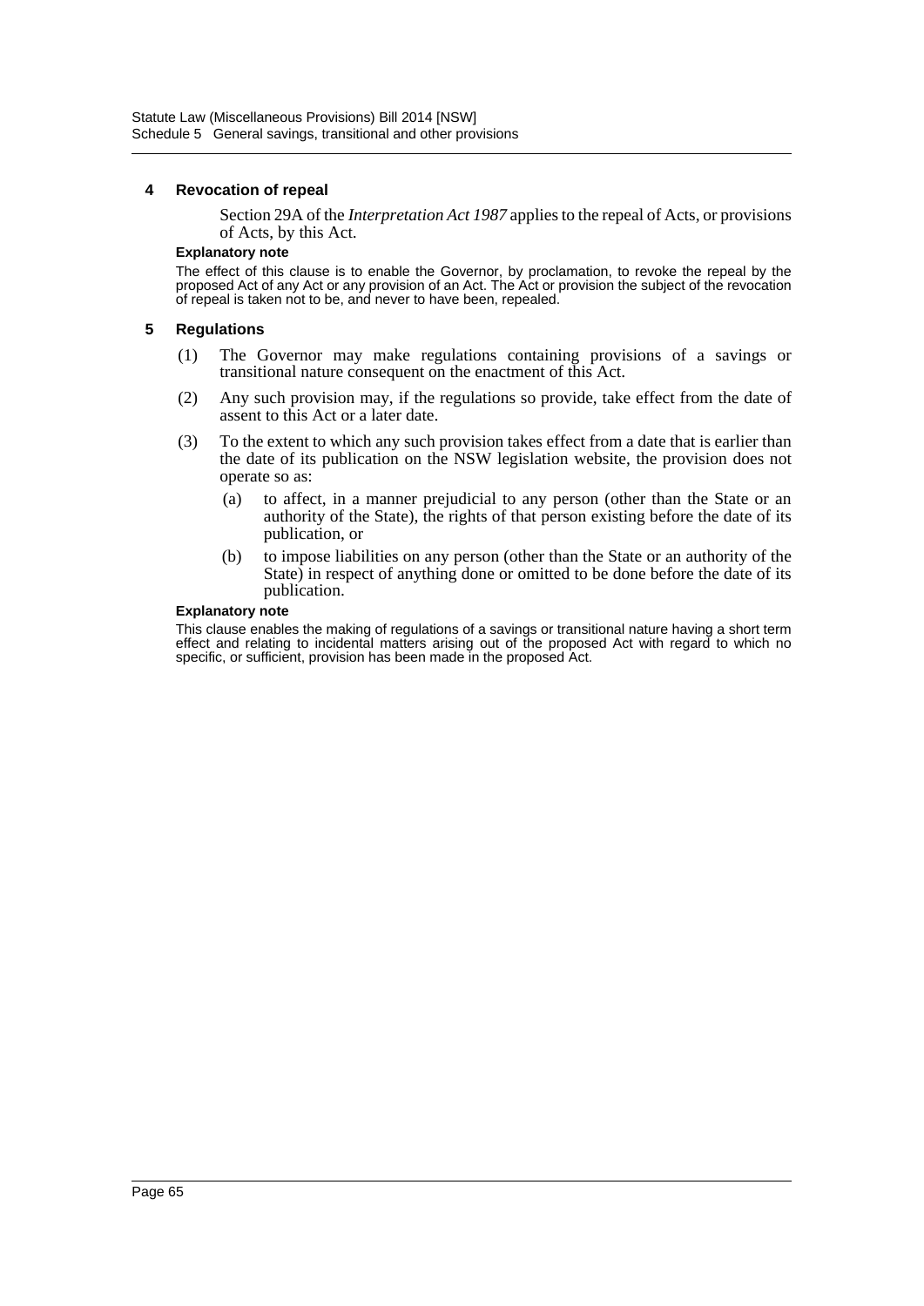### 4 Revocation of repeal

Section 29A of the *Interpretation Act 1987* applies to the repeal of Acts, or provisions of Acts, by this Act.

**Explanatory note**

The effect of this clause is to enable the Governor, by proclamation, to revoke the repeal by the proposed Act of any Act or any provision of an Act. The Act or provision the subject of the revocation of repeal is taken not to be, and never to have been, repealed.

### 5 Regulations

(1) The Governor may make regulations containing provisions of a savings or transitional nature consequent on the enactment of this Act.

(2) Any such provision may, if the regulations so provide, take effect from the date of assent to this Act or a later date.

(3) To the extent to which any such provision takes effect from a date that is earlier than the date of its publication on the NSW legislation website, the provision does not operate so as:

- (a) to affect, in a manner prejudicial to any person (other than the State or an authority of the State), the rights of that person existing before the date of its publication, or
- (b) to impose liabilities on any person (other than the State or an authority of the State) in respect of anything done or omitted to be done before the date of its publication.

**Explanatory note**

This clause enables the making of regulations of a savings or transitional nature having a short term effect and relating to incidental matters arising out of the proposed Act with regard to which no specific, or sufficient, provision has been made in the proposed Act.